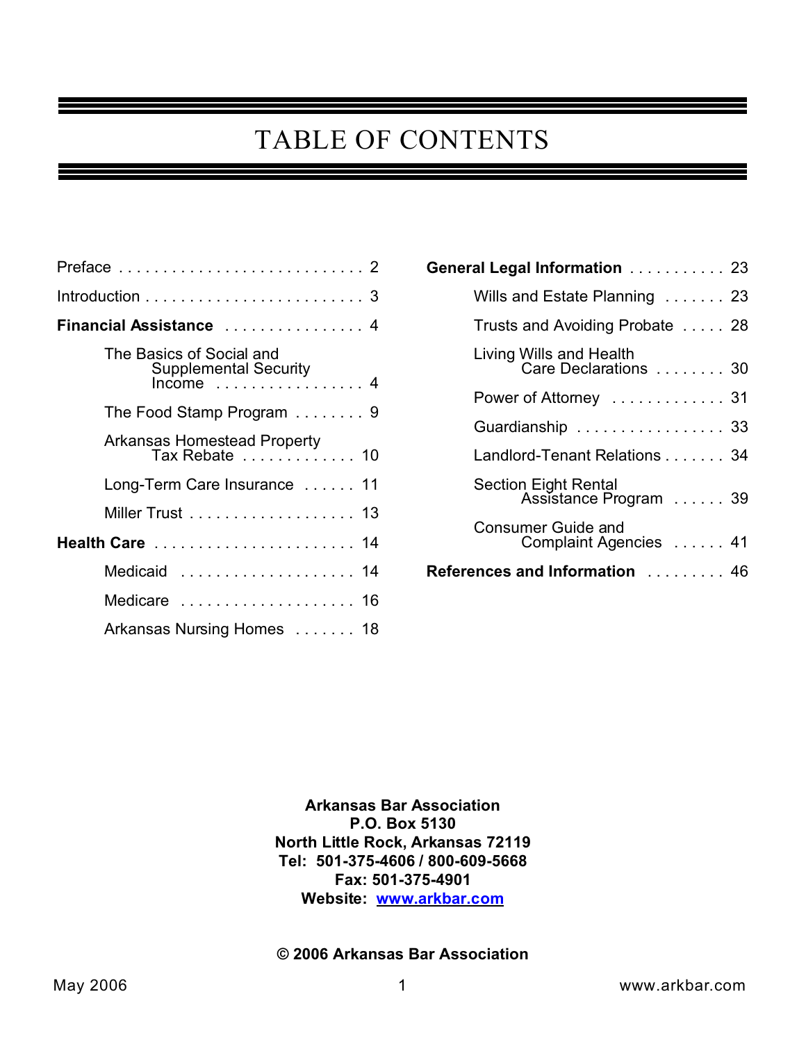# TABLE OF CONTENTS

Preface . . . . . . . . . . . . . . . . . . . . . . . . . . . 2

Introduction . . . . . . . . . . . . . . . . . . . . . . . . 3

**Financial Assistance** . . . . . . . . . . . . . . . . 4

- The Basics of Social and Supplemental Security Income . . . . . . . . . . . . . . . . . 4
- The Food Stamp Program . . . . . . . . 9
- Arkansas Homestead Property Tax Rebate . . . . . . . . . . . . . 10
- Long-Term Care Insurance . . . . . . 11
- Miller Trust . . . . . . . . . . . . . . . . . . . 13

**Health Care** . . . . . . . . . . . . . . . . . . . . . . . 14

- Medicaid . . . . . . . . . . . . . . . . . . . . 14
- Medicare . . . . . . . . . . . . . . . . . . . . 16
- Arkansas Nursing Homes . . . . . . . 18

**General Legal Information** . . . . . . . . . . . 23

- Wills and Estate Planning . . . . . . . 23
- Trusts and Avoiding Probate . . . . . 28
- Living Wills and Health Care Declarations . . . . . . . . 30
- Power of Attorney . . . . . . . . . . . . . 31
- Guardianship . . . . . . . . . . . . . . . . . 33
- Landlord-Tenant Relations . . . . . . . 34
- Section Eight Rental Assistance Program . . . . . . 39
- Consumer Guide and Complaint Agencies . . . . . . 41

**References and Information** . . . . . . . . . 46

**Arkansas Bar Association**
**P.O. Box 5130**
**North Little Rock, Arkansas 72119**
**Tel: 501-375-4606 / 800-609-5668**
**Fax: 501-375-4901**
**Website: www.arkbar.com**

**© 2006 Arkansas Bar Association**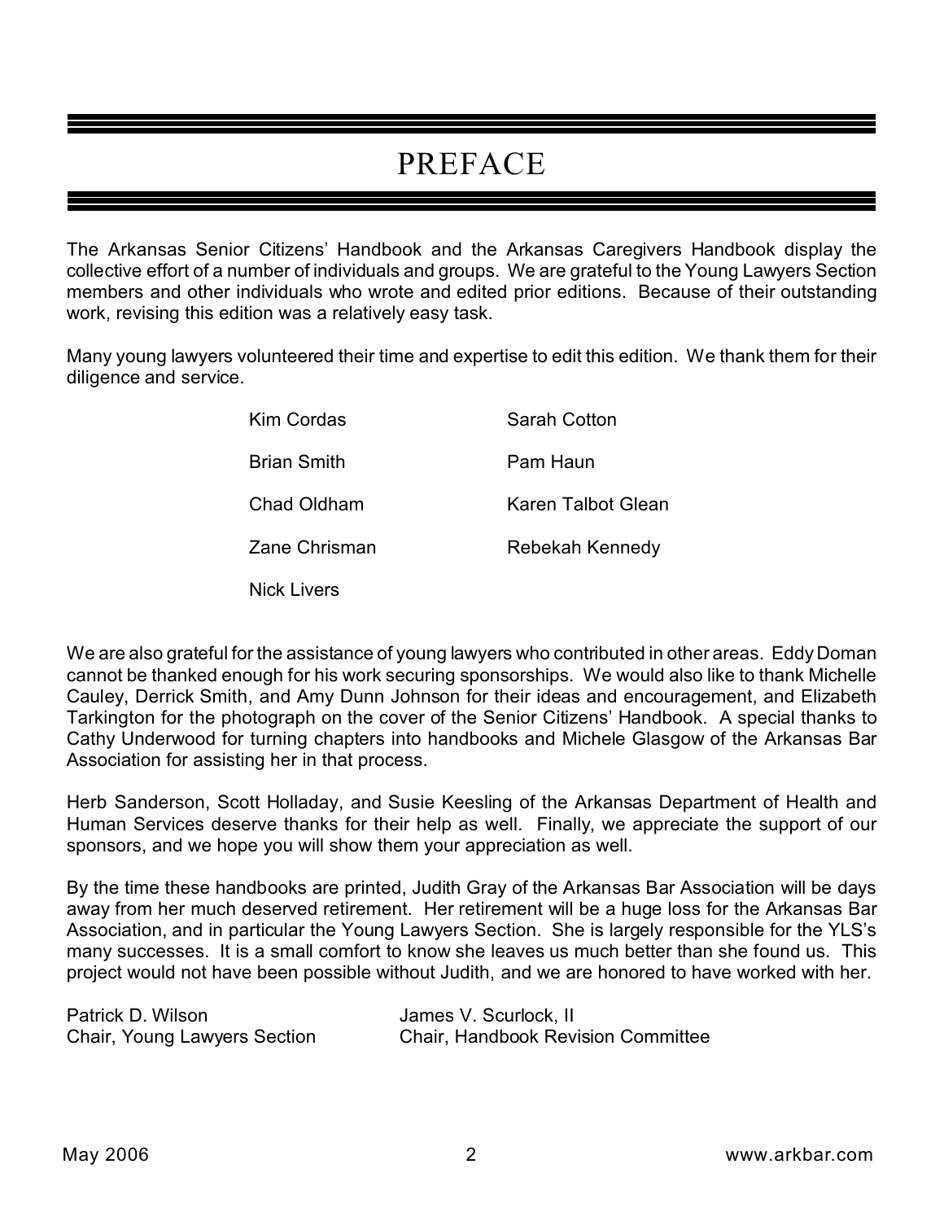# PREFACE

The Arkansas Senior Citizens' Handbook and the Arkansas Caregivers Handbook display the collective effort of a number of individuals and groups. We are grateful to the Young Lawyers Section members and other individuals who wrote and edited prior editions. Because of their outstanding work, revising this edition was a relatively easy task.

Many young lawyers volunteered their time and expertise to edit this edition. We thank them for their diligence and service.

Kim Cordas
Sarah Cotton
Brian Smith
Pam Haun
Chad Oldham
Karen Talbot Glean
Zane Chrisman
Rebekah Kennedy
Nick Livers

We are also grateful for the assistance of young lawyers who contributed in other areas. Eddy Doman cannot be thanked enough for his work securing sponsorships. We would also like to thank Michelle Cauley, Derrick Smith, and Amy Dunn Johnson for their ideas and encouragement, and Elizabeth Tarkington for the photograph on the cover of the Senior Citizens' Handbook. A special thanks to Cathy Underwood for turning chapters into handbooks and Michele Glasgow of the Arkansas Bar Association for assisting her in that process.

Herb Sanderson, Scott Holladay, and Susie Keesling of the Arkansas Department of Health and Human Services deserve thanks for their help as well. Finally, we appreciate the support of our sponsors, and we hope you will show them your appreciation as well.

By the time these handbooks are printed, Judith Gray of the Arkansas Bar Association will be days away from her much deserved retirement. Her retirement will be a huge loss for the Arkansas Bar Association, and in particular the Young Lawyers Section. She is largely responsible for the YLS's many successes. It is a small comfort to know she leaves us much better than she found us. This project would not have been possible without Judith, and we are honored to have worked with her.

Patrick D. Wilson
Chair, Young Lawyers Section

James V. Scurlock, II
Chair, Handbook Revision Committee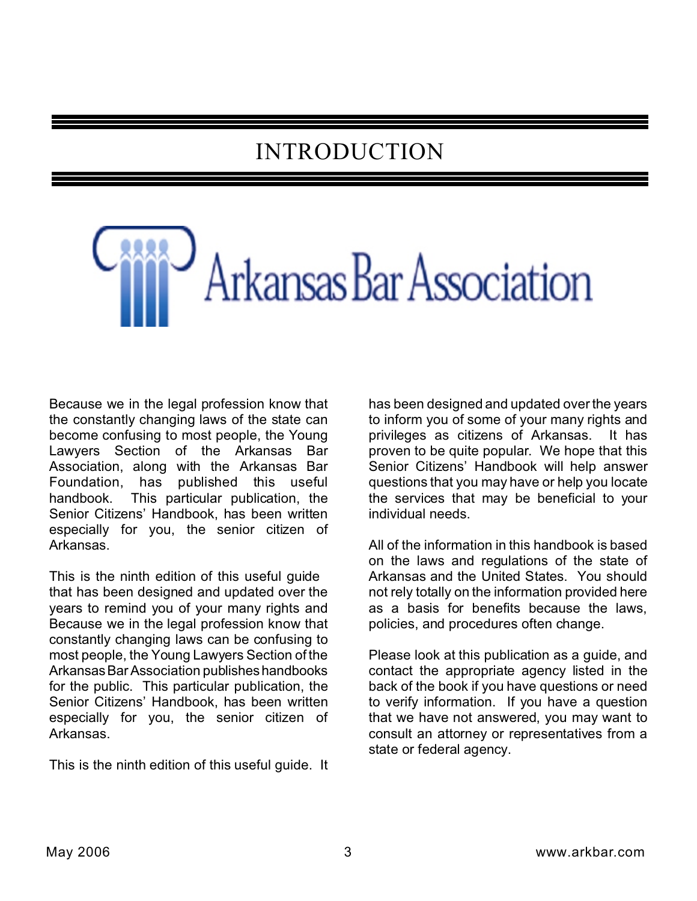# INTRODUCTION

Arkansas Bar Association

Because we in the legal profession know that the constantly changing laws of the state can become confusing to most people, the Young Lawyers Section of the Arkansas Bar Association, along with the Arkansas Bar Foundation, has published this useful handbook. This particular publication, the Senior Citizens' Handbook, has been written especially for you, the senior citizen of Arkansas.

This is the ninth edition of this useful guide that has been designed and updated over the years to remind you of your many rights and Because we in the legal profession know that constantly changing laws can be confusing to most people, the Young Lawyers Section of the Arkansas Bar Association publishes handbooks for the public. This particular publication, the Senior Citizens' Handbook, has been written especially for you, the senior citizen of Arkansas.

This is the ninth edition of this useful guide. It has been designed and updated over the years to inform you of some of your many rights and privileges as citizens of Arkansas. It has proven to be quite popular. We hope that this Senior Citizens' Handbook will help answer questions that you may have or help you locate the services that may be beneficial to your individual needs.

All of the information in this handbook is based on the laws and regulations of the state of Arkansas and the United States. You should not rely totally on the information provided here as a basis for benefits because the laws, policies, and procedures often change.

Please look at this publication as a guide, and contact the appropriate agency listed in the back of the book if you have questions or need to verify information. If you have a question that we have not answered, you may want to consult an attorney or representatives from a state or federal agency.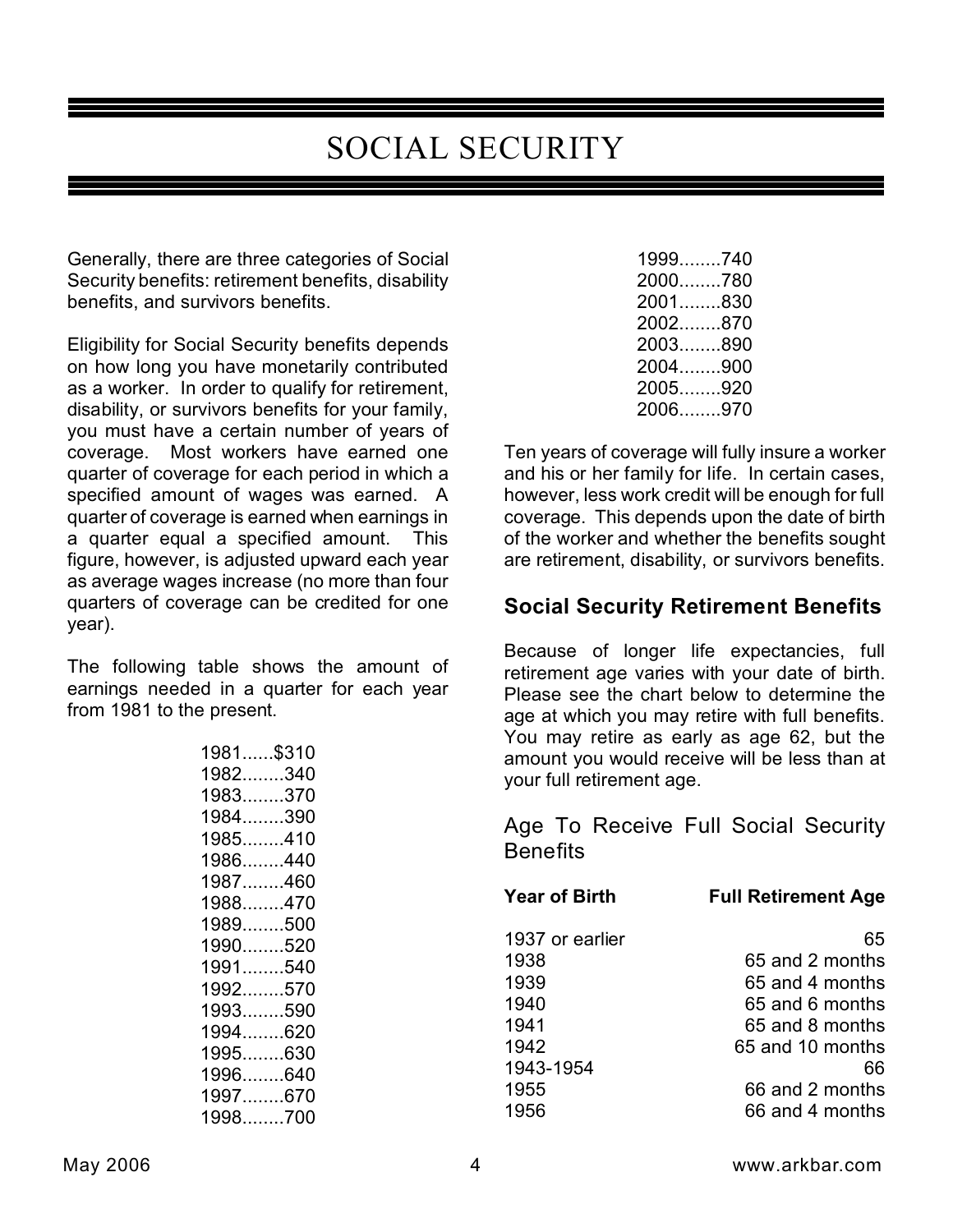# SOCIAL SECURITY

Generally, there are three categories of Social Security benefits: retirement benefits, disability benefits, and survivors benefits.

Eligibility for Social Security benefits depends on how long you have monetarily contributed as a worker. In order to qualify for retirement, disability, or survivors benefits for your family, you must have a certain number of years of coverage. Most workers have earned one quarter of coverage for each period in which a specified amount of wages was earned. A quarter of coverage is earned when earnings in a quarter equal a specified amount. This figure, however, is adjusted upward each year as average wages increase (no more than four quarters of coverage can be credited for one year).

The following table shows the amount of earnings needed in a quarter for each year from 1981 to the present.

1981......$310
1982........340
1983........370
1984........390
1985........410
1986........440
1987........460
1988........470
1989........500
1990........520
1991........540
1992........570
1993........590
1994........620
1995........630
1996........640
1997........670
1998........700
1999........740
2000........780
2001........830
2002........870
2003........890
2004........900
2005........920
2006........970

Ten years of coverage will fully insure a worker and his or her family for life. In certain cases, however, less work credit will be enough for full coverage. This depends upon the date of birth of the worker and whether the benefits sought are retirement, disability, or survivors benefits.

## Social Security Retirement Benefits

Because of longer life expectancies, full retirement age varies with your date of birth. Please see the chart below to determine the age at which you may retire with full benefits. You may retire as early as age 62, but the amount you would receive will be less than at your full retirement age.

### Age To Receive Full Social Security Benefits

| Year of Birth | Full Retirement Age |
|---|---|
| 1937 or earlier | 65 |
| 1938 | 65 and 2 months |
| 1939 | 65 and 4 months |
| 1940 | 65 and 6 months |
| 1941 | 65 and 8 months |
| 1942 | 65 and 10 months |
| 1943-1954 | 66 |
| 1955 | 66 and 2 months |
| 1956 | 66 and 4 months |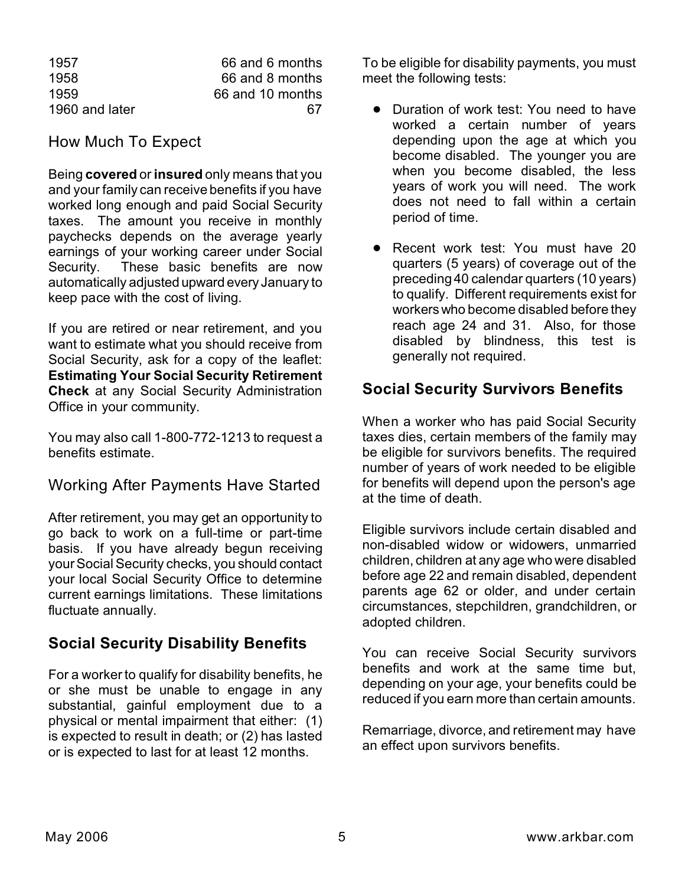| | |
|---|---|
| 1957 | 66 and 6 months |
| 1958 | 66 and 8 months |
| 1959 | 66 and 10 months |
| 1960 and later | 67 |

### How Much To Expect

Being **covered** or **insured** only means that you and your family can receive benefits if you have worked long enough and paid Social Security taxes. The amount you receive in monthly paychecks depends on the average yearly earnings of your working career under Social Security. These basic benefits are now automatically adjusted upward every January to keep pace with the cost of living.

If you are retired or near retirement, and you want to estimate what you should receive from Social Security, ask for a copy of the leaflet: **Estimating Your Social Security Retirement Check** at any Social Security Administration Office in your community.

You may also call 1-800-772-1213 to request a benefits estimate.

### Working After Payments Have Started

After retirement, you may get an opportunity to go back to work on a full-time or part-time basis. If you have already begun receiving your Social Security checks, you should contact your local Social Security Office to determine current earnings limitations. These limitations fluctuate annually.

## Social Security Disability Benefits

For a worker to qualify for disability benefits, he or she must be unable to engage in any substantial, gainful employment due to a physical or mental impairment that either: (1) is expected to result in death; or (2) has lasted or is expected to last for at least 12 months.

To be eligible for disability payments, you must meet the following tests:

- Duration of work test: You need to have worked a certain number of years depending upon the age at which you become disabled. The younger you are when you become disabled, the less years of work you will need. The work does not need to fall within a certain period of time.

- Recent work test: You must have 20 quarters (5 years) of coverage out of the preceding 40 calendar quarters (10 years) to qualify. Different requirements exist for workers who become disabled before they reach age 24 and 31. Also, for those disabled by blindness, this test is generally not required.

## Social Security Survivors Benefits

When a worker who has paid Social Security taxes dies, certain members of the family may be eligible for survivors benefits. The required number of years of work needed to be eligible for benefits will depend upon the person's age at the time of death.

Eligible survivors include certain disabled and non-disabled widow or widowers, unmarried children, children at any age who were disabled before age 22 and remain disabled, dependent parents age 62 or older, and under certain circumstances, stepchildren, grandchildren, or adopted children.

You can receive Social Security survivors benefits and work at the same time but, depending on your age, your benefits could be reduced if you earn more than certain amounts.

Remarriage, divorce, and retirement may have an effect upon survivors benefits.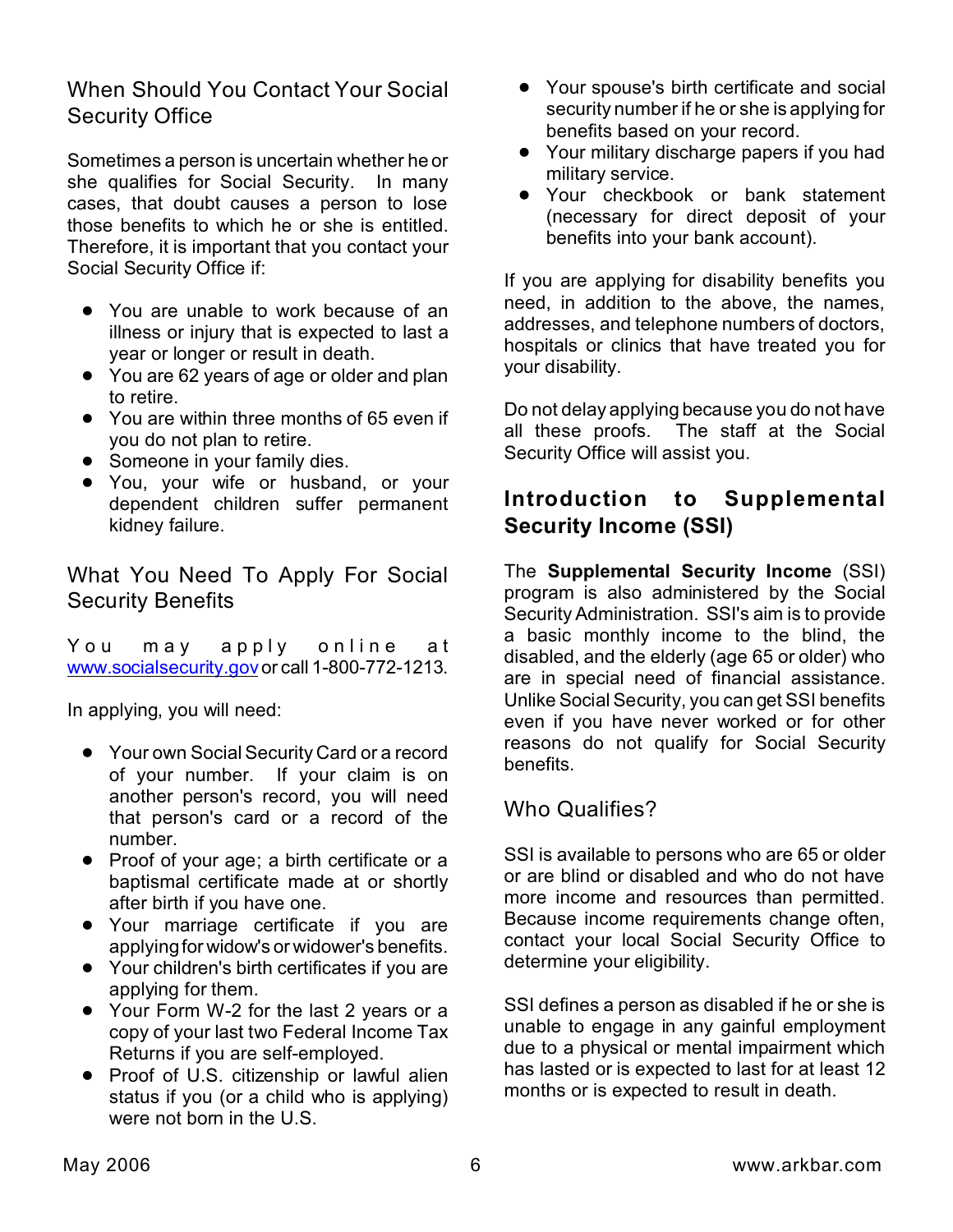## When Should You Contact Your Social Security Office

Sometimes a person is uncertain whether he or she qualifies for Social Security. In many cases, that doubt causes a person to lose those benefits to which he or she is entitled. Therefore, it is important that you contact your Social Security Office if:

- You are unable to work because of an illness or injury that is expected to last a year or longer or result in death.
- You are 62 years of age or older and plan to retire.
- You are within three months of 65 even if you do not plan to retire.
- Someone in your family dies.
- You, your wife or husband, or your dependent children suffer permanent kidney failure.

## What You Need To Apply For Social Security Benefits

You may apply online at www.socialsecurity.gov or call 1-800-772-1213.

In applying, you will need:

- Your own Social Security Card or a record of your number. If your claim is on another person's record, you will need that person's card or a record of the number.
- Proof of your age; a birth certificate or a baptismal certificate made at or shortly after birth if you have one.
- Your marriage certificate if you are applying for widow's or widower's benefits.
- Your children's birth certificates if you are applying for them.
- Your Form W-2 for the last 2 years or a copy of your last two Federal Income Tax Returns if you are self-employed.
- Proof of U.S. citizenship or lawful alien status if you (or a child who is applying) were not born in the U.S.
- Your spouse's birth certificate and social security number if he or she is applying for benefits based on your record.
- Your military discharge papers if you had military service.
- Your checkbook or bank statement (necessary for direct deposit of your benefits into your bank account).

If you are applying for disability benefits you need, in addition to the above, the names, addresses, and telephone numbers of doctors, hospitals or clinics that have treated you for your disability.

Do not delay applying because you do not have all these proofs. The staff at the Social Security Office will assist you.

## Introduction to Supplemental Security Income (SSI)

The **Supplemental Security Income** (SSI) program is also administered by the Social Security Administration. SSI's aim is to provide a basic monthly income to the blind, the disabled, and the elderly (age 65 or older) who are in special need of financial assistance. Unlike Social Security, you can get SSI benefits even if you have never worked or for other reasons do not qualify for Social Security benefits.

### Who Qualifies?

SSI is available to persons who are 65 or older or are blind or disabled and who do not have more income and resources than permitted. Because income requirements change often, contact your local Social Security Office to determine your eligibility.

SSI defines a person as disabled if he or she is unable to engage in any gainful employment due to a physical or mental impairment which has lasted or is expected to last for at least 12 months or is expected to result in death.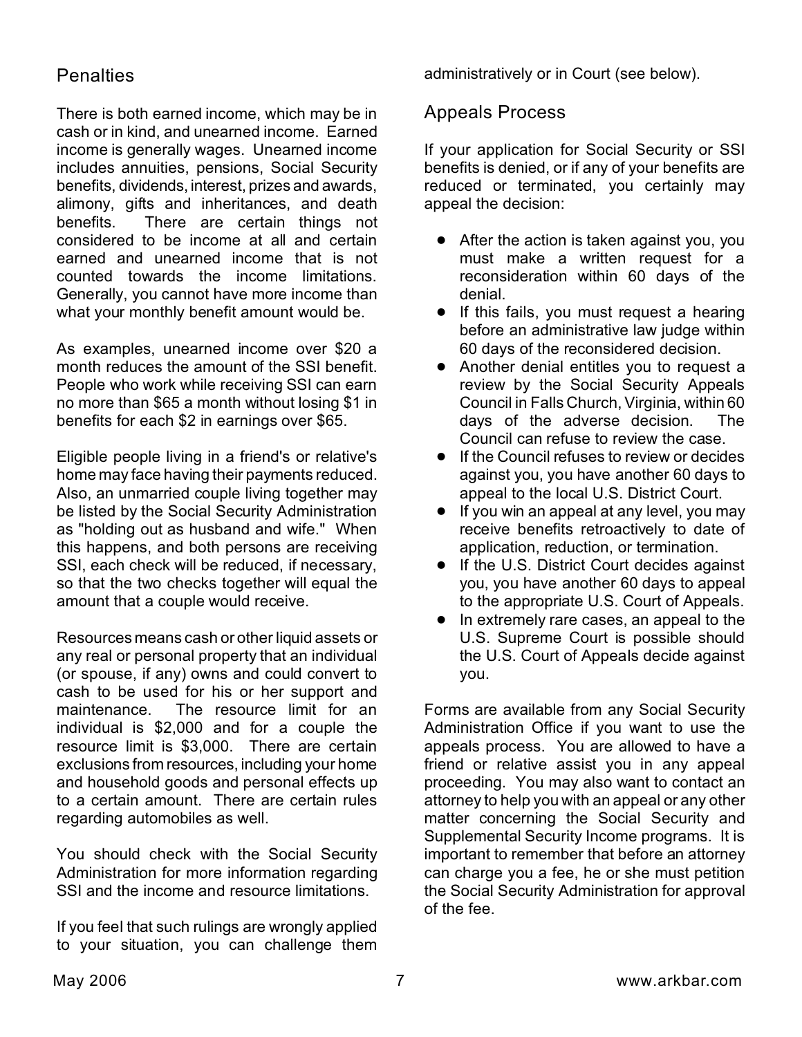## Penalties

There is both earned income, which may be in cash or in kind, and unearned income. Earned income is generally wages. Unearned income includes annuities, pensions, Social Security benefits, dividends, interest, prizes and awards, alimony, gifts and inheritances, and death benefits. There are certain things not considered to be income at all and certain earned and unearned income that is not counted towards the income limitations. Generally, you cannot have more income than what your monthly benefit amount would be.

As examples, unearned income over $20 a month reduces the amount of the SSI benefit. People who work while receiving SSI can earn no more than $65 a month without losing $1 in benefits for each $2 in earnings over $65.

Eligible people living in a friend's or relative's home may face having their payments reduced. Also, an unmarried couple living together may be listed by the Social Security Administration as "holding out as husband and wife." When this happens, and both persons are receiving SSI, each check will be reduced, if necessary, so that the two checks together will equal the amount that a couple would receive.

Resources means cash or other liquid assets or any real or personal property that an individual (or spouse, if any) owns and could convert to cash to be used for his or her support and maintenance. The resource limit for an individual is $2,000 and for a couple the resource limit is $3,000. There are certain exclusions from resources, including your home and household goods and personal effects up to a certain amount. There are certain rules regarding automobiles as well.

You should check with the Social Security Administration for more information regarding SSI and the income and resource limitations.

If you feel that such rulings are wrongly applied to your situation, you can challenge them administratively or in Court (see below).

## Appeals Process

If your application for Social Security or SSI benefits is denied, or if any of your benefits are reduced or terminated, you certainly may appeal the decision:

- After the action is taken against you, you must make a written request for a reconsideration within 60 days of the denial.
- If this fails, you must request a hearing before an administrative law judge within 60 days of the reconsidered decision.
- Another denial entitles you to request a review by the Social Security Appeals Council in Falls Church, Virginia, within 60 days of the adverse decision. The Council can refuse to review the case.
- If the Council refuses to review or decides against you, you have another 60 days to appeal to the local U.S. District Court.
- If you win an appeal at any level, you may receive benefits retroactively to date of application, reduction, or termination.
- If the U.S. District Court decides against you, you have another 60 days to appeal to the appropriate U.S. Court of Appeals.
- In extremely rare cases, an appeal to the U.S. Supreme Court is possible should the U.S. Court of Appeals decide against you.

Forms are available from any Social Security Administration Office if you want to use the appeals process. You are allowed to have a friend or relative assist you in any appeal proceeding. You may also want to contact an attorney to help you with an appeal or any other matter concerning the Social Security and Supplemental Security Income programs. It is important to remember that before an attorney can charge you a fee, he or she must petition the Social Security Administration for approval of the fee.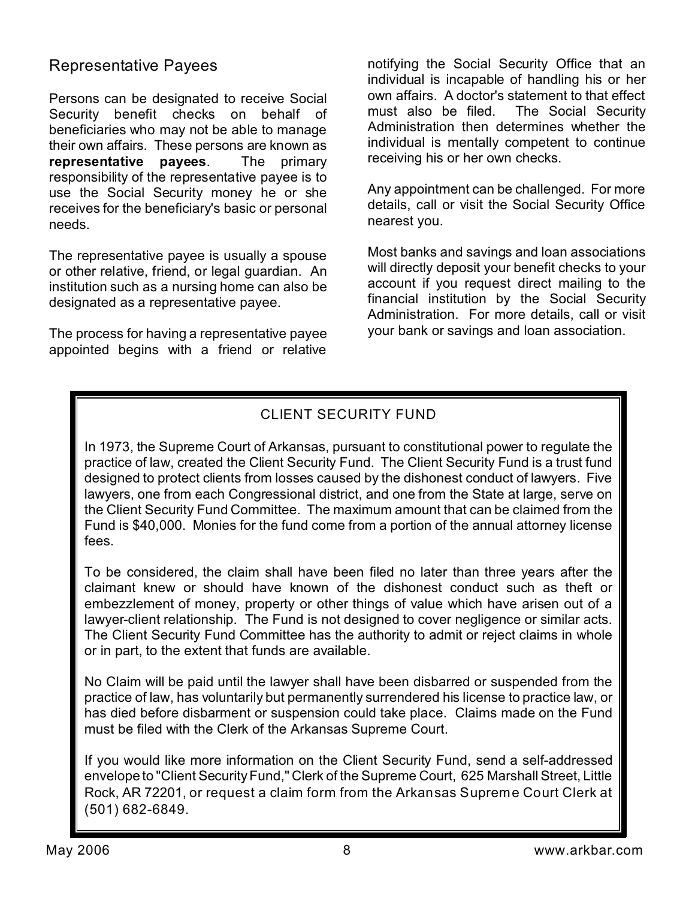## Representative Payees

Persons can be designated to receive Social Security benefit checks on behalf of beneficiaries who may not be able to manage their own affairs. These persons are known as **representative payees**. The primary responsibility of the representative payee is to use the Social Security money he or she receives for the beneficiary's basic or personal needs.

The representative payee is usually a spouse or other relative, friend, or legal guardian. An institution such as a nursing home can also be designated as a representative payee.

The process for having a representative payee appointed begins with a friend or relative notifying the Social Security Office that an individual is incapable of handling his or her own affairs. A doctor's statement to that effect must also be filed. The Social Security Administration then determines whether the individual is mentally competent to continue receiving his or her own checks.

Any appointment can be challenged. For more details, call or visit the Social Security Office nearest you.

Most banks and savings and loan associations will directly deposit your benefit checks to your account if you request direct mailing to the financial institution by the Social Security Administration. For more details, call or visit your bank or savings and loan association.

### CLIENT SECURITY FUND

In 1973, the Supreme Court of Arkansas, pursuant to constitutional power to regulate the practice of law, created the Client Security Fund. The Client Security Fund is a trust fund designed to protect clients from losses caused by the dishonest conduct of lawyers. Five lawyers, one from each Congressional district, and one from the State at large, serve on the Client Security Fund Committee. The maximum amount that can be claimed from the Fund is $40,000. Monies for the fund come from a portion of the annual attorney license fees.

To be considered, the claim shall have been filed no later than three years after the claimant knew or should have known of the dishonest conduct such as theft or embezzlement of money, property or other things of value which have arisen out of a lawyer-client relationship. The Fund is not designed to cover negligence or similar acts. The Client Security Fund Committee has the authority to admit or reject claims in whole or in part, to the extent that funds are available.

No Claim will be paid until the lawyer shall have been disbarred or suspended from the practice of law, has voluntarily but permanently surrendered his license to practice law, or has died before disbarment or suspension could take place. Claims made on the Fund must be filed with the Clerk of the Arkansas Supreme Court.

If you would like more information on the Client Security Fund, send a self-addressed envelope to "Client Security Fund," Clerk of the Supreme Court, 625 Marshall Street, Little Rock, AR 72201, or request a claim form from the Arkansas Supreme Court Clerk at (501) 682-6849.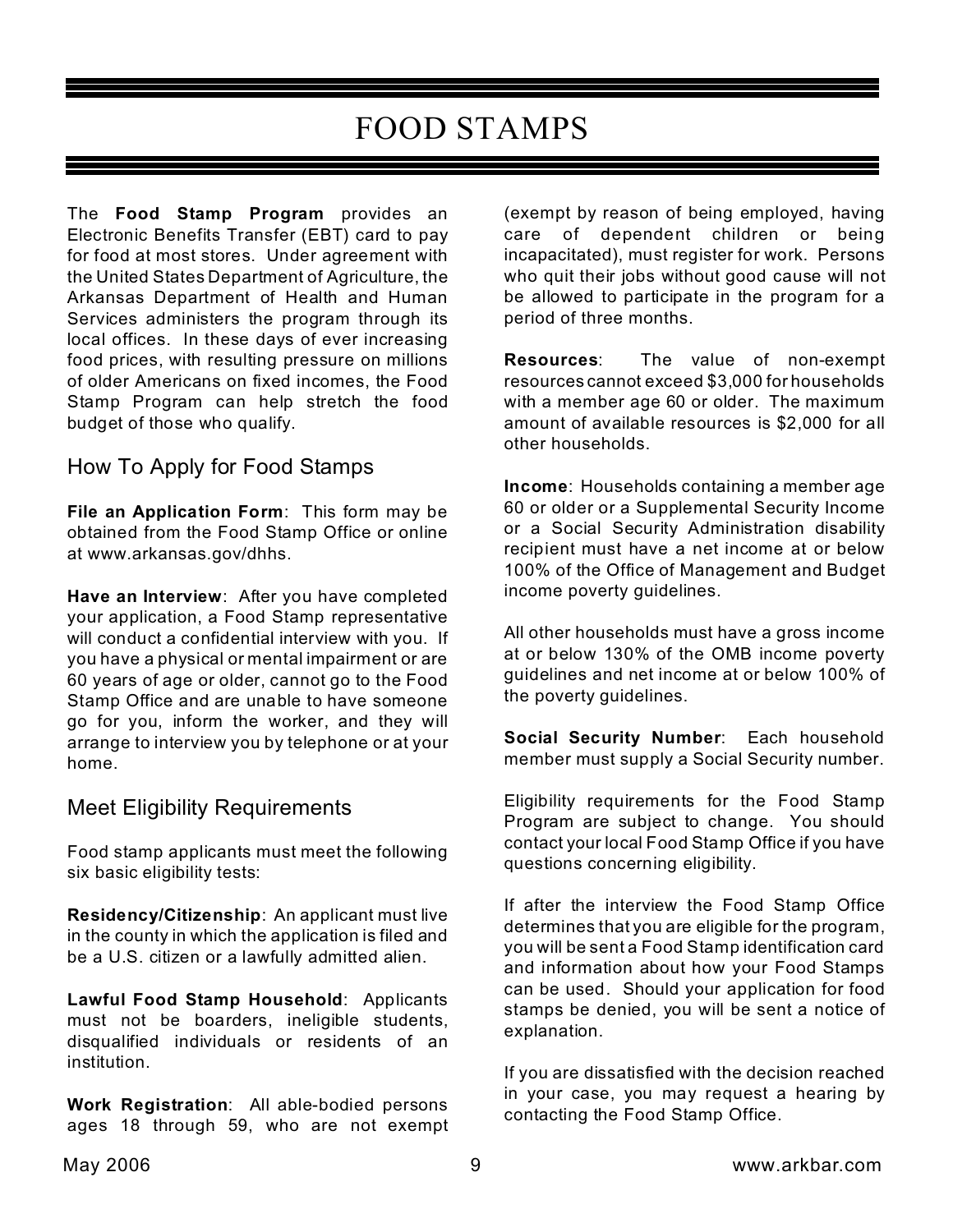# FOOD STAMPS

The **Food Stamp Program** provides an Electronic Benefits Transfer (EBT) card to pay for food at most stores. Under agreement with the United States Department of Agriculture, the Arkansas Department of Health and Human Services administers the program through its local offices. In these days of ever increasing food prices, with resulting pressure on millions of older Americans on fixed incomes, the Food Stamp Program can help stretch the food budget of those who qualify.

## How To Apply for Food Stamps

**File an Application Form**: This form may be obtained from the Food Stamp Office or online at www.arkansas.gov/dhhs.

**Have an Interview**: After you have completed your application, a Food Stamp representative will conduct a confidential interview with you. If you have a physical or mental impairment or are 60 years of age or older, cannot go to the Food Stamp Office and are unable to have someone go for you, inform the worker, and they will arrange to interview you by telephone or at your home.

## Meet Eligibility Requirements

Food stamp applicants must meet the following six basic eligibility tests:

**Residency/Citizenship**: An applicant must live in the county in which the application is filed and be a U.S. citizen or a lawfully admitted alien.

**Lawful Food Stamp Household**: Applicants must not be boarders, ineligible students, disqualified individuals or residents of an institution.

**Work Registration**: All able-bodied persons ages 18 through 59, who are not exempt (exempt by reason of being employed, having care of dependent children or being incapacitated), must register for work. Persons who quit their jobs without good cause will not be allowed to participate in the program for a period of three months.

**Resources**: The value of non-exempt resources cannot exceed $3,000 for households with a member age 60 or older. The maximum amount of available resources is $2,000 for all other households.

**Income**: Households containing a member age 60 or older or a Supplemental Security Income or a Social Security Administration disability recipient must have a net income at or below 100% of the Office of Management and Budget income poverty guidelines.

All other households must have a gross income at or below 130% of the OMB income poverty guidelines and net income at or below 100% of the poverty guidelines.

**Social Security Number**: Each household member must supply a Social Security number.

Eligibility requirements for the Food Stamp Program are subject to change. You should contact your local Food Stamp Office if you have questions concerning eligibility.

If after the interview the Food Stamp Office determines that you are eligible for the program, you will be sent a Food Stamp identification card and information about how your Food Stamps can be used. Should your application for food stamps be denied, you will be sent a notice of explanation.

If you are dissatisfied with the decision reached in your case, you may request a hearing by contacting the Food Stamp Office.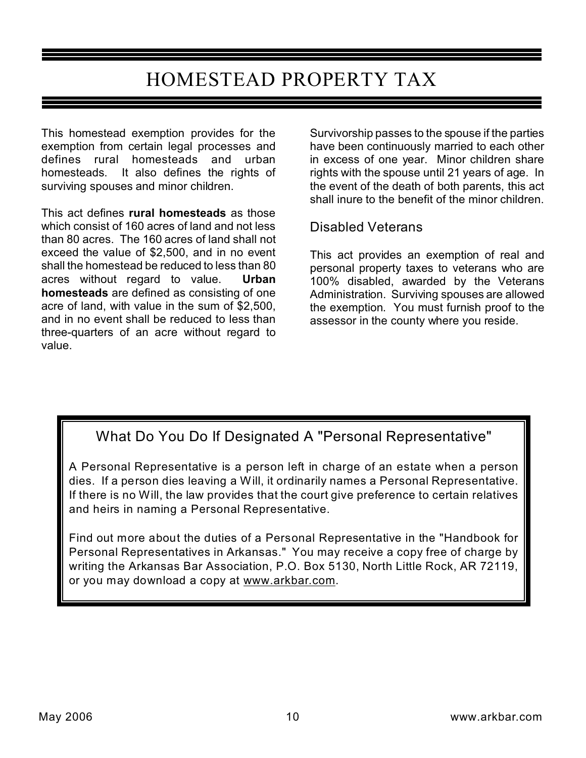# HOMESTEAD PROPERTY TAX

This homestead exemption provides for the exemption from certain legal processes and defines rural homesteads and urban homesteads. It also defines the rights of surviving spouses and minor children.

This act defines **rural homesteads** as those which consist of 160 acres of land and not less than 80 acres. The 160 acres of land shall not exceed the value of $2,500, and in no event shall the homestead be reduced to less than 80 acres without regard to value. **Urban homesteads** are defined as consisting of one acre of land, with value in the sum of $2,500, and in no event shall be reduced to less than three-quarters of an acre without regard to value.

Survivorship passes to the spouse if the parties have been continuously married to each other in excess of one year. Minor children share rights with the spouse until 21 years of age. In the event of the death of both parents, this act shall inure to the benefit of the minor children.

## Disabled Veterans

This act provides an exemption of real and personal property taxes to veterans who are 100% disabled, awarded by the Veterans Administration. Surviving spouses are allowed the exemption. You must furnish proof to the assessor in the county where you reside.

## What Do You Do If Designated A "Personal Representative"

A Personal Representative is a person left in charge of an estate when a person dies. If a person dies leaving a Will, it ordinarily names a Personal Representative. If there is no Will, the law provides that the court give preference to certain relatives and heirs in naming a Personal Representative.

Find out more about the duties of a Personal Representative in the "Handbook for Personal Representatives in Arkansas." You may receive a copy free of charge by writing the Arkansas Bar Association, P.O. Box 5130, North Little Rock, AR 72119, or you may download a copy at www.arkbar.com.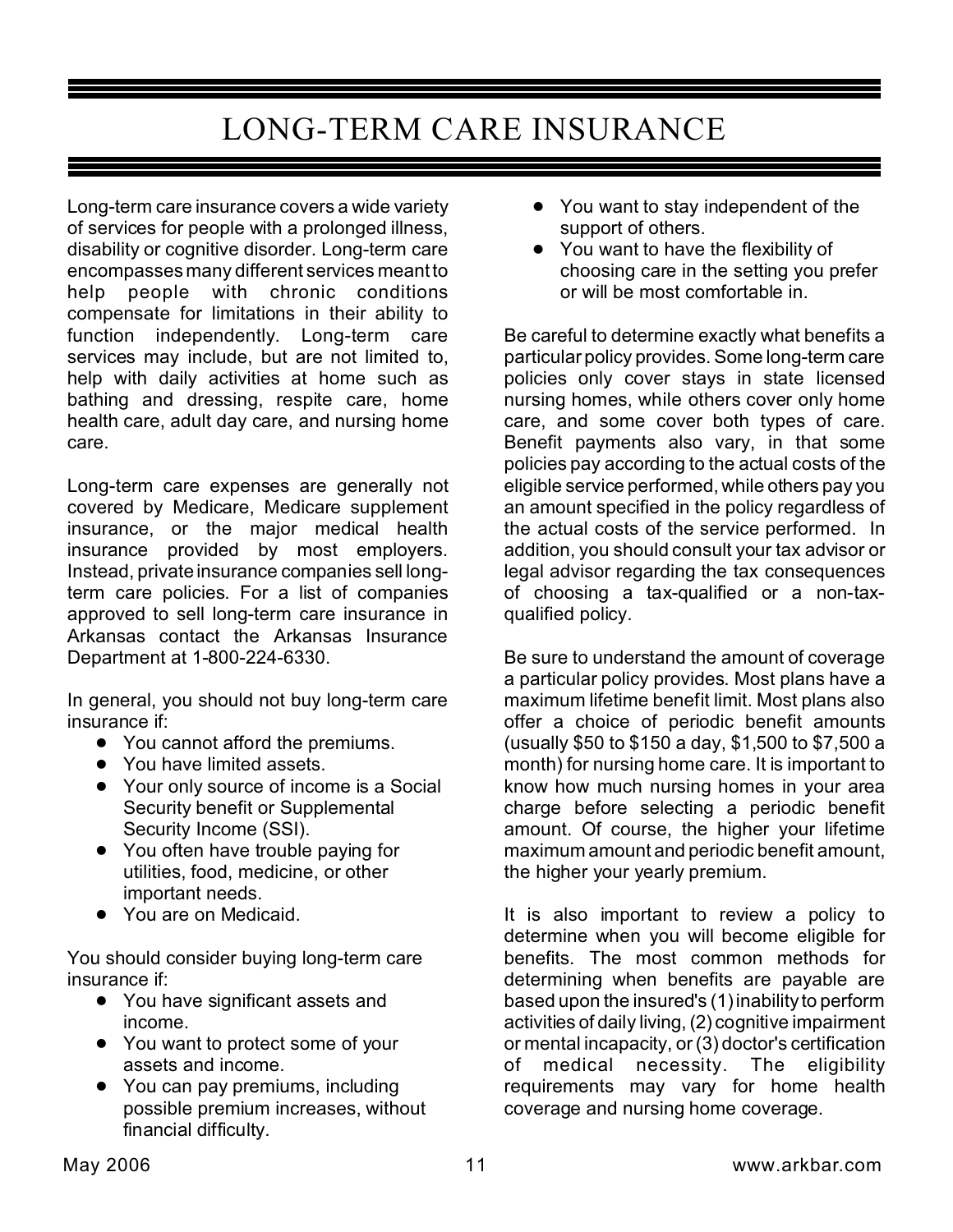# LONG-TERM CARE INSURANCE

Long-term care insurance covers a wide variety of services for people with a prolonged illness, disability or cognitive disorder. Long-term care encompasses many different services meant to help people with chronic conditions compensate for limitations in their ability to function independently. Long-term care services may include, but are not limited to, help with daily activities at home such as bathing and dressing, respite care, home health care, adult day care, and nursing home care.

Long-term care expenses are generally not covered by Medicare, Medicare supplement insurance, or the major medical health insurance provided by most employers. Instead, private insurance companies sell long-term care policies. For a list of companies approved to sell long-term care insurance in Arkansas contact the Arkansas Insurance Department at 1-800-224-6330.

In general, you should not buy long-term care insurance if:

- You cannot afford the premiums.
- You have limited assets.
- Your only source of income is a Social Security benefit or Supplemental Security Income (SSI).
- You often have trouble paying for utilities, food, medicine, or other important needs.
- You are on Medicaid.

You should consider buying long-term care insurance if:

- You have significant assets and income.
- You want to protect some of your assets and income.
- You can pay premiums, including possible premium increases, without financial difficulty.
- You want to stay independent of the support of others.
- You want to have the flexibility of choosing care in the setting you prefer or will be most comfortable in.

Be careful to determine exactly what benefits a particular policy provides. Some long-term care policies only cover stays in state licensed nursing homes, while others cover only home care, and some cover both types of care. Benefit payments also vary, in that some policies pay according to the actual costs of the eligible service performed, while others pay you an amount specified in the policy regardless of the actual costs of the service performed. In addition, you should consult your tax advisor or legal advisor regarding the tax consequences of choosing a tax-qualified or a non-tax-qualified policy.

Be sure to understand the amount of coverage a particular policy provides. Most plans have a maximum lifetime benefit limit. Most plans also offer a choice of periodic benefit amounts (usually $50 to $150 a day, $1,500 to $7,500 a month) for nursing home care. It is important to know how much nursing homes in your area charge before selecting a periodic benefit amount. Of course, the higher your lifetime maximum amount and periodic benefit amount, the higher your yearly premium.

It is also important to review a policy to determine when you will become eligible for benefits. The most common methods for determining when benefits are payable are based upon the insured's (1) inability to perform activities of daily living, (2) cognitive impairment or mental incapacity, or (3) doctor's certification of medical necessity. The eligibility requirements may vary for home health coverage and nursing home coverage.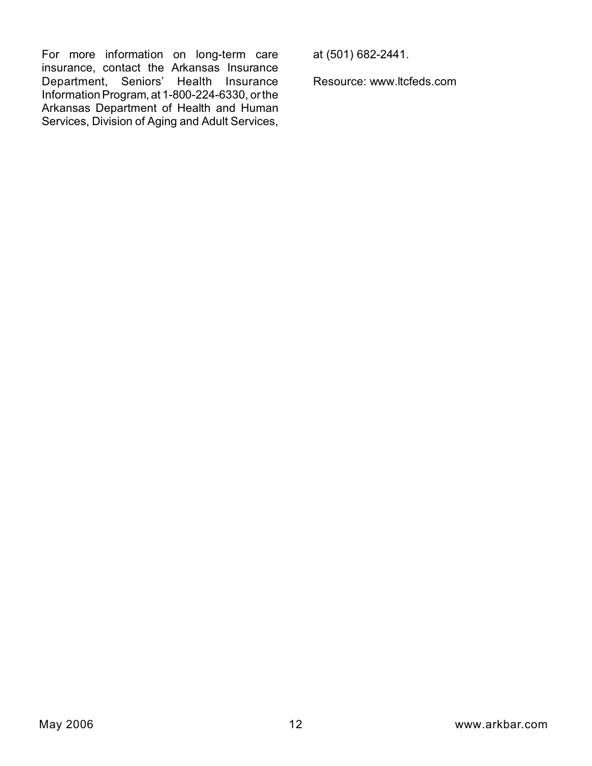For more information on long-term care insurance, contact the Arkansas Insurance Department, Seniors' Health Insurance Information Program, at 1-800-224-6330, or the Arkansas Department of Health and Human Services, Division of Aging and Adult Services, at (501) 682-2441.

Resource: www.ltcfeds.com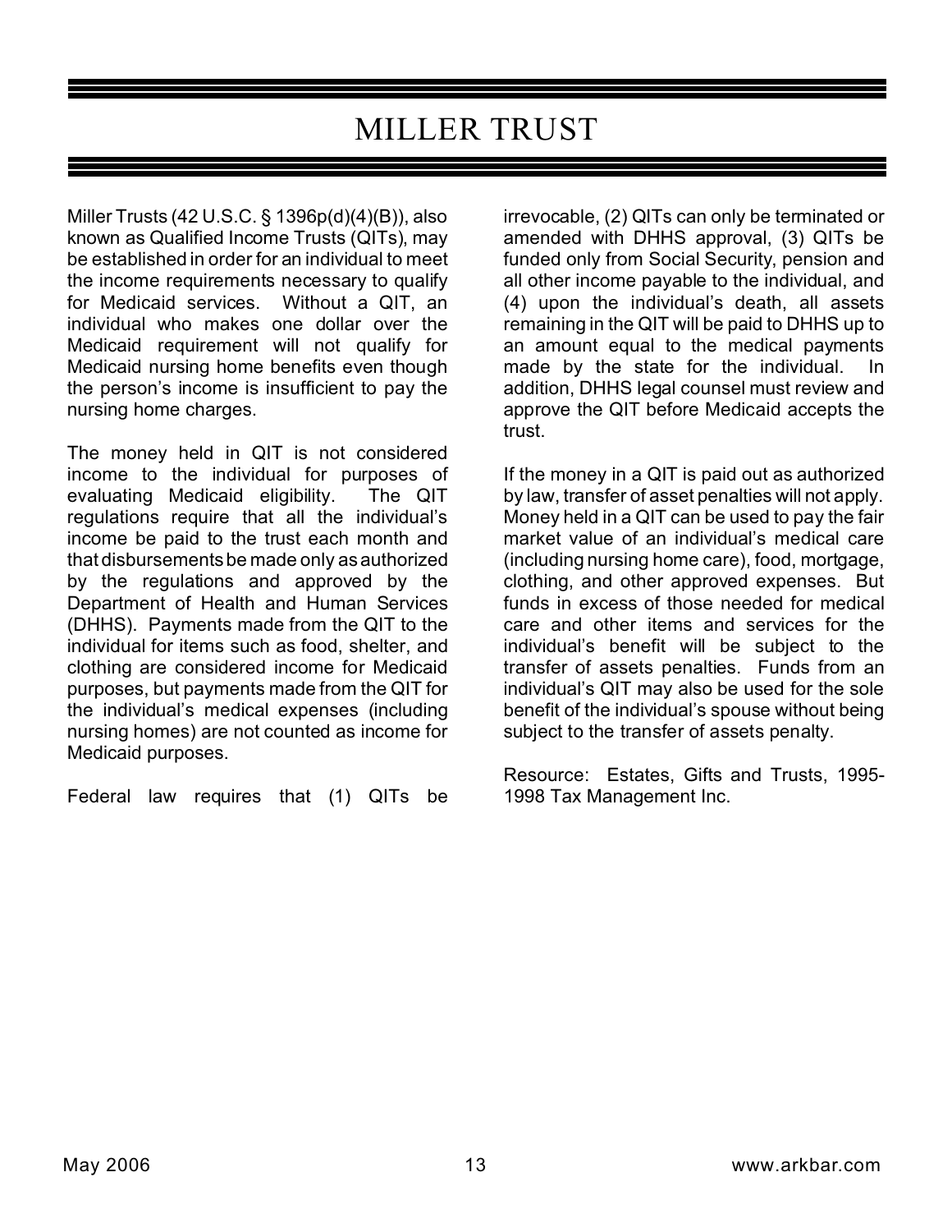# MILLER TRUST

Miller Trusts (42 U.S.C. § 1396p(d)(4)(B)), also known as Qualified Income Trusts (QITs), may be established in order for an individual to meet the income requirements necessary to qualify for Medicaid services. Without a QIT, an individual who makes one dollar over the Medicaid requirement will not qualify for Medicaid nursing home benefits even though the person's income is insufficient to pay the nursing home charges.

The money held in QIT is not considered income to the individual for purposes of evaluating Medicaid eligibility. The QIT regulations require that all the individual's income be paid to the trust each month and that disbursements be made only as authorized by the regulations and approved by the Department of Health and Human Services (DHHS). Payments made from the QIT to the individual for items such as food, shelter, and clothing are considered income for Medicaid purposes, but payments made from the QIT for the individual's medical expenses (including nursing homes) are not counted as income for Medicaid purposes.

Federal law requires that (1) QITs be irrevocable, (2) QITs can only be terminated or amended with DHHS approval, (3) QITs be funded only from Social Security, pension and all other income payable to the individual, and (4) upon the individual's death, all assets remaining in the QIT will be paid to DHHS up to an amount equal to the medical payments made by the state for the individual. In addition, DHHS legal counsel must review and approve the QIT before Medicaid accepts the trust.

If the money in a QIT is paid out as authorized by law, transfer of asset penalties will not apply. Money held in a QIT can be used to pay the fair market value of an individual's medical care (including nursing home care), food, mortgage, clothing, and other approved expenses. But funds in excess of those needed for medical care and other items and services for the individual's benefit will be subject to the transfer of assets penalties. Funds from an individual's QIT may also be used for the sole benefit of the individual's spouse without being subject to the transfer of assets penalty.

Resource: Estates, Gifts and Trusts, 1995-1998 Tax Management Inc.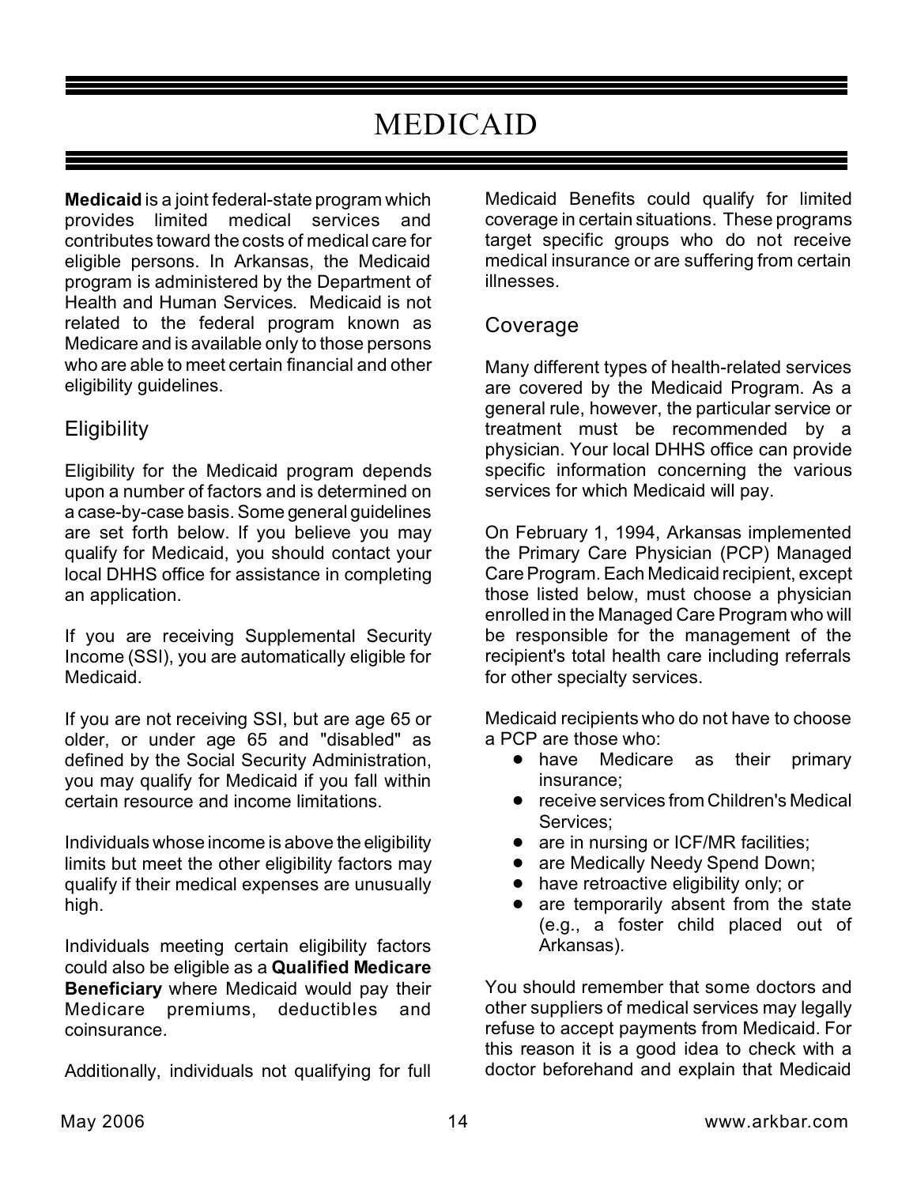# MEDICAID

**Medicaid** is a joint federal-state program which provides limited medical services and contributes toward the costs of medical care for eligible persons. In Arkansas, the Medicaid program is administered by the Department of Health and Human Services. Medicaid is not related to the federal program known as Medicare and is available only to those persons who are able to meet certain financial and other eligibility guidelines.

## Eligibility

Eligibility for the Medicaid program depends upon a number of factors and is determined on a case-by-case basis. Some general guidelines are set forth below. If you believe you may qualify for Medicaid, you should contact your local DHHS office for assistance in completing an application.

If you are receiving Supplemental Security Income (SSI), you are automatically eligible for Medicaid.

If you are not receiving SSI, but are age 65 or older, or under age 65 and "disabled" as defined by the Social Security Administration, you may qualify for Medicaid if you fall within certain resource and income limitations.

Individuals whose income is above the eligibility limits but meet the other eligibility factors may qualify if their medical expenses are unusually high.

Individuals meeting certain eligibility factors could also be eligible as a **Qualified Medicare Beneficiary** where Medicaid would pay their Medicare premiums, deductibles and coinsurance.

Additionally, individuals not qualifying for full Medicaid Benefits could qualify for limited coverage in certain situations. These programs target specific groups who do not receive medical insurance or are suffering from certain illnesses.

## Coverage

Many different types of health-related services are covered by the Medicaid Program. As a general rule, however, the particular service or treatment must be recommended by a physician. Your local DHHS office can provide specific information concerning the various services for which Medicaid will pay.

On February 1, 1994, Arkansas implemented the Primary Care Physician (PCP) Managed Care Program. Each Medicaid recipient, except those listed below, must choose a physician enrolled in the Managed Care Program who will be responsible for the management of the recipient's total health care including referrals for other specialty services.

Medicaid recipients who do not have to choose a PCP are those who:

- have Medicare as their primary insurance;
- receive services from Children's Medical Services;
- are in nursing or ICF/MR facilities;
- are Medically Needy Spend Down;
- have retroactive eligibility only; or
- are temporarily absent from the state (e.g., a foster child placed out of Arkansas).

You should remember that some doctors and other suppliers of medical services may legally refuse to accept payments from Medicaid. For this reason it is a good idea to check with a doctor beforehand and explain that Medicaid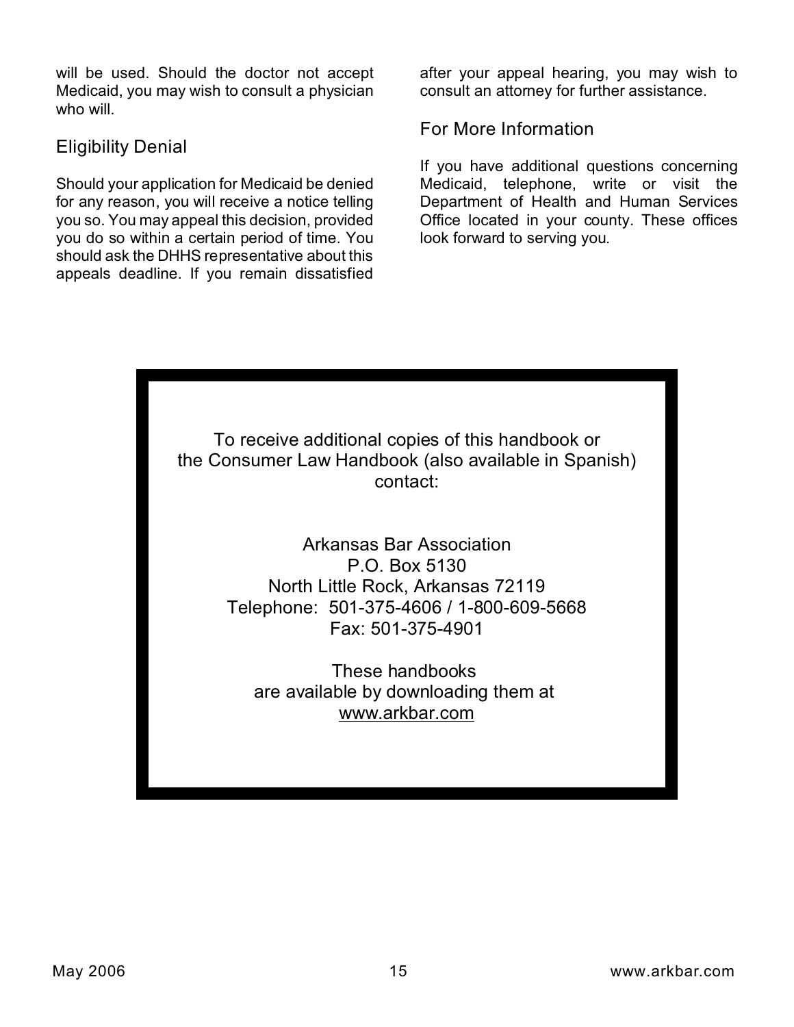will be used. Should the doctor not accept Medicaid, you may wish to consult a physician who will.

## Eligibility Denial

Should your application for Medicaid be denied for any reason, you will receive a notice telling you so. You may appeal this decision, provided you do so within a certain period of time. You should ask the DHHS representative about this appeals deadline. If you remain dissatisfied after your appeal hearing, you may wish to consult an attorney for further assistance.

## For More Information

If you have additional questions concerning Medicaid, telephone, write or visit the Department of Health and Human Services Office located in your county. These offices look forward to serving you.

To receive additional copies of this handbook or the Consumer Law Handbook (also available in Spanish) contact:

Arkansas Bar Association
P.O. Box 5130
North Little Rock, Arkansas 72119
Telephone: 501-375-4606 / 1-800-609-5668
Fax: 501-375-4901

These handbooks are available by downloading them at www.arkbar.com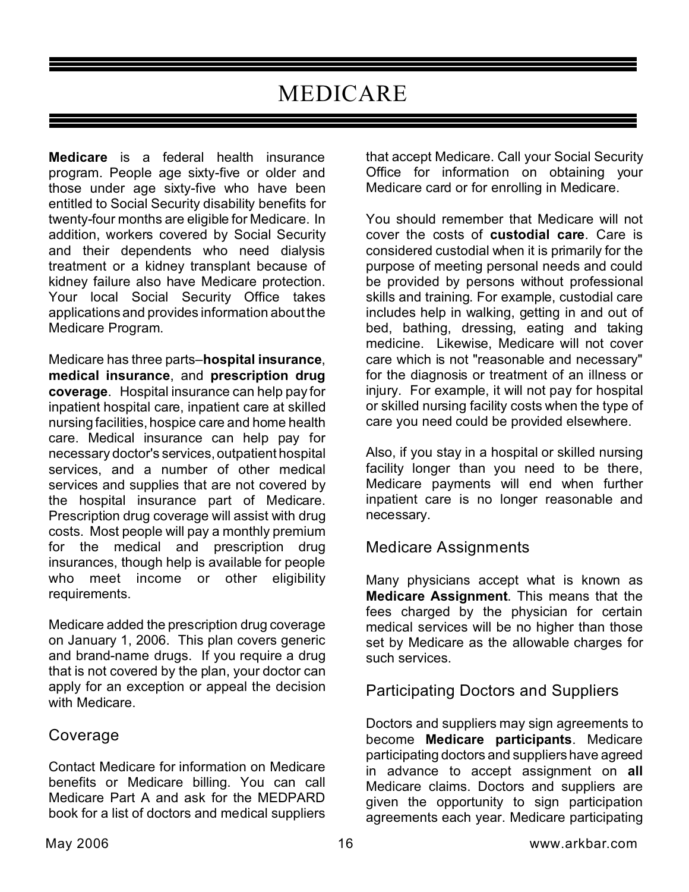# MEDICARE

**Medicare** is a federal health insurance program. People age sixty-five or older and those under age sixty-five who have been entitled to Social Security disability benefits for twenty-four months are eligible for Medicare. In addition, workers covered by Social Security and their dependents who need dialysis treatment or a kidney transplant because of kidney failure also have Medicare protection. Your local Social Security Office takes applications and provides information about the Medicare Program.

Medicare has three parts–**hospital insurance**, **medical insurance**, and **prescription drug coverage**. Hospital insurance can help pay for inpatient hospital care, inpatient care at skilled nursing facilities, hospice care and home health care. Medical insurance can help pay for necessary doctor's services, outpatient hospital services, and a number of other medical services and supplies that are not covered by the hospital insurance part of Medicare. Prescription drug coverage will assist with drug costs. Most people will pay a monthly premium for the medical and prescription drug insurances, though help is available for people who meet income or other eligibility requirements.

Medicare added the prescription drug coverage on January 1, 2006. This plan covers generic and brand-name drugs. If you require a drug that is not covered by the plan, your doctor can apply for an exception or appeal the decision with Medicare.

## Coverage

Contact Medicare for information on Medicare benefits or Medicare billing. You can call Medicare Part A and ask for the MEDPARD book for a list of doctors and medical suppliers that accept Medicare. Call your Social Security Office for information on obtaining your Medicare card or for enrolling in Medicare.

You should remember that Medicare will not cover the costs of **custodial care**. Care is considered custodial when it is primarily for the purpose of meeting personal needs and could be provided by persons without professional skills and training. For example, custodial care includes help in walking, getting in and out of bed, bathing, dressing, eating and taking medicine. Likewise, Medicare will not cover care which is not "reasonable and necessary" for the diagnosis or treatment of an illness or injury. For example, it will not pay for hospital or skilled nursing facility costs when the type of care you need could be provided elsewhere.

Also, if you stay in a hospital or skilled nursing facility longer than you need to be there, Medicare payments will end when further inpatient care is no longer reasonable and necessary.

## Medicare Assignments

Many physicians accept what is known as **Medicare Assignment**. This means that the fees charged by the physician for certain medical services will be no higher than those set by Medicare as the allowable charges for such services.

## Participating Doctors and Suppliers

Doctors and suppliers may sign agreements to become **Medicare participants**. Medicare participating doctors and suppliers have agreed in advance to accept assignment on **all** Medicare claims. Doctors and suppliers are given the opportunity to sign participation agreements each year. Medicare participating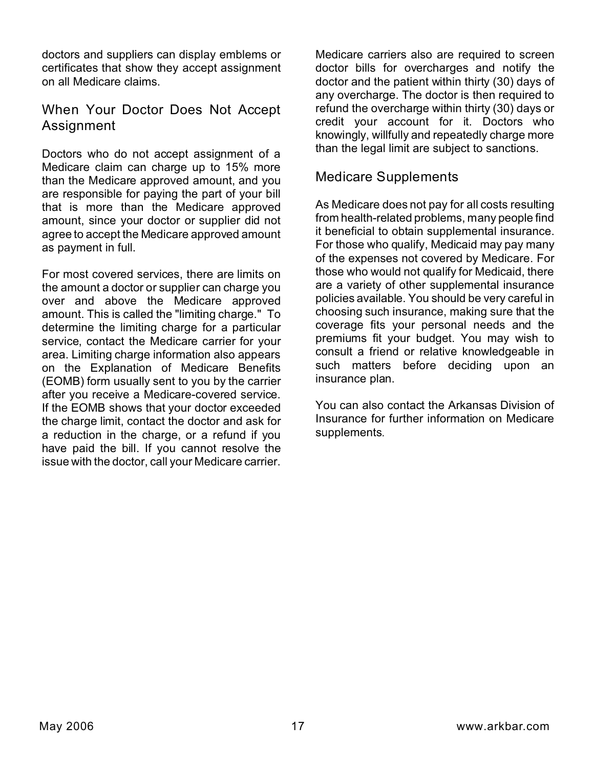doctors and suppliers can display emblems or certificates that show they accept assignment on all Medicare claims.

## When Your Doctor Does Not Accept Assignment

Doctors who do not accept assignment of a Medicare claim can charge up to 15% more than the Medicare approved amount, and you are responsible for paying the part of your bill that is more than the Medicare approved amount, since your doctor or supplier did not agree to accept the Medicare approved amount as payment in full.

For most covered services, there are limits on the amount a doctor or supplier can charge you over and above the Medicare approved amount. This is called the "limiting charge." To determine the limiting charge for a particular service, contact the Medicare carrier for your area. Limiting charge information also appears on the Explanation of Medicare Benefits (EOMB) form usually sent to you by the carrier after you receive a Medicare-covered service. If the EOMB shows that your doctor exceeded the charge limit, contact the doctor and ask for a reduction in the charge, or a refund if you have paid the bill. If you cannot resolve the issue with the doctor, call your Medicare carrier.

Medicare carriers also are required to screen doctor bills for overcharges and notify the doctor and the patient within thirty (30) days of any overcharge. The doctor is then required to refund the overcharge within thirty (30) days or credit your account for it. Doctors who knowingly, willfully and repeatedly charge more than the legal limit are subject to sanctions.

## Medicare Supplements

As Medicare does not pay for all costs resulting from health-related problems, many people find it beneficial to obtain supplemental insurance. For those who qualify, Medicaid may pay many of the expenses not covered by Medicare. For those who would not qualify for Medicaid, there are a variety of other supplemental insurance policies available. You should be very careful in choosing such insurance, making sure that the coverage fits your personal needs and the premiums fit your budget. You may wish to consult a friend or relative knowledgeable in such matters before deciding upon an insurance plan.

You can also contact the Arkansas Division of Insurance for further information on Medicare supplements.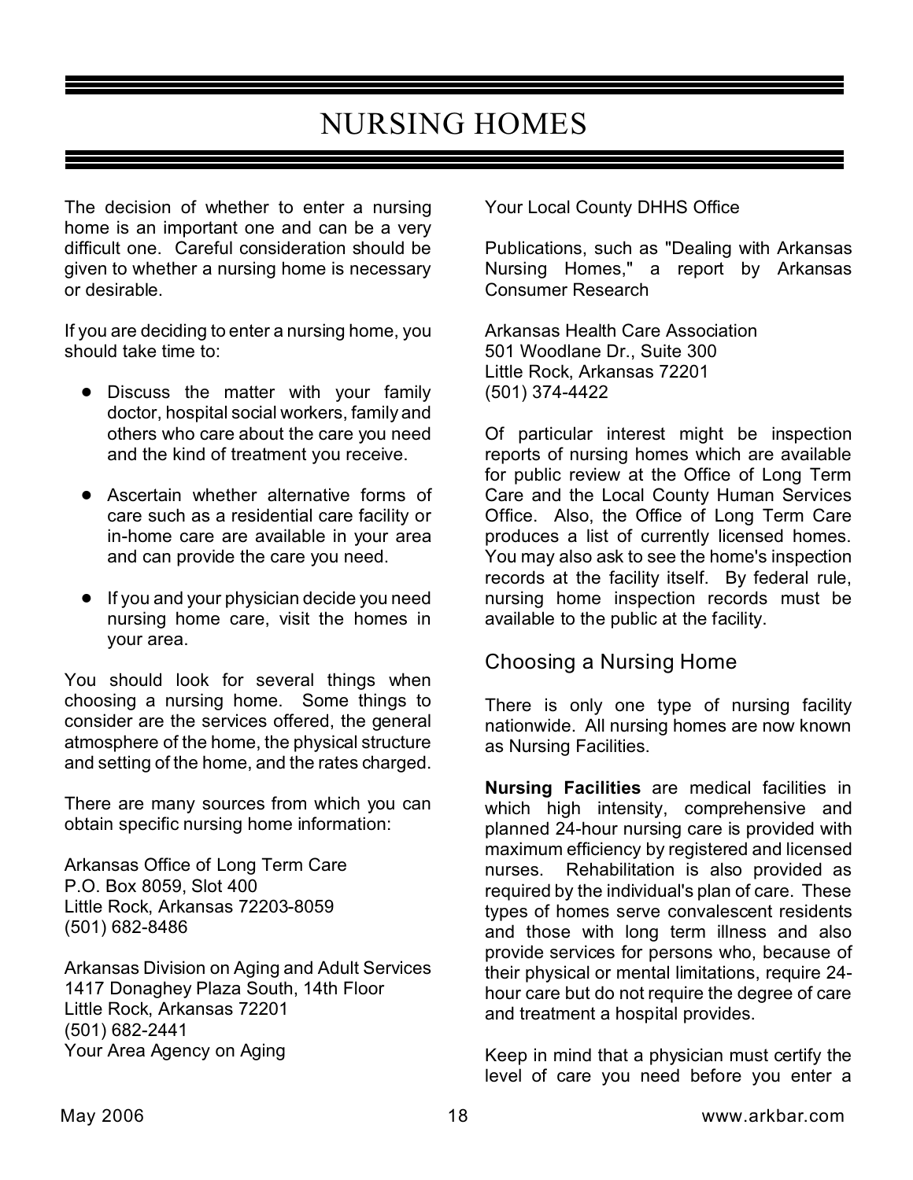# NURSING HOMES

The decision of whether to enter a nursing home is an important one and can be a very difficult one. Careful consideration should be given to whether a nursing home is necessary or desirable.

If you are deciding to enter a nursing home, you should take time to:

- Discuss the matter with your family doctor, hospital social workers, family and others who care about the care you need and the kind of treatment you receive.
- Ascertain whether alternative forms of care such as a residential care facility or in-home care are available in your area and can provide the care you need.
- If you and your physician decide you need nursing home care, visit the homes in your area.

You should look for several things when choosing a nursing home. Some things to consider are the services offered, the general atmosphere of the home, the physical structure and setting of the home, and the rates charged.

There are many sources from which you can obtain specific nursing home information:

Arkansas Office of Long Term Care
P.O. Box 8059, Slot 400
Little Rock, Arkansas 72203-8059
(501) 682-8486

Arkansas Division on Aging and Adult Services
1417 Donaghey Plaza South, 14th Floor
Little Rock, Arkansas 72201
(501) 682-2441
Your Area Agency on Aging

Your Local County DHHS Office

Publications, such as "Dealing with Arkansas Nursing Homes," a report by Arkansas Consumer Research

Arkansas Health Care Association
501 Woodlane Dr., Suite 300
Little Rock, Arkansas 72201
(501) 374-4422

Of particular interest might be inspection reports of nursing homes which are available for public review at the Office of Long Term Care and the Local County Human Services Office. Also, the Office of Long Term Care produces a list of currently licensed homes. You may also ask to see the home's inspection records at the facility itself. By federal rule, nursing home inspection records must be available to the public at the facility.

## Choosing a Nursing Home

There is only one type of nursing facility nationwide. All nursing homes are now known as Nursing Facilities.

**Nursing Facilities** are medical facilities in which high intensity, comprehensive and planned 24-hour nursing care is provided with maximum efficiency by registered and licensed nurses. Rehabilitation is also provided as required by the individual's plan of care. These types of homes serve convalescent residents and those with long term illness and also provide services for persons who, because of their physical or mental limitations, require 24-hour care but do not require the degree of care and treatment a hospital provides.

Keep in mind that a physician must certify the level of care you need before you enter a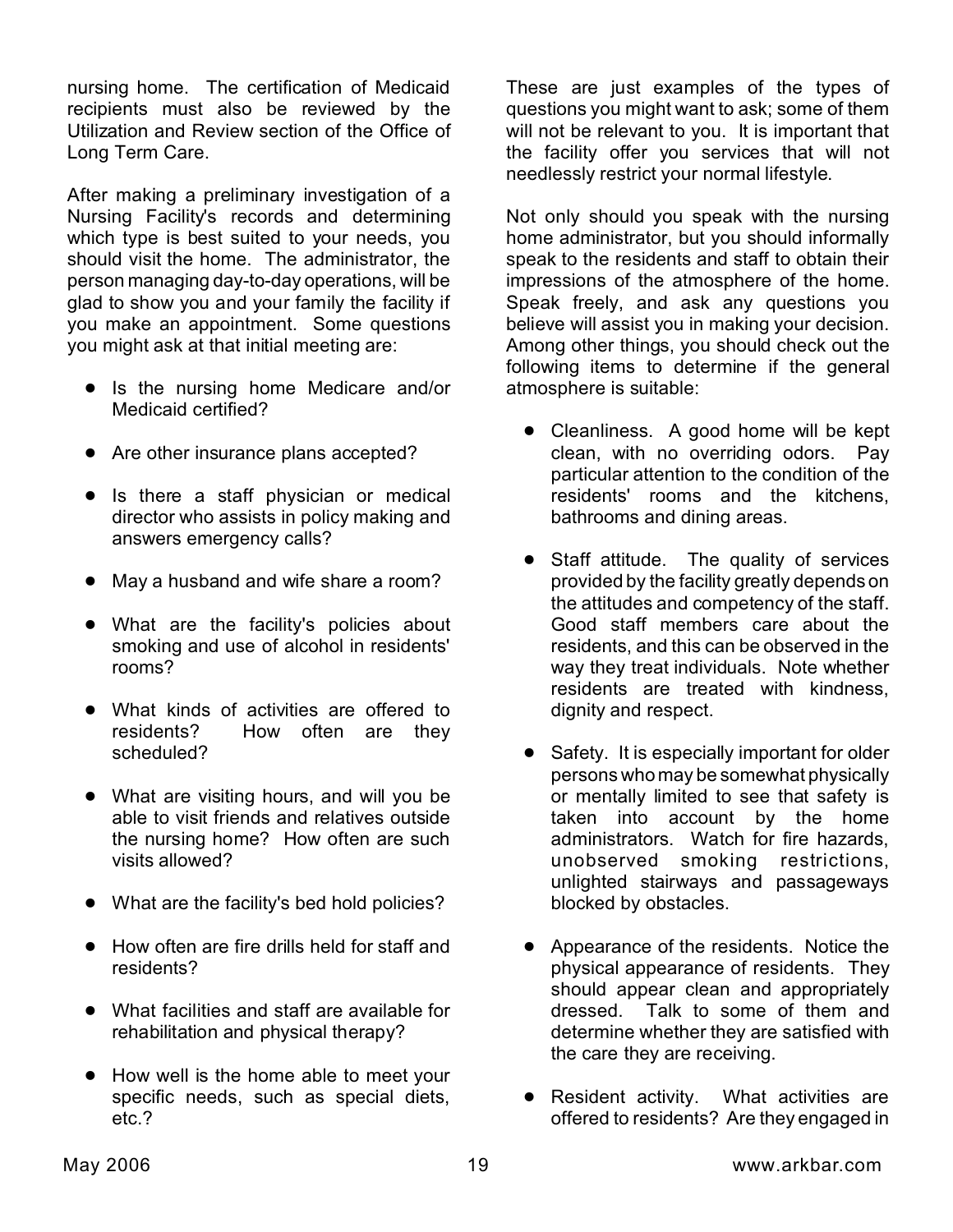nursing home. The certification of Medicaid recipients must also be reviewed by the Utilization and Review section of the Office of Long Term Care.

After making a preliminary investigation of a Nursing Facility's records and determining which type is best suited to your needs, you should visit the home. The administrator, the person managing day-to-day operations, will be glad to show you and your family the facility if you make an appointment. Some questions you might ask at that initial meeting are:

- Is the nursing home Medicare and/or Medicaid certified?
- Are other insurance plans accepted?
- Is there a staff physician or medical director who assists in policy making and answers emergency calls?
- May a husband and wife share a room?
- What are the facility's policies about smoking and use of alcohol in residents' rooms?
- What kinds of activities are offered to residents? How often are they scheduled?
- What are visiting hours, and will you be able to visit friends and relatives outside the nursing home? How often are such visits allowed?
- What are the facility's bed hold policies?
- How often are fire drills held for staff and residents?
- What facilities and staff are available for rehabilitation and physical therapy?
- How well is the home able to meet your specific needs, such as special diets, etc.?

These are just examples of the types of questions you might want to ask; some of them will not be relevant to you. It is important that the facility offer you services that will not needlessly restrict your normal lifestyle.

Not only should you speak with the nursing home administrator, but you should informally speak to the residents and staff to obtain their impressions of the atmosphere of the home. Speak freely, and ask any questions you believe will assist you in making your decision. Among other things, you should check out the following items to determine if the general atmosphere is suitable:

- Cleanliness. A good home will be kept clean, with no overriding odors. Pay particular attention to the condition of the residents' rooms and the kitchens, bathrooms and dining areas.
- Staff attitude. The quality of services provided by the facility greatly depends on the attitudes and competency of the staff. Good staff members care about the residents, and this can be observed in the way they treat individuals. Note whether residents are treated with kindness, dignity and respect.
- Safety. It is especially important for older persons who may be somewhat physically or mentally limited to see that safety is taken into account by the home administrators. Watch for fire hazards, unobserved smoking restrictions, unlighted stairways and passageways blocked by obstacles.
- Appearance of the residents. Notice the physical appearance of residents. They should appear clean and appropriately dressed. Talk to some of them and determine whether they are satisfied with the care they are receiving.
- Resident activity. What activities are offered to residents? Are they engaged in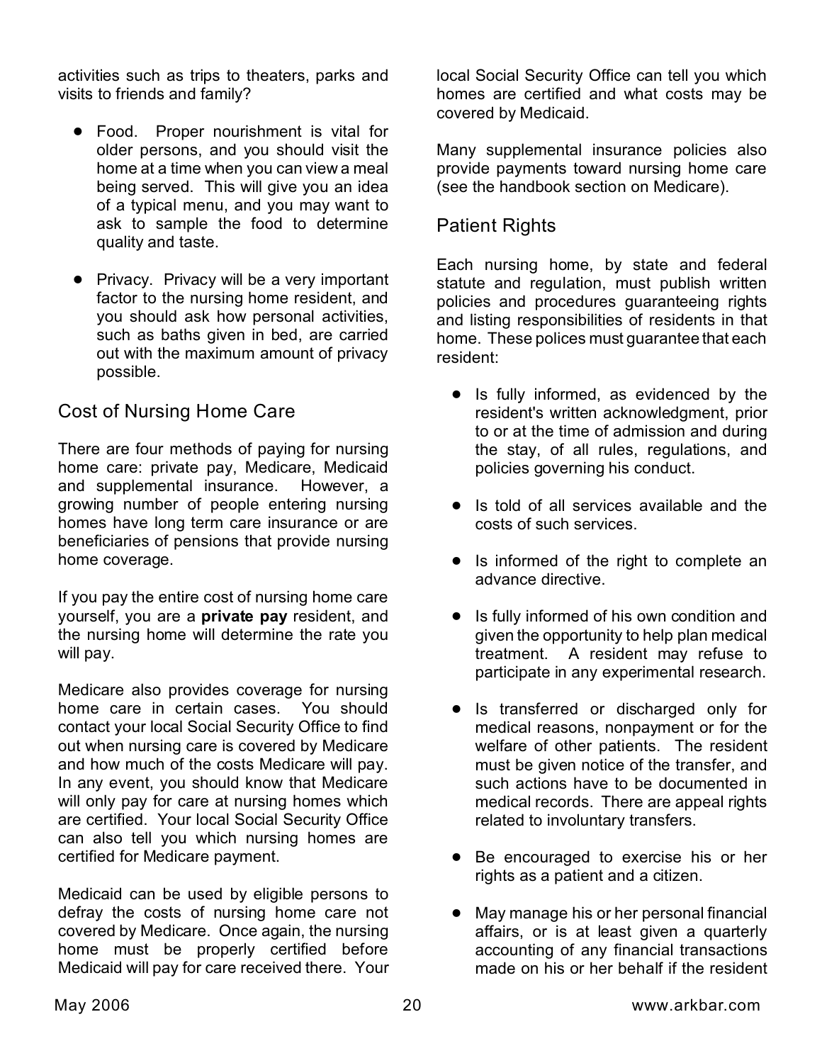activities such as trips to theaters, parks and visits to friends and family?

- Food. Proper nourishment is vital for older persons, and you should visit the home at a time when you can view a meal being served. This will give you an idea of a typical menu, and you may want to ask to sample the food to determine quality and taste.

- Privacy. Privacy will be a very important factor to the nursing home resident, and you should ask how personal activities, such as baths given in bed, are carried out with the maximum amount of privacy possible.

## Cost of Nursing Home Care

There are four methods of paying for nursing home care: private pay, Medicare, Medicaid and supplemental insurance. However, a growing number of people entering nursing homes have long term care insurance or are beneficiaries of pensions that provide nursing home coverage.

If you pay the entire cost of nursing home care yourself, you are a **private pay** resident, and the nursing home will determine the rate you will pay.

Medicare also provides coverage for nursing home care in certain cases. You should contact your local Social Security Office to find out when nursing care is covered by Medicare and how much of the costs Medicare will pay. In any event, you should know that Medicare will only pay for care at nursing homes which are certified. Your local Social Security Office can also tell you which nursing homes are certified for Medicare payment.

Medicaid can be used by eligible persons to defray the costs of nursing home care not covered by Medicare. Once again, the nursing home must be properly certified before Medicaid will pay for care received there. Your local Social Security Office can tell you which homes are certified and what costs may be covered by Medicaid.

Many supplemental insurance policies also provide payments toward nursing home care (see the handbook section on Medicare).

## Patient Rights

Each nursing home, by state and federal statute and regulation, must publish written policies and procedures guaranteeing rights and listing responsibilities of residents in that home. These polices must guarantee that each resident:

- Is fully informed, as evidenced by the resident's written acknowledgment, prior to or at the time of admission and during the stay, of all rules, regulations, and policies governing his conduct.

- Is told of all services available and the costs of such services.

- Is informed of the right to complete an advance directive.

- Is fully informed of his own condition and given the opportunity to help plan medical treatment. A resident may refuse to participate in any experimental research.

- Is transferred or discharged only for medical reasons, nonpayment or for the welfare of other patients. The resident must be given notice of the transfer, and such actions have to be documented in medical records. There are appeal rights related to involuntary transfers.

- Be encouraged to exercise his or her rights as a patient and a citizen.

- May manage his or her personal financial affairs, or is at least given a quarterly accounting of any financial transactions made on his or her behalf if the resident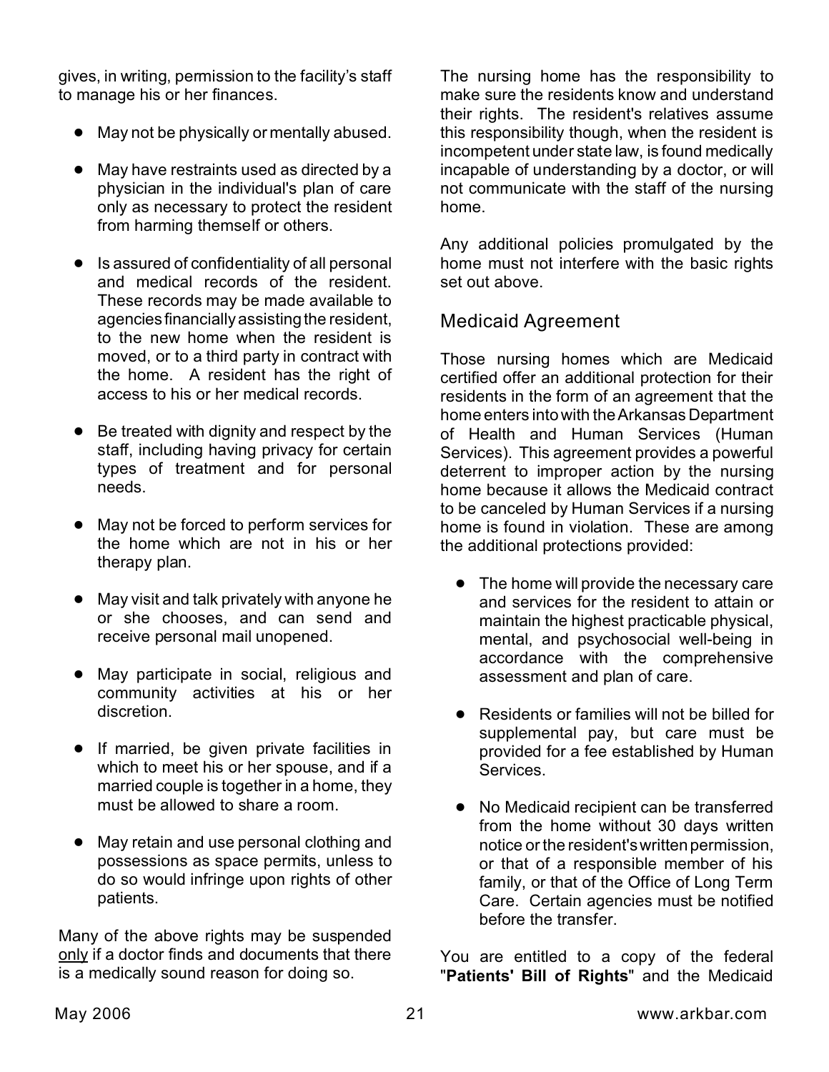gives, in writing, permission to the facility's staff to manage his or her finances.

- May not be physically or mentally abused.
- May have restraints used as directed by a physician in the individual's plan of care only as necessary to protect the resident from harming themself or others.
- Is assured of confidentiality of all personal and medical records of the resident. These records may be made available to agencies financially assisting the resident, to the new home when the resident is moved, or to a third party in contract with the home. A resident has the right of access to his or her medical records.
- Be treated with dignity and respect by the staff, including having privacy for certain types of treatment and for personal needs.
- May not be forced to perform services for the home which are not in his or her therapy plan.
- May visit and talk privately with anyone he or she chooses, and can send and receive personal mail unopened.
- May participate in social, religious and community activities at his or her discretion.
- If married, be given private facilities in which to meet his or her spouse, and if a married couple is together in a home, they must be allowed to share a room.
- May retain and use personal clothing and possessions as space permits, unless to do so would infringe upon rights of other patients.

Many of the above rights may be suspended only if a doctor finds and documents that there is a medically sound reason for doing so.

The nursing home has the responsibility to make sure the residents know and understand their rights. The resident's relatives assume this responsibility though, when the resident is incompetent under state law, is found medically incapable of understanding by a doctor, or will not communicate with the staff of the nursing home.

Any additional policies promulgated by the home must not interfere with the basic rights set out above.

## Medicaid Agreement

Those nursing homes which are Medicaid certified offer an additional protection for their residents in the form of an agreement that the home enters into with the Arkansas Department of Health and Human Services (Human Services). This agreement provides a powerful deterrent to improper action by the nursing home because it allows the Medicaid contract to be canceled by Human Services if a nursing home is found in violation. These are among the additional protections provided:

- The home will provide the necessary care and services for the resident to attain or maintain the highest practicable physical, mental, and psychosocial well-being in accordance with the comprehensive assessment and plan of care.
- Residents or families will not be billed for supplemental pay, but care must be provided for a fee established by Human Services.
- No Medicaid recipient can be transferred from the home without 30 days written notice or the resident's written permission, or that of a responsible member of his family, or that of the Office of Long Term Care. Certain agencies must be notified before the transfer.

You are entitled to a copy of the federal "**Patients' Bill of Rights**" and the Medicaid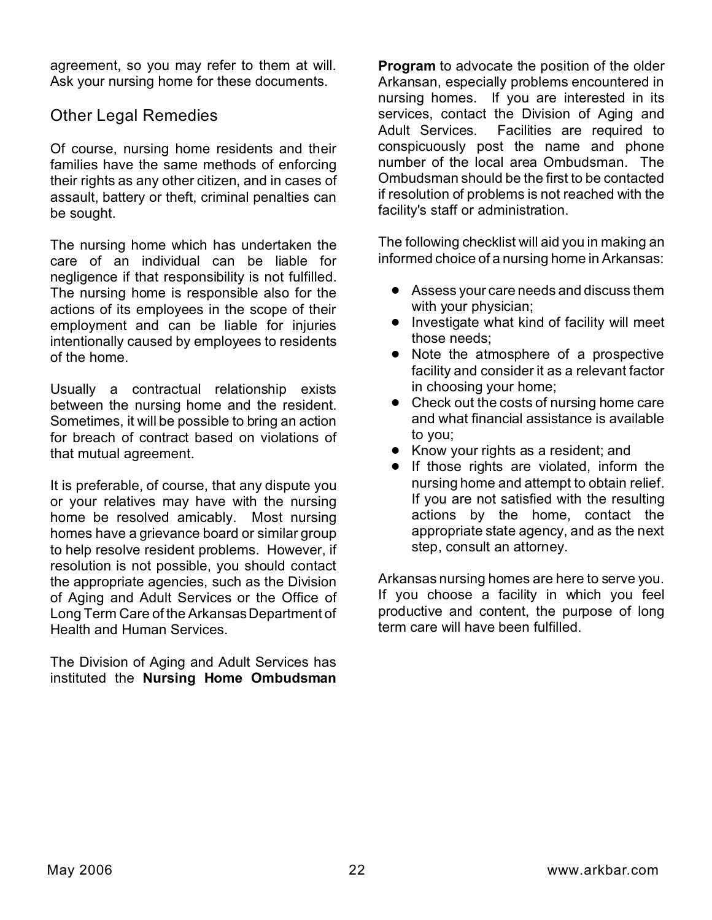agreement, so you may refer to them at will. Ask your nursing home for these documents.

## Other Legal Remedies

Of course, nursing home residents and their families have the same methods of enforcing their rights as any other citizen, and in cases of assault, battery or theft, criminal penalties can be sought.

The nursing home which has undertaken the care of an individual can be liable for negligence if that responsibility is not fulfilled. The nursing home is responsible also for the actions of its employees in the scope of their employment and can be liable for injuries intentionally caused by employees to residents of the home.

Usually a contractual relationship exists between the nursing home and the resident. Sometimes, it will be possible to bring an action for breach of contract based on violations of that mutual agreement.

It is preferable, of course, that any dispute you or your relatives may have with the nursing home be resolved amicably. Most nursing homes have a grievance board or similar group to help resolve resident problems. However, if resolution is not possible, you should contact the appropriate agencies, such as the Division of Aging and Adult Services or the Office of Long Term Care of the Arkansas Department of Health and Human Services.

The Division of Aging and Adult Services has instituted the **Nursing Home Ombudsman Program** to advocate the position of the older Arkansan, especially problems encountered in nursing homes. If you are interested in its services, contact the Division of Aging and Adult Services. Facilities are required to conspicuously post the name and phone number of the local area Ombudsman. The Ombudsman should be the first to be contacted if resolution of problems is not reached with the facility's staff or administration.

The following checklist will aid you in making an informed choice of a nursing home in Arkansas:

- Assess your care needs and discuss them with your physician;
- Investigate what kind of facility will meet those needs;
- Note the atmosphere of a prospective facility and consider it as a relevant factor in choosing your home;
- Check out the costs of nursing home care and what financial assistance is available to you;
- Know your rights as a resident; and
- If those rights are violated, inform the nursing home and attempt to obtain relief. If you are not satisfied with the resulting actions by the home, contact the appropriate state agency, and as the next step, consult an attorney.

Arkansas nursing homes are here to serve you. If you choose a facility in which you feel productive and content, the purpose of long term care will have been fulfilled.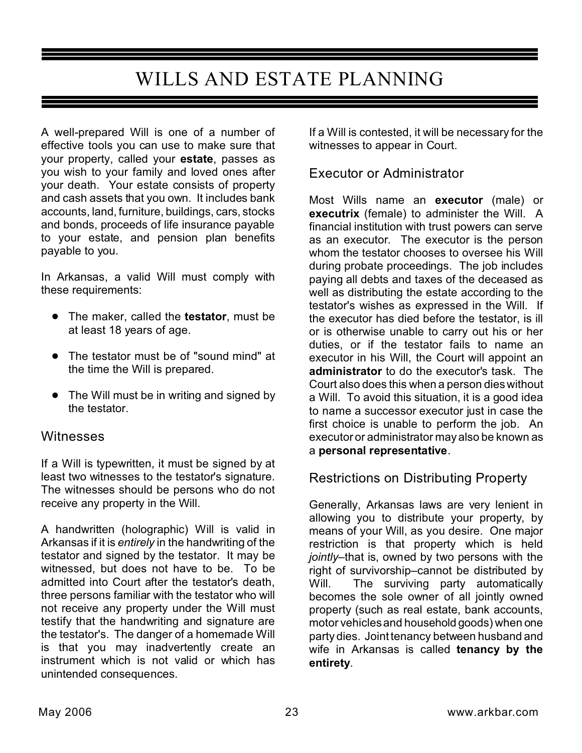# WILLS AND ESTATE PLANNING

A well-prepared Will is one of a number of effective tools you can use to make sure that your property, called your **estate**, passes as you wish to your family and loved ones after your death. Your estate consists of property and cash assets that you own. It includes bank accounts, land, furniture, buildings, cars, stocks and bonds, proceeds of life insurance payable to your estate, and pension plan benefits payable to you.

In Arkansas, a valid Will must comply with these requirements:

- The maker, called the **testator**, must be at least 18 years of age.
- The testator must be of "sound mind" at the time the Will is prepared.
- The Will must be in writing and signed by the testator.

## Witnesses

If a Will is typewritten, it must be signed by at least two witnesses to the testator's signature. The witnesses should be persons who do not receive any property in the Will.

A handwritten (holographic) Will is valid in Arkansas if it is *entirely* in the handwriting of the testator and signed by the testator. It may be witnessed, but does not have to be. To be admitted into Court after the testator's death, three persons familiar with the testator who will not receive any property under the Will must testify that the handwriting and signature are the testator's. The danger of a homemade Will is that you may inadvertently create an instrument which is not valid or which has unintended consequences.

If a Will is contested, it will be necessary for the witnesses to appear in Court.

## Executor or Administrator

Most Wills name an **executor** (male) or **executrix** (female) to administer the Will. A financial institution with trust powers can serve as an executor. The executor is the person whom the testator chooses to oversee his Will during probate proceedings. The job includes paying all debts and taxes of the deceased as well as distributing the estate according to the testator's wishes as expressed in the Will. If the executor has died before the testator, is ill or is otherwise unable to carry out his or her duties, or if the testator fails to name an executor in his Will, the Court will appoint an **administrator** to do the executor's task. The Court also does this when a person dies without a Will. To avoid this situation, it is a good idea to name a successor executor just in case the first choice is unable to perform the job. An executor or administrator may also be known as a **personal representative**.

## Restrictions on Distributing Property

Generally, Arkansas laws are very lenient in allowing you to distribute your property, by means of your Will, as you desire. One major restriction is that property which is held *jointly*–that is, owned by two persons with the right of survivorship–cannot be distributed by Will. The surviving party automatically becomes the sole owner of all jointly owned property (such as real estate, bank accounts, motor vehicles and household goods) when one party dies. Joint tenancy between husband and wife in Arkansas is called **tenancy by the entirety**.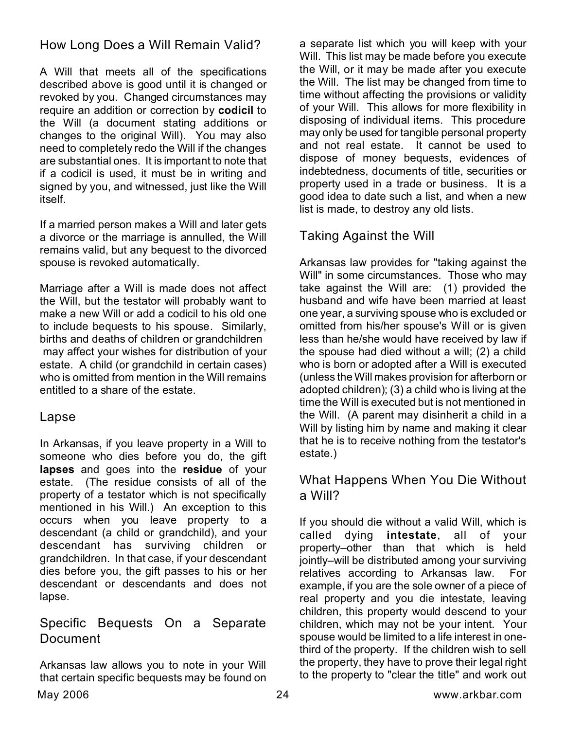## How Long Does a Will Remain Valid?

A Will that meets all of the specifications described above is good until it is changed or revoked by you. Changed circumstances may require an addition or correction by **codicil** to the Will (a document stating additions or changes to the original Will). You may also need to completely redo the Will if the changes are substantial ones. It is important to note that if a codicil is used, it must be in writing and signed by you, and witnessed, just like the Will itself.

If a married person makes a Will and later gets a divorce or the marriage is annulled, the Will remains valid, but any bequest to the divorced spouse is revoked automatically.

Marriage after a Will is made does not affect the Will, but the testator will probably want to make a new Will or add a codicil to his old one to include bequests to his spouse. Similarly, births and deaths of children or grandchildren may affect your wishes for distribution of your estate. A child (or grandchild in certain cases) who is omitted from mention in the Will remains entitled to a share of the estate.

## Lapse

In Arkansas, if you leave property in a Will to someone who dies before you do, the gift **lapses** and goes into the **residue** of your estate. (The residue consists of all of the property of a testator which is not specifically mentioned in his Will.) An exception to this occurs when you leave property to a descendant (a child or grandchild), and your descendant has surviving children or grandchildren. In that case, if your descendant dies before you, the gift passes to his or her descendant or descendants and does not lapse.

## Specific Bequests On a Separate Document

Arkansas law allows you to note in your Will that certain specific bequests may be found on a separate list which you will keep with your Will. This list may be made before you execute the Will, or it may be made after you execute the Will. The list may be changed from time to time without affecting the provisions or validity of your Will. This allows for more flexibility in disposing of individual items. This procedure may only be used for tangible personal property and not real estate. It cannot be used to dispose of money bequests, evidences of indebtedness, documents of title, securities or property used in a trade or business. It is a good idea to date such a list, and when a new list is made, to destroy any old lists.

## Taking Against the Will

Arkansas law provides for "taking against the Will" in some circumstances. Those who may take against the Will are: (1) provided the husband and wife have been married at least one year, a surviving spouse who is excluded or omitted from his/her spouse's Will or is given less than he/she would have received by law if the spouse had died without a will; (2) a child who is born or adopted after a Will is executed (unless the Will makes provision for afterborn or adopted children); (3) a child who is living at the time the Will is executed but is not mentioned in the Will. (A parent may disinherit a child in a Will by listing him by name and making it clear that he is to receive nothing from the testator's estate.)

## What Happens When You Die Without a Will?

If you should die without a valid Will, which is called dying **intestate**, all of your property–other than that which is held jointly–will be distributed among your surviving relatives according to Arkansas law. For example, if you are the sole owner of a piece of real property and you die intestate, leaving children, this property would descend to your children, which may not be your intent. Your spouse would be limited to a life interest in one-third of the property. If the children wish to sell the property, they have to prove their legal right to the property to "clear the title" and work out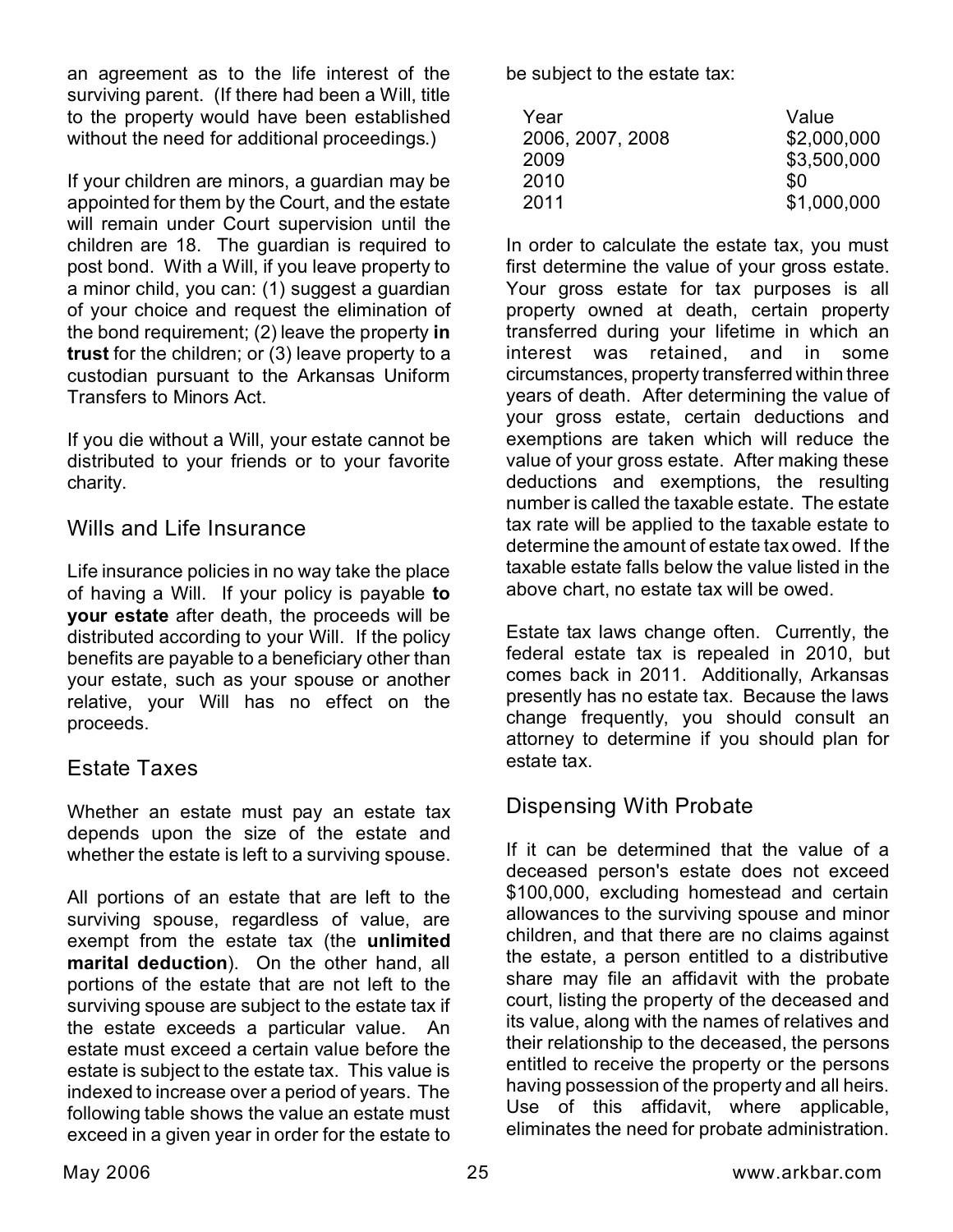an agreement as to the life interest of the surviving parent. (If there had been a Will, title to the property would have been established without the need for additional proceedings.)

If your children are minors, a guardian may be appointed for them by the Court, and the estate will remain under Court supervision until the children are 18. The guardian is required to post bond. With a Will, if you leave property to a minor child, you can: (1) suggest a guardian of your choice and request the elimination of the bond requirement; (2) leave the property **in trust** for the children; or (3) leave property to a custodian pursuant to the Arkansas Uniform Transfers to Minors Act.

If you die without a Will, your estate cannot be distributed to your friends or to your favorite charity.

## Wills and Life Insurance

Life insurance policies in no way take the place of having a Will. If your policy is payable **to your estate** after death, the proceeds will be distributed according to your Will. If the policy benefits are payable to a beneficiary other than your estate, such as your spouse or another relative, your Will has no effect on the proceeds.

## Estate Taxes

Whether an estate must pay an estate tax depends upon the size of the estate and whether the estate is left to a surviving spouse.

All portions of an estate that are left to the surviving spouse, regardless of value, are exempt from the estate tax (the **unlimited marital deduction**). On the other hand, all portions of the estate that are not left to the surviving spouse are subject to the estate tax if the estate exceeds a particular value. An estate must exceed a certain value before the estate is subject to the estate tax. This value is indexed to increase over a period of years. The following table shows the value an estate must exceed in a given year in order for the estate to be subject to the estate tax:

| Year | Value |
|---|---|
| 2006, 2007, 2008 | $2,000,000 |
| 2009 | $3,500,000 |
| 2010 | $0 |
| 2011 | $1,000,000 |

In order to calculate the estate tax, you must first determine the value of your gross estate. Your gross estate for tax purposes is all property owned at death, certain property transferred during your lifetime in which an interest was retained, and in some circumstances, property transferred within three years of death. After determining the value of your gross estate, certain deductions and exemptions are taken which will reduce the value of your gross estate. After making these deductions and exemptions, the resulting number is called the taxable estate. The estate tax rate will be applied to the taxable estate to determine the amount of estate tax owed. If the taxable estate falls below the value listed in the above chart, no estate tax will be owed.

Estate tax laws change often. Currently, the federal estate tax is repealed in 2010, but comes back in 2011. Additionally, Arkansas presently has no estate tax. Because the laws change frequently, you should consult an attorney to determine if you should plan for estate tax.

## Dispensing With Probate

If it can be determined that the value of a deceased person's estate does not exceed $100,000, excluding homestead and certain allowances to the surviving spouse and minor children, and that there are no claims against the estate, a person entitled to a distributive share may file an affidavit with the probate court, listing the property of the deceased and its value, along with the names of relatives and their relationship to the deceased, the persons entitled to receive the property or the persons having possession of the property and all heirs. Use of this affidavit, where applicable, eliminates the need for probate administration.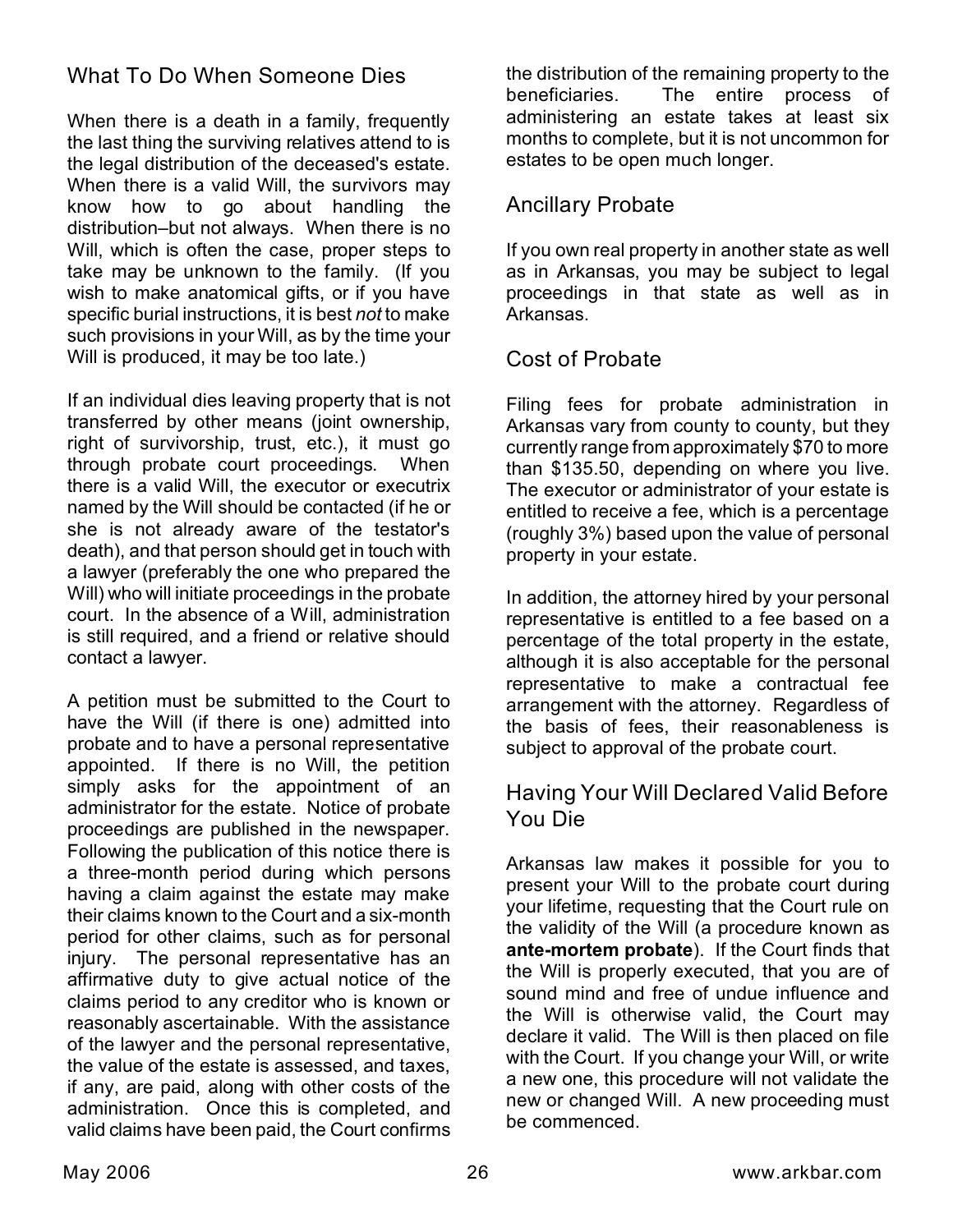## What To Do When Someone Dies

When there is a death in a family, frequently the last thing the surviving relatives attend to is the legal distribution of the deceased's estate. When there is a valid Will, the survivors may know how to go about handling the distribution–but not always. When there is no Will, which is often the case, proper steps to take may be unknown to the family. (If you wish to make anatomical gifts, or if you have specific burial instructions, it is best *not* to make such provisions in your Will, as by the time your Will is produced, it may be too late.)

If an individual dies leaving property that is not transferred by other means (joint ownership, right of survivorship, trust, etc.), it must go through probate court proceedings. When there is a valid Will, the executor or executrix named by the Will should be contacted (if he or she is not already aware of the testator's death), and that person should get in touch with a lawyer (preferably the one who prepared the Will) who will initiate proceedings in the probate court. In the absence of a Will, administration is still required, and a friend or relative should contact a lawyer.

A petition must be submitted to the Court to have the Will (if there is one) admitted into probate and to have a personal representative appointed. If there is no Will, the petition simply asks for the appointment of an administrator for the estate. Notice of probate proceedings are published in the newspaper. Following the publication of this notice there is a three-month period during which persons having a claim against the estate may make their claims known to the Court and a six-month period for other claims, such as for personal injury. The personal representative has an affirmative duty to give actual notice of the claims period to any creditor who is known or reasonably ascertainable. With the assistance of the lawyer and the personal representative, the value of the estate is assessed, and taxes, if any, are paid, along with other costs of the administration. Once this is completed, and valid claims have been paid, the Court confirms the distribution of the remaining property to the beneficiaries. The entire process of administering an estate takes at least six months to complete, but it is not uncommon for estates to be open much longer.

## Ancillary Probate

If you own real property in another state as well as in Arkansas, you may be subject to legal proceedings in that state as well as in Arkansas.

## Cost of Probate

Filing fees for probate administration in Arkansas vary from county to county, but they currently range from approximately $70 to more than $135.50, depending on where you live. The executor or administrator of your estate is entitled to receive a fee, which is a percentage (roughly 3%) based upon the value of personal property in your estate.

In addition, the attorney hired by your personal representative is entitled to a fee based on a percentage of the total property in the estate, although it is also acceptable for the personal representative to make a contractual fee arrangement with the attorney. Regardless of the basis of fees, their reasonableness is subject to approval of the probate court.

## Having Your Will Declared Valid Before You Die

Arkansas law makes it possible for you to present your Will to the probate court during your lifetime, requesting that the Court rule on the validity of the Will (a procedure known as **ante-mortem probate**). If the Court finds that the Will is properly executed, that you are of sound mind and free of undue influence and the Will is otherwise valid, the Court may declare it valid. The Will is then placed on file with the Court. If you change your Will, or write a new one, this procedure will not validate the new or changed Will. A new proceeding must be commenced.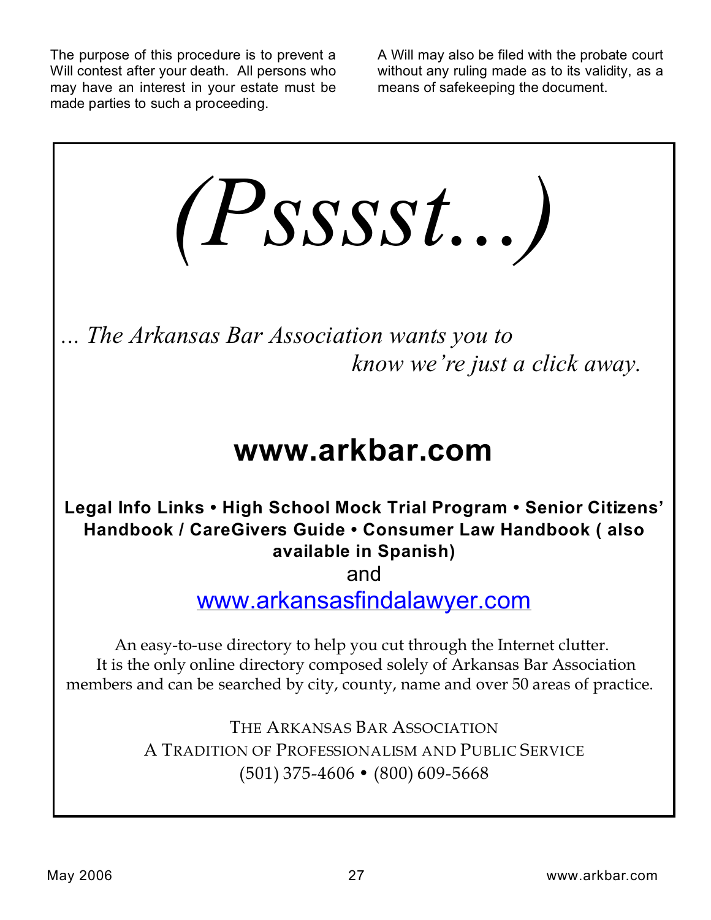The purpose of this procedure is to prevent a Will contest after your death. All persons who may have an interest in your estate must be made parties to such a proceeding.

A Will may also be filed with the probate court without any ruling made as to its validity, as a means of safekeeping the document.

# *(Psssst...)*

*... The Arkansas Bar Association wants you to know we're just a click away.*

## www.arkbar.com

**Legal Info Links • High School Mock Trial Program • Senior Citizens' Handbook / CareGivers Guide • Consumer Law Handbook ( also available in Spanish)**

and

www.arkansasfindalawyer.com

An easy-to-use directory to help you cut through the Internet clutter. It is the only online directory composed solely of Arkansas Bar Association members and can be searched by city, county, name and over 50 areas of practice.

THE ARKANSAS BAR ASSOCIATION
A TRADITION OF PROFESSIONALISM AND PUBLIC SERVICE
(501) 375-4606 • (800) 609-5668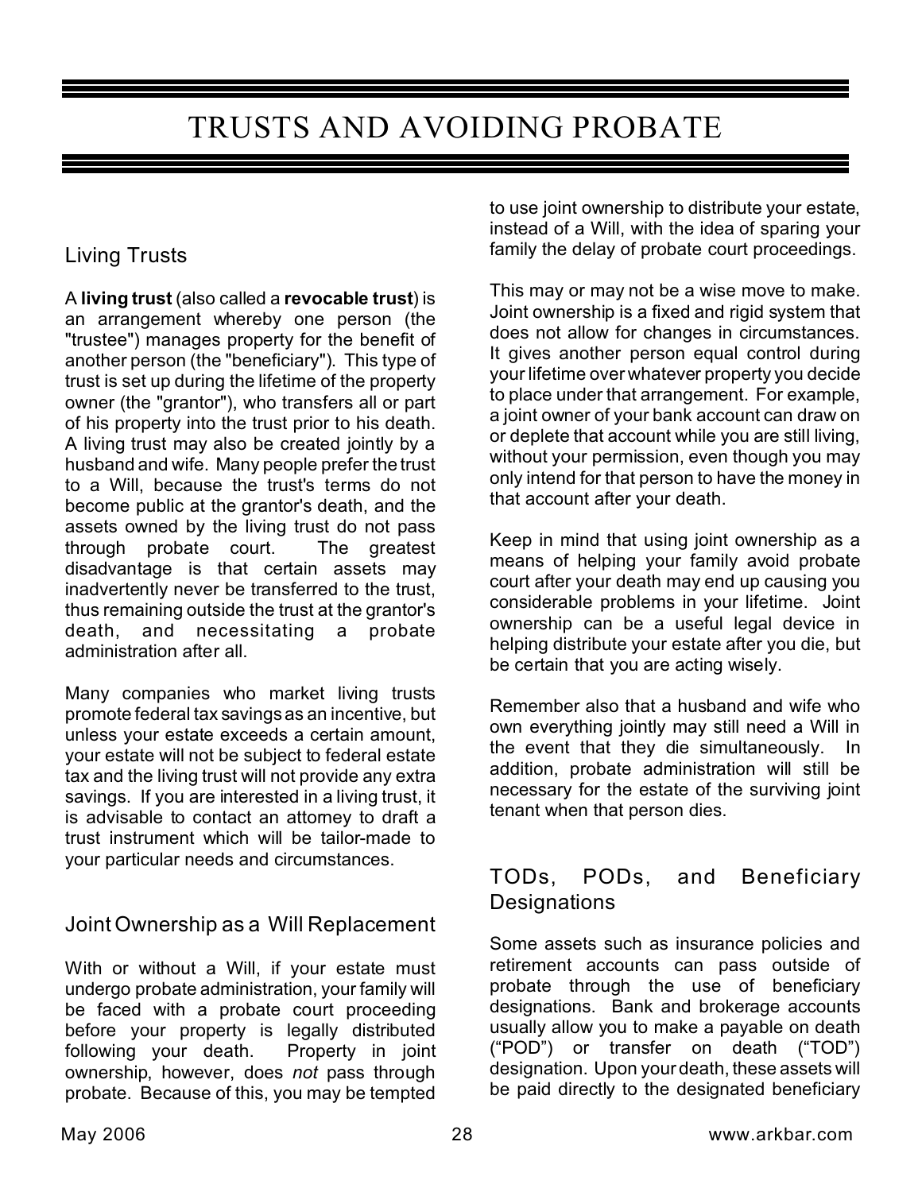# TRUSTS AND AVOIDING PROBATE

## Living Trusts

A **living trust** (also called a **revocable trust**) is an arrangement whereby one person (the "trustee") manages property for the benefit of another person (the "beneficiary"). This type of trust is set up during the lifetime of the property owner (the "grantor"), who transfers all or part of his property into the trust prior to his death. A living trust may also be created jointly by a husband and wife. Many people prefer the trust to a Will, because the trust's terms do not become public at the grantor's death, and the assets owned by the living trust do not pass through probate court. The greatest disadvantage is that certain assets may inadvertently never be transferred to the trust, thus remaining outside the trust at the grantor's death, and necessitating a probate administration after all.

Many companies who market living trusts promote federal tax savings as an incentive, but unless your estate exceeds a certain amount, your estate will not be subject to federal estate tax and the living trust will not provide any extra savings. If you are interested in a living trust, it is advisable to contact an attorney to draft a trust instrument which will be tailor-made to your particular needs and circumstances.

## Joint Ownership as a Will Replacement

With or without a Will, if your estate must undergo probate administration, your family will be faced with a probate court proceeding before your property is legally distributed following your death. Property in joint ownership, however, does *not* pass through probate. Because of this, you may be tempted to use joint ownership to distribute your estate, instead of a Will, with the idea of sparing your family the delay of probate court proceedings.

This may or may not be a wise move to make. Joint ownership is a fixed and rigid system that does not allow for changes in circumstances. It gives another person equal control during your lifetime over whatever property you decide to place under that arrangement. For example, a joint owner of your bank account can draw on or deplete that account while you are still living, without your permission, even though you may only intend for that person to have the money in that account after your death.

Keep in mind that using joint ownership as a means of helping your family avoid probate court after your death may end up causing you considerable problems in your lifetime. Joint ownership can be a useful legal device in helping distribute your estate after you die, but be certain that you are acting wisely.

Remember also that a husband and wife who own everything jointly may still need a Will in the event that they die simultaneously. In addition, probate administration will still be necessary for the estate of the surviving joint tenant when that person dies.

## TODs, PODs, and Beneficiary Designations

Some assets such as insurance policies and retirement accounts can pass outside of probate through the use of beneficiary designations. Bank and brokerage accounts usually allow you to make a payable on death ("POD") or transfer on death ("TOD") designation. Upon your death, these assets will be paid directly to the designated beneficiary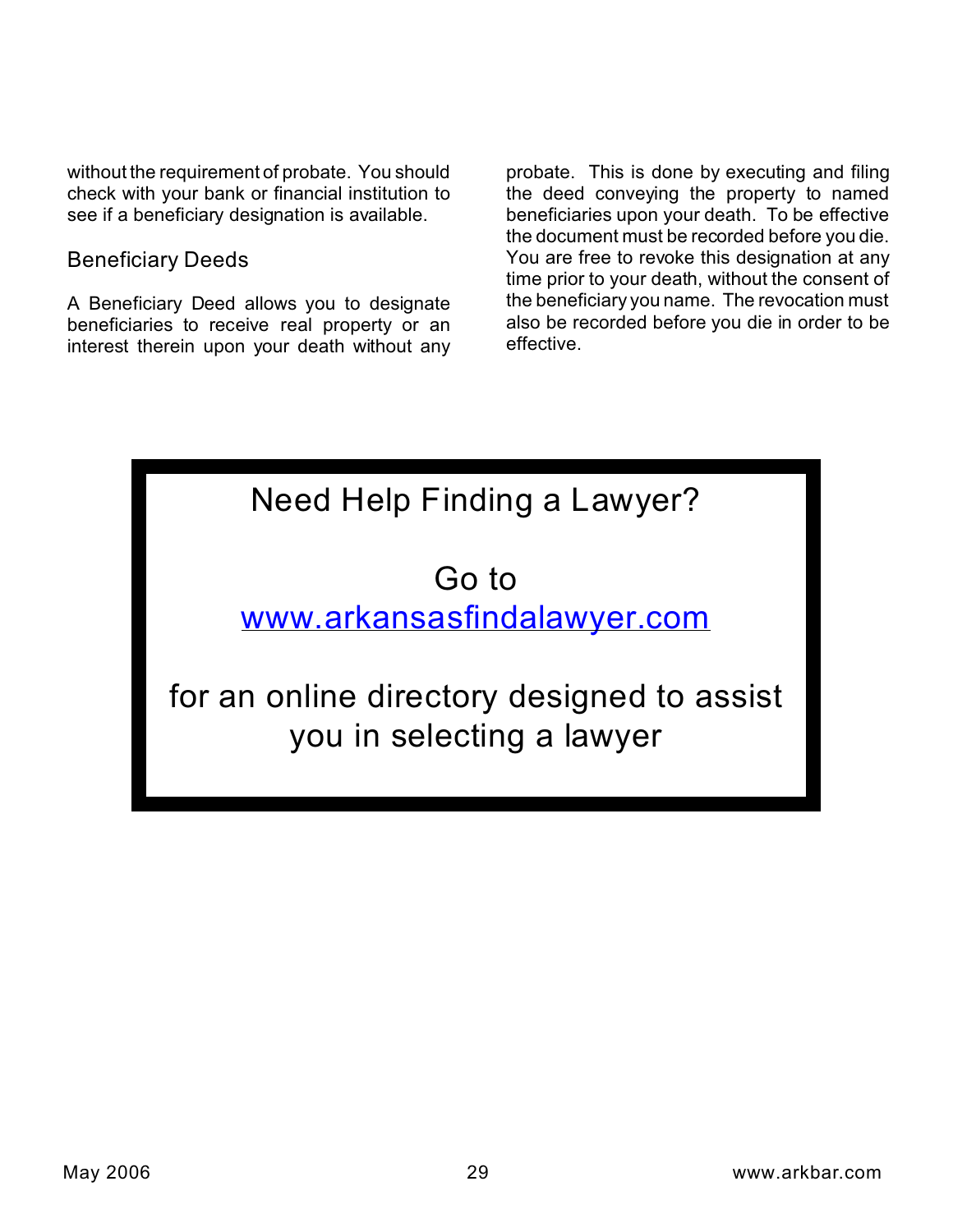without the requirement of probate. You should check with your bank or financial institution to see if a beneficiary designation is available.

### Beneficiary Deeds

A Beneficiary Deed allows you to designate beneficiaries to receive real property or an interest therein upon your death without any probate. This is done by executing and filing the deed conveying the property to named beneficiaries upon your death. To be effective the document must be recorded before you die. You are free to revoke this designation at any time prior to your death, without the consent of the beneficiary you name. The revocation must also be recorded before you die in order to be effective.

Need Help Finding a Lawyer?

Go to
www.arkansasfindalawyer.com

for an online directory designed to assist you in selecting a lawyer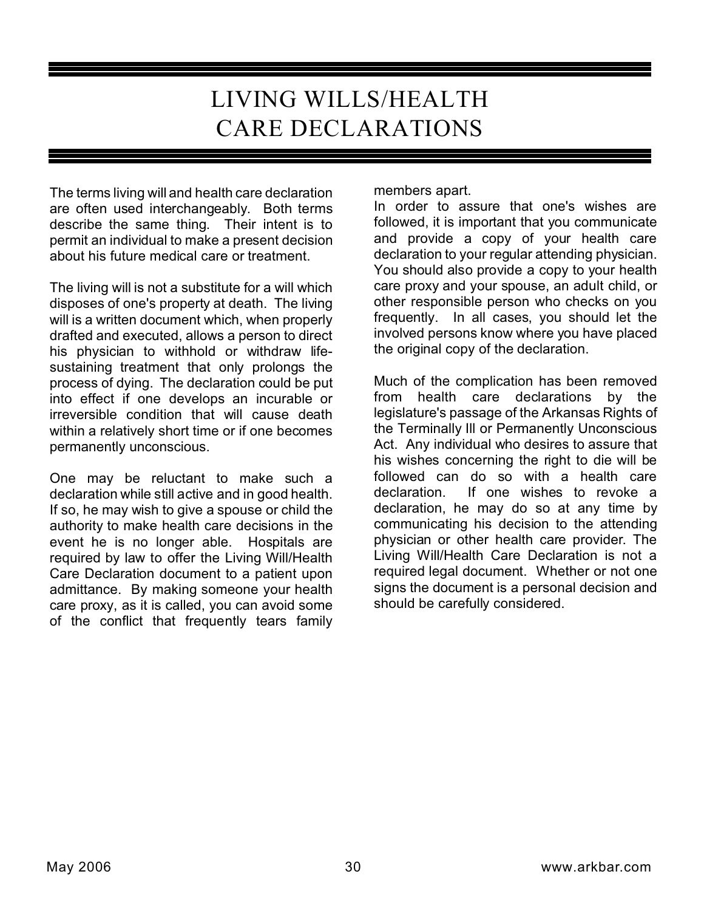# LIVING WILLS/HEALTH CARE DECLARATIONS

The terms living will and health care declaration are often used interchangeably. Both terms describe the same thing. Their intent is to permit an individual to make a present decision about his future medical care or treatment.

The living will is not a substitute for a will which disposes of one's property at death. The living will is a written document which, when properly drafted and executed, allows a person to direct his physician to withhold or withdraw life-sustaining treatment that only prolongs the process of dying. The declaration could be put into effect if one develops an incurable or irreversible condition that will cause death within a relatively short time or if one becomes permanently unconscious.

One may be reluctant to make such a declaration while still active and in good health. If so, he may wish to give a spouse or child the authority to make health care decisions in the event he is no longer able. Hospitals are required by law to offer the Living Will/Health Care Declaration document to a patient upon admittance. By making someone your health care proxy, as it is called, you can avoid some of the conflict that frequently tears family members apart.

In order to assure that one's wishes are followed, it is important that you communicate and provide a copy of your health care declaration to your regular attending physician. You should also provide a copy to your health care proxy and your spouse, an adult child, or other responsible person who checks on you frequently. In all cases, you should let the involved persons know where you have placed the original copy of the declaration.

Much of the complication has been removed from health care declarations by the legislature's passage of the Arkansas Rights of the Terminally Ill or Permanently Unconscious Act. Any individual who desires to assure that his wishes concerning the right to die will be followed can do so with a health care declaration. If one wishes to revoke a declaration, he may do so at any time by communicating his decision to the attending physician or other health care provider. The Living Will/Health Care Declaration is not a required legal document. Whether or not one signs the document is a personal decision and should be carefully considered.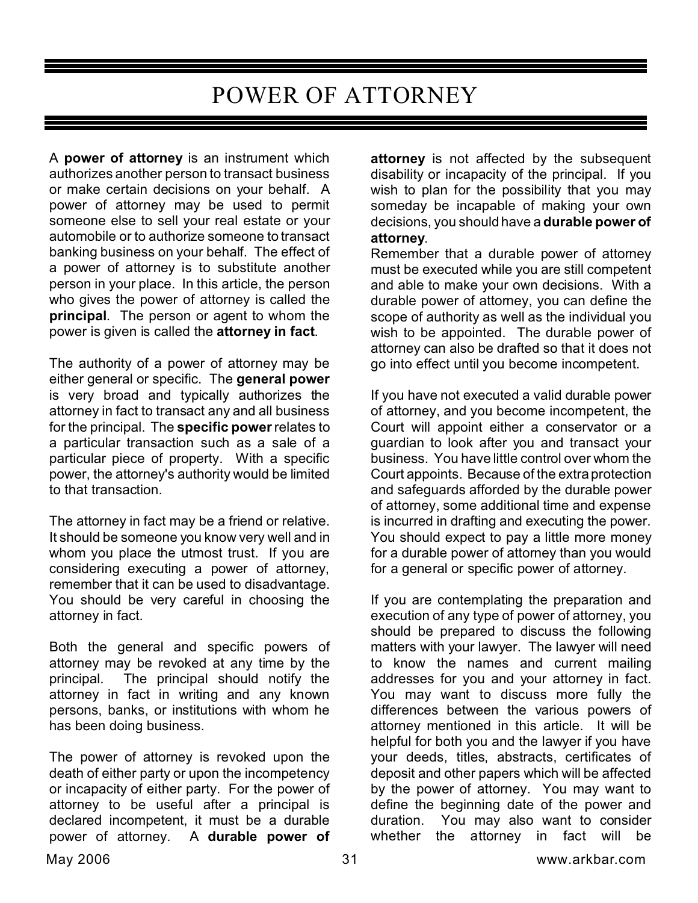# POWER OF ATTORNEY

A **power of attorney** is an instrument which authorizes another person to transact business or make certain decisions on your behalf. A power of attorney may be used to permit someone else to sell your real estate or your automobile or to authorize someone to transact banking business on your behalf. The effect of a power of attorney is to substitute another person in your place. In this article, the person who gives the power of attorney is called the **principal**. The person or agent to whom the power is given is called the **attorney in fact**.

The authority of a power of attorney may be either general or specific. The **general power** is very broad and typically authorizes the attorney in fact to transact any and all business for the principal. The **specific power** relates to a particular transaction such as a sale of a particular piece of property. With a specific power, the attorney's authority would be limited to that transaction.

The attorney in fact may be a friend or relative. It should be someone you know very well and in whom you place the utmost trust. If you are considering executing a power of attorney, remember that it can be used to disadvantage. You should be very careful in choosing the attorney in fact.

Both the general and specific powers of attorney may be revoked at any time by the principal. The principal should notify the attorney in fact in writing and any known persons, banks, or institutions with whom he has been doing business.

The power of attorney is revoked upon the death of either party or upon the incompetency or incapacity of either party. For the power of attorney to be useful after a principal is declared incompetent, it must be a durable power of attorney. A **durable power of attorney** is not affected by the subsequent disability or incapacity of the principal. If you wish to plan for the possibility that you may someday be incapable of making your own decisions, you should have a **durable power of attorney**.

Remember that a durable power of attorney must be executed while you are still competent and able to make your own decisions. With a durable power of attorney, you can define the scope of authority as well as the individual you wish to be appointed. The durable power of attorney can also be drafted so that it does not go into effect until you become incompetent.

If you have not executed a valid durable power of attorney, and you become incompetent, the Court will appoint either a conservator or a guardian to look after you and transact your business. You have little control over whom the Court appoints. Because of the extra protection and safeguards afforded by the durable power of attorney, some additional time and expense is incurred in drafting and executing the power. You should expect to pay a little more money for a durable power of attorney than you would for a general or specific power of attorney.

If you are contemplating the preparation and execution of any type of power of attorney, you should be prepared to discuss the following matters with your lawyer. The lawyer will need to know the names and current mailing addresses for you and your attorney in fact. You may want to discuss more fully the differences between the various powers of attorney mentioned in this article. It will be helpful for both you and the lawyer if you have your deeds, titles, abstracts, certificates of deposit and other papers which will be affected by the power of attorney. You may want to define the beginning date of the power and duration. You may also want to consider whether the attorney in fact will be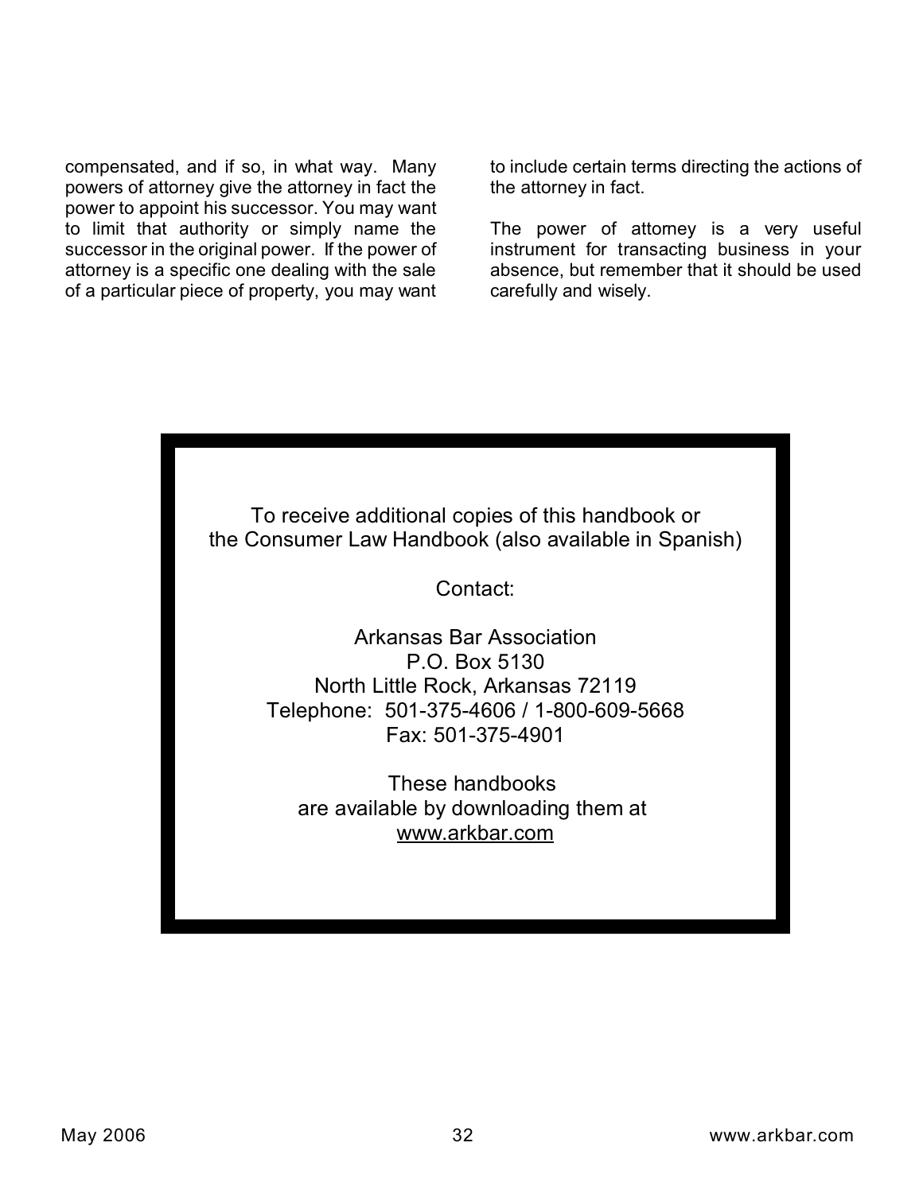compensated, and if so, in what way. Many powers of attorney give the attorney in fact the power to appoint his successor. You may want to limit that authority or simply name the successor in the original power. If the power of attorney is a specific one dealing with the sale of a particular piece of property, you may want to include certain terms directing the actions of the attorney in fact.

The power of attorney is a very useful instrument for transacting business in your absence, but remember that it should be used carefully and wisely.

To receive additional copies of this handbook or the Consumer Law Handbook (also available in Spanish)

Contact:

Arkansas Bar Association
P.O. Box 5130
North Little Rock, Arkansas 72119
Telephone: 501-375-4606 / 1-800-609-5668
Fax: 501-375-4901

These handbooks are available by downloading them at www.arkbar.com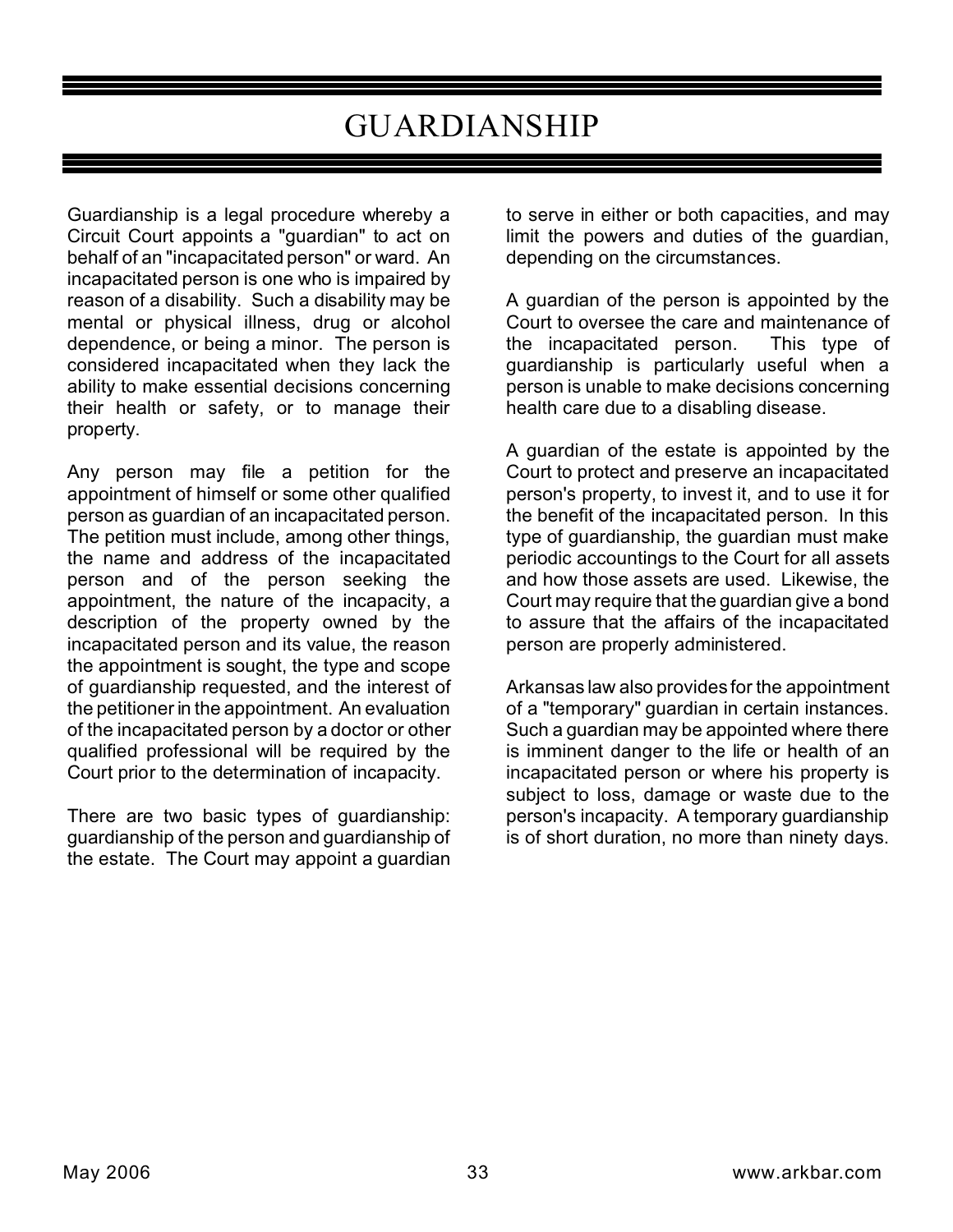# GUARDIANSHIP

Guardianship is a legal procedure whereby a Circuit Court appoints a "guardian" to act on behalf of an "incapacitated person" or ward. An incapacitated person is one who is impaired by reason of a disability. Such a disability may be mental or physical illness, drug or alcohol dependence, or being a minor. The person is considered incapacitated when they lack the ability to make essential decisions concerning their health or safety, or to manage their property.

Any person may file a petition for the appointment of himself or some other qualified person as guardian of an incapacitated person. The petition must include, among other things, the name and address of the incapacitated person and of the person seeking the appointment, the nature of the incapacity, a description of the property owned by the incapacitated person and its value, the reason the appointment is sought, the type and scope of guardianship requested, and the interest of the petitioner in the appointment. An evaluation of the incapacitated person by a doctor or other qualified professional will be required by the Court prior to the determination of incapacity.

There are two basic types of guardianship: guardianship of the person and guardianship of the estate. The Court may appoint a guardian to serve in either or both capacities, and may limit the powers and duties of the guardian, depending on the circumstances.

A guardian of the person is appointed by the Court to oversee the care and maintenance of the incapacitated person. This type of guardianship is particularly useful when a person is unable to make decisions concerning health care due to a disabling disease.

A guardian of the estate is appointed by the Court to protect and preserve an incapacitated person's property, to invest it, and to use it for the benefit of the incapacitated person. In this type of guardianship, the guardian must make periodic accountings to the Court for all assets and how those assets are used. Likewise, the Court may require that the guardian give a bond to assure that the affairs of the incapacitated person are properly administered.

Arkansas law also provides for the appointment of a "temporary" guardian in certain instances. Such a guardian may be appointed where there is imminent danger to the life or health of an incapacitated person or where his property is subject to loss, damage or waste due to the person's incapacity. A temporary guardianship is of short duration, no more than ninety days.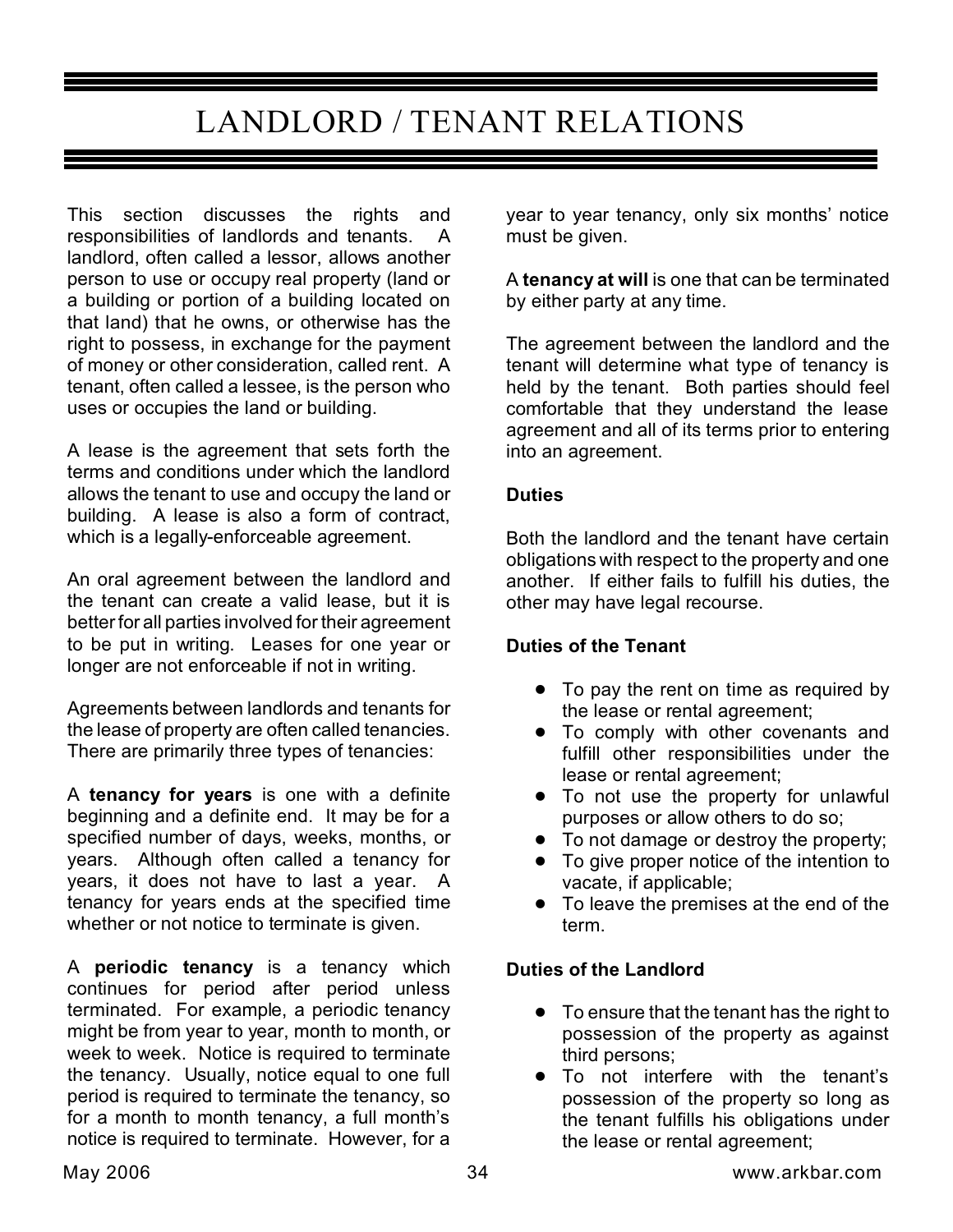# LANDLORD / TENANT RELATIONS

This section discusses the rights and responsibilities of landlords and tenants. A landlord, often called a lessor, allows another person to use or occupy real property (land or a building or portion of a building located on that land) that he owns, or otherwise has the right to possess, in exchange for the payment of money or other consideration, called rent. A tenant, often called a lessee, is the person who uses or occupies the land or building.

A lease is the agreement that sets forth the terms and conditions under which the landlord allows the tenant to use and occupy the land or building. A lease is also a form of contract, which is a legally-enforceable agreement.

An oral agreement between the landlord and the tenant can create a valid lease, but it is better for all parties involved for their agreement to be put in writing. Leases for one year or longer are not enforceable if not in writing.

Agreements between landlords and tenants for the lease of property are often called tenancies. There are primarily three types of tenancies:

A **tenancy for years** is one with a definite beginning and a definite end. It may be for a specified number of days, weeks, months, or years. Although often called a tenancy for years, it does not have to last a year. A tenancy for years ends at the specified time whether or not notice to terminate is given.

A **periodic tenancy** is a tenancy which continues for period after period unless terminated. For example, a periodic tenancy might be from year to year, month to month, or week to week. Notice is required to terminate the tenancy. Usually, notice equal to one full period is required to terminate the tenancy, so for a month to month tenancy, a full month's notice is required to terminate. However, for a year to year tenancy, only six months' notice must be given.

A **tenancy at will** is one that can be terminated by either party at any time.

The agreement between the landlord and the tenant will determine what type of tenancy is held by the tenant. Both parties should feel comfortable that they understand the lease agreement and all of its terms prior to entering into an agreement.

**Duties**

Both the landlord and the tenant have certain obligations with respect to the property and one another. If either fails to fulfill his duties, the other may have legal recourse.

**Duties of the Tenant**

- To pay the rent on time as required by the lease or rental agreement;
- To comply with other covenants and fulfill other responsibilities under the lease or rental agreement;
- To not use the property for unlawful purposes or allow others to do so;
- To not damage or destroy the property;
- To give proper notice of the intention to vacate, if applicable;
- To leave the premises at the end of the term.

**Duties of the Landlord**

- To ensure that the tenant has the right to possession of the property as against third persons;
- To not interfere with the tenant's possession of the property so long as the tenant fulfills his obligations under the lease or rental agreement;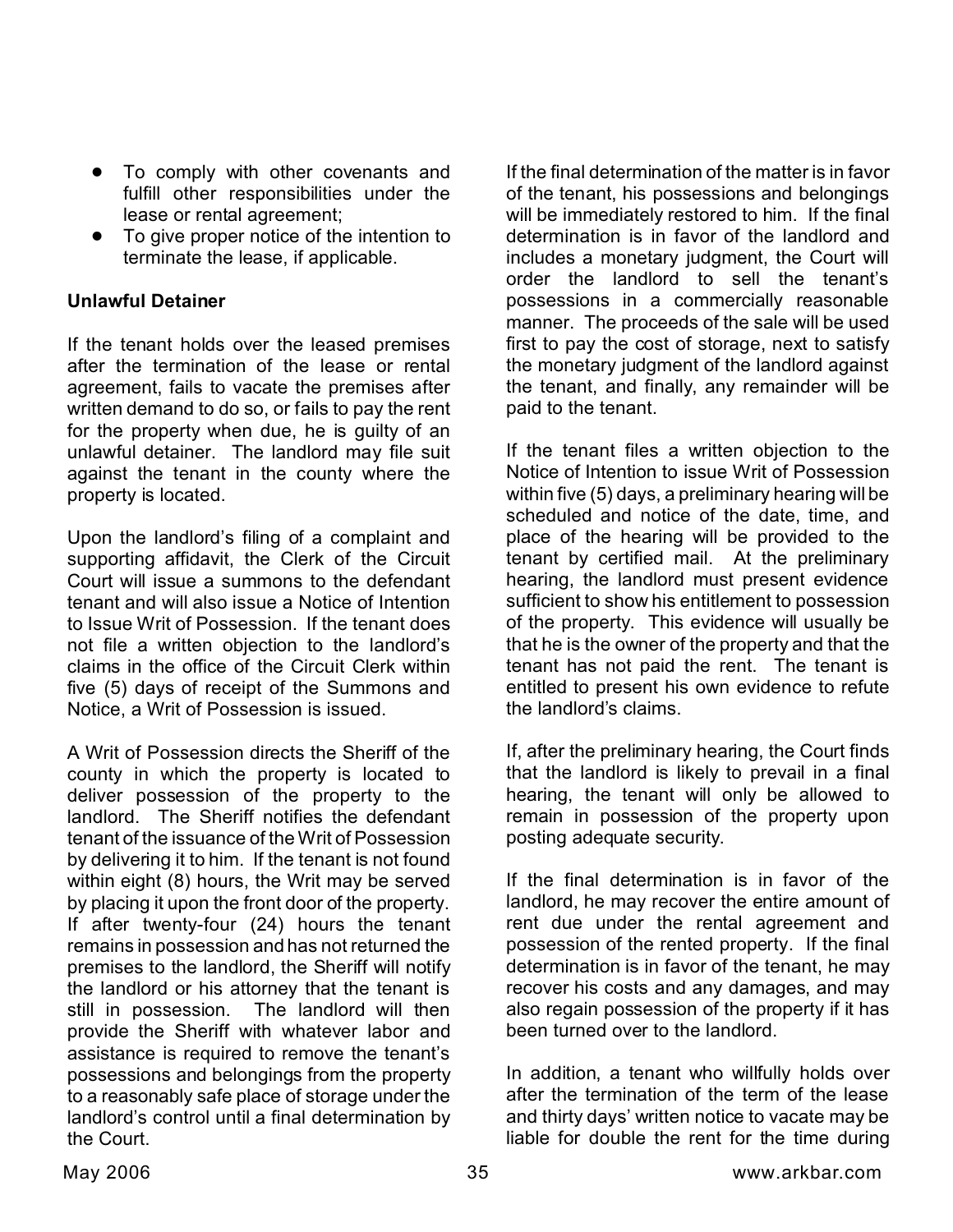- To comply with other covenants and fulfill other responsibilities under the lease or rental agreement;
- To give proper notice of the intention to terminate the lease, if applicable.

**Unlawful Detainer**

If the tenant holds over the leased premises after the termination of the lease or rental agreement, fails to vacate the premises after written demand to do so, or fails to pay the rent for the property when due, he is guilty of an unlawful detainer. The landlord may file suit against the tenant in the county where the property is located.

Upon the landlord's filing of a complaint and supporting affidavit, the Clerk of the Circuit Court will issue a summons to the defendant tenant and will also issue a Notice of Intention to Issue Writ of Possession. If the tenant does not file a written objection to the landlord's claims in the office of the Circuit Clerk within five (5) days of receipt of the Summons and Notice, a Writ of Possession is issued.

A Writ of Possession directs the Sheriff of the county in which the property is located to deliver possession of the property to the landlord. The Sheriff notifies the defendant tenant of the issuance of the Writ of Possession by delivering it to him. If the tenant is not found within eight (8) hours, the Writ may be served by placing it upon the front door of the property. If after twenty-four (24) hours the tenant remains in possession and has not returned the premises to the landlord, the Sheriff will notify the landlord or his attorney that the tenant is still in possession. The landlord will then provide the Sheriff with whatever labor and assistance is required to remove the tenant's possessions and belongings from the property to a reasonably safe place of storage under the landlord's control until a final determination by the Court.

If the final determination of the matter is in favor of the tenant, his possessions and belongings will be immediately restored to him. If the final determination is in favor of the landlord and includes a monetary judgment, the Court will order the landlord to sell the tenant's possessions in a commercially reasonable manner. The proceeds of the sale will be used first to pay the cost of storage, next to satisfy the monetary judgment of the landlord against the tenant, and finally, any remainder will be paid to the tenant.

If the tenant files a written objection to the Notice of Intention to issue Writ of Possession within five (5) days, a preliminary hearing will be scheduled and notice of the date, time, and place of the hearing will be provided to the tenant by certified mail. At the preliminary hearing, the landlord must present evidence sufficient to show his entitlement to possession of the property. This evidence will usually be that he is the owner of the property and that the tenant has not paid the rent. The tenant is entitled to present his own evidence to refute the landlord's claims.

If, after the preliminary hearing, the Court finds that the landlord is likely to prevail in a final hearing, the tenant will only be allowed to remain in possession of the property upon posting adequate security.

If the final determination is in favor of the landlord, he may recover the entire amount of rent due under the rental agreement and possession of the rented property. If the final determination is in favor of the tenant, he may recover his costs and any damages, and may also regain possession of the property if it has been turned over to the landlord.

In addition, a tenant who willfully holds over after the termination of the term of the lease and thirty days' written notice to vacate may be liable for double the rent for the time during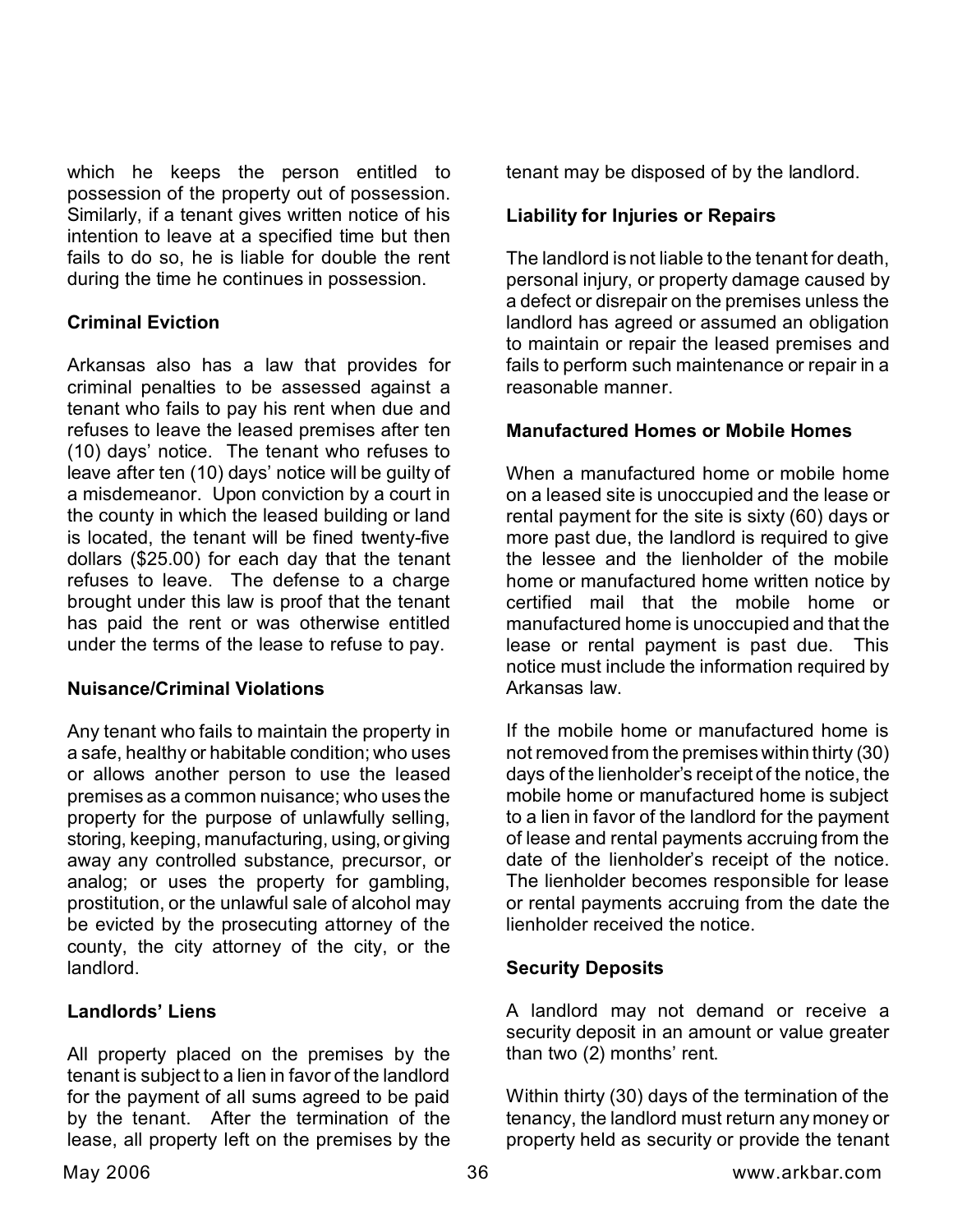which he keeps the person entitled to possession of the property out of possession. Similarly, if a tenant gives written notice of his intention to leave at a specified time but then fails to do so, he is liable for double the rent during the time he continues in possession.

**Criminal Eviction**

Arkansas also has a law that provides for criminal penalties to be assessed against a tenant who fails to pay his rent when due and refuses to leave the leased premises after ten (10) days' notice. The tenant who refuses to leave after ten (10) days' notice will be guilty of a misdemeanor. Upon conviction by a court in the county in which the leased building or land is located, the tenant will be fined twenty-five dollars ($25.00) for each day that the tenant refuses to leave. The defense to a charge brought under this law is proof that the tenant has paid the rent or was otherwise entitled under the terms of the lease to refuse to pay.

**Nuisance/Criminal Violations**

Any tenant who fails to maintain the property in a safe, healthy or habitable condition; who uses or allows another person to use the leased premises as a common nuisance; who uses the property for the purpose of unlawfully selling, storing, keeping, manufacturing, using, or giving away any controlled substance, precursor, or analog; or uses the property for gambling, prostitution, or the unlawful sale of alcohol may be evicted by the prosecuting attorney of the county, the city attorney of the city, or the landlord.

**Landlords' Liens**

All property placed on the premises by the tenant is subject to a lien in favor of the landlord for the payment of all sums agreed to be paid by the tenant. After the termination of the lease, all property left on the premises by the tenant may be disposed of by the landlord.

**Liability for Injuries or Repairs**

The landlord is not liable to the tenant for death, personal injury, or property damage caused by a defect or disrepair on the premises unless the landlord has agreed or assumed an obligation to maintain or repair the leased premises and fails to perform such maintenance or repair in a reasonable manner.

**Manufactured Homes or Mobile Homes**

When a manufactured home or mobile home on a leased site is unoccupied and the lease or rental payment for the site is sixty (60) days or more past due, the landlord is required to give the lessee and the lienholder of the mobile home or manufactured home written notice by certified mail that the mobile home or manufactured home is unoccupied and that the lease or rental payment is past due. This notice must include the information required by Arkansas law.

If the mobile home or manufactured home is not removed from the premises within thirty (30) days of the lienholder's receipt of the notice, the mobile home or manufactured home is subject to a lien in favor of the landlord for the payment of lease and rental payments accruing from the date of the lienholder's receipt of the notice. The lienholder becomes responsible for lease or rental payments accruing from the date the lienholder received the notice.

**Security Deposits**

A landlord may not demand or receive a security deposit in an amount or value greater than two (2) months' rent.

Within thirty (30) days of the termination of the tenancy, the landlord must return any money or property held as security or provide the tenant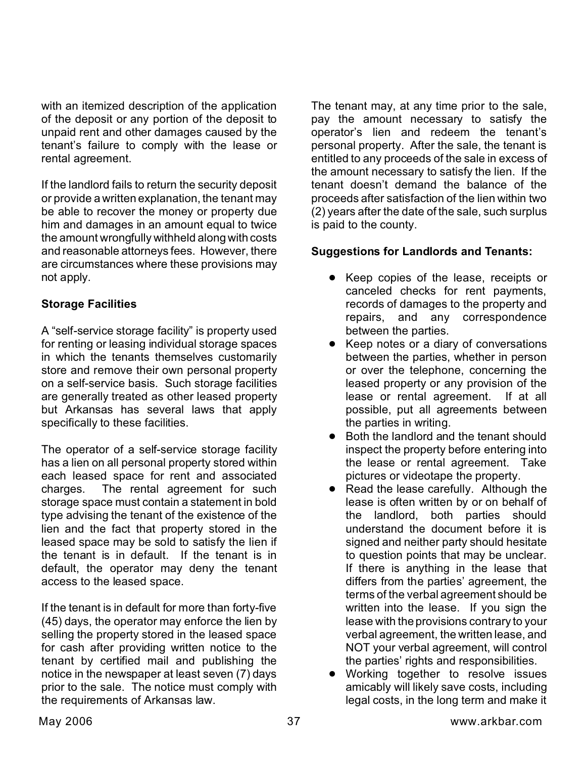with an itemized description of the application of the deposit or any portion of the deposit to unpaid rent and other damages caused by the tenant's failure to comply with the lease or rental agreement.

If the landlord fails to return the security deposit or provide a written explanation, the tenant may be able to recover the money or property due him and damages in an amount equal to twice the amount wrongfully withheld along with costs and reasonable attorneys fees. However, there are circumstances where these provisions may not apply.

**Storage Facilities**

A "self-service storage facility" is property used for renting or leasing individual storage spaces in which the tenants themselves customarily store and remove their own personal property on a self-service basis. Such storage facilities are generally treated as other leased property but Arkansas has several laws that apply specifically to these facilities.

The operator of a self-service storage facility has a lien on all personal property stored within each leased space for rent and associated charges. The rental agreement for such storage space must contain a statement in bold type advising the tenant of the existence of the lien and the fact that property stored in the leased space may be sold to satisfy the lien if the tenant is in default. If the tenant is in default, the operator may deny the tenant access to the leased space.

If the tenant is in default for more than forty-five (45) days, the operator may enforce the lien by selling the property stored in the leased space for cash after providing written notice to the tenant by certified mail and publishing the notice in the newspaper at least seven (7) days prior to the sale. The notice must comply with the requirements of Arkansas law.

The tenant may, at any time prior to the sale, pay the amount necessary to satisfy the operator's lien and redeem the tenant's personal property. After the sale, the tenant is entitled to any proceeds of the sale in excess of the amount necessary to satisfy the lien. If the tenant doesn't demand the balance of the proceeds after satisfaction of the lien within two (2) years after the date of the sale, such surplus is paid to the county.

**Suggestions for Landlords and Tenants:**

- Keep copies of the lease, receipts or canceled checks for rent payments, records of damages to the property and repairs, and any correspondence between the parties.
- Keep notes or a diary of conversations between the parties, whether in person or over the telephone, concerning the leased property or any provision of the lease or rental agreement. If at all possible, put all agreements between the parties in writing.
- Both the landlord and the tenant should inspect the property before entering into the lease or rental agreement. Take pictures or videotape the property.
- Read the lease carefully. Although the lease is often written by or on behalf of the landlord, both parties should understand the document before it is signed and neither party should hesitate to question points that may be unclear. If there is anything in the lease that differs from the parties' agreement, the terms of the verbal agreement should be written into the lease. If you sign the lease with the provisions contrary to your verbal agreement, the written lease, and NOT your verbal agreement, will control the parties' rights and responsibilities.
- Working together to resolve issues amicably will likely save costs, including legal costs, in the long term and make it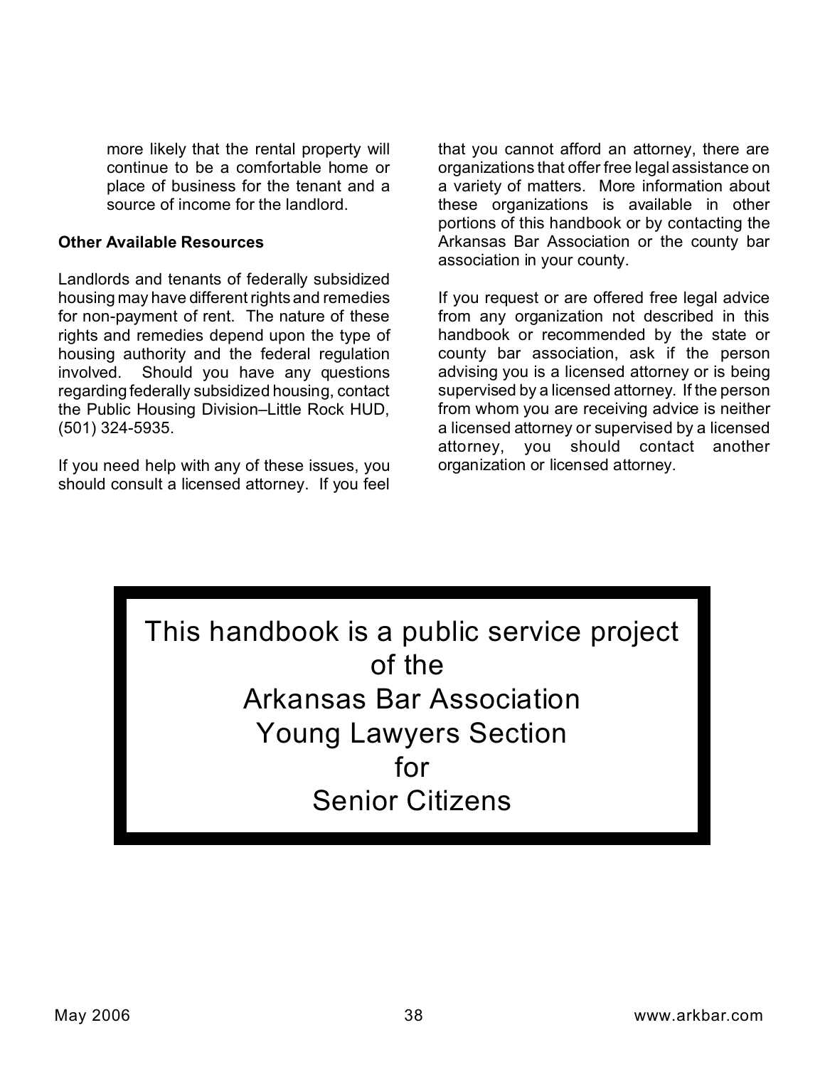more likely that the rental property will continue to be a comfortable home or place of business for the tenant and a source of income for the landlord.

**Other Available Resources**

Landlords and tenants of federally subsidized housing may have different rights and remedies for non-payment of rent. The nature of these rights and remedies depend upon the type of housing authority and the federal regulation involved. Should you have any questions regarding federally subsidized housing, contact the Public Housing Division–Little Rock HUD, (501) 324-5935.

If you need help with any of these issues, you should consult a licensed attorney. If you feel that you cannot afford an attorney, there are organizations that offer free legal assistance on a variety of matters. More information about these organizations is available in other portions of this handbook or by contacting the Arkansas Bar Association or the county bar association in your county.

If you request or are offered free legal advice from any organization not described in this handbook or recommended by the state or county bar association, ask if the person advising you is a licensed attorney or is being supervised by a licensed attorney. If the person from whom you are receiving advice is neither a licensed attorney or supervised by a licensed attorney, you should contact another organization or licensed attorney.

This handbook is a public service project of the Arkansas Bar Association Young Lawyers Section for Senior Citizens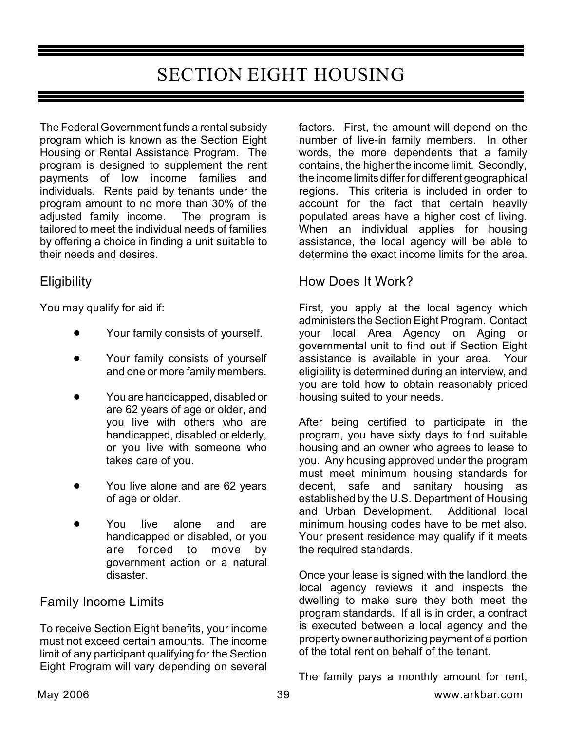# SECTION EIGHT HOUSING

The Federal Government funds a rental subsidy program which is known as the Section Eight Housing or Rental Assistance Program. The program is designed to supplement the rent payments of low income families and individuals. Rents paid by tenants under the program amount to no more than 30% of the adjusted family income. The program is tailored to meet the individual needs of families by offering a choice in finding a unit suitable to their needs and desires.

## Eligibility

You may qualify for aid if:

- Your family consists of yourself.
- Your family consists of yourself and one or more family members.
- You are handicapped, disabled or are 62 years of age or older, and you live with others who are handicapped, disabled or elderly, or you live with someone who takes care of you.
- You live alone and are 62 years of age or older.
- You live alone and are handicapped or disabled, or you are forced to move by government action or a natural disaster.

## Family Income Limits

To receive Section Eight benefits, your income must not exceed certain amounts. The income limit of any participant qualifying for the Section Eight Program will vary depending on several factors. First, the amount will depend on the number of live-in family members. In other words, the more dependents that a family contains, the higher the income limit. Secondly, the income limits differ for different geographical regions. This criteria is included in order to account for the fact that certain heavily populated areas have a higher cost of living. When an individual applies for housing assistance, the local agency will be able to determine the exact income limits for the area.

## How Does It Work?

First, you apply at the local agency which administers the Section Eight Program. Contact your local Area Agency on Aging or governmental unit to find out if Section Eight assistance is available in your area. Your eligibility is determined during an interview, and you are told how to obtain reasonably priced housing suited to your needs.

After being certified to participate in the program, you have sixty days to find suitable housing and an owner who agrees to lease to you. Any housing approved under the program must meet minimum housing standards for decent, safe and sanitary housing as established by the U.S. Department of Housing and Urban Development. Additional local minimum housing codes have to be met also. Your present residence may qualify if it meets the required standards.

Once your lease is signed with the landlord, the local agency reviews it and inspects the dwelling to make sure they both meet the program standards. If all is in order, a contract is executed between a local agency and the property owner authorizing payment of a portion of the total rent on behalf of the tenant.

The family pays a monthly amount for rent,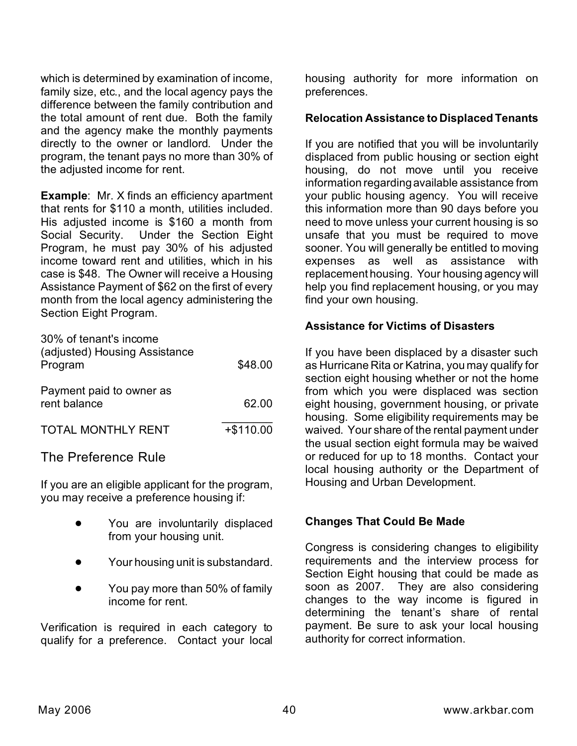which is determined by examination of income, family size, etc., and the local agency pays the difference between the family contribution and the total amount of rent due. Both the family and the agency make the monthly payments directly to the owner or landlord. Under the program, the tenant pays no more than 30% of the adjusted income for rent.

**Example**: Mr. X finds an efficiency apartment that rents for $110 a month, utilities included. His adjusted income is $160 a month from Social Security. Under the Section Eight Program, he must pay 30% of his adjusted income toward rent and utilities, which in his case is $48. The Owner will receive a Housing Assistance Payment of $62 on the first of every month from the local agency administering the Section Eight Program.

| | |
|---|---|
| 30% of tenant's income (adjusted) Housing Assistance Program | $48.00 |
| Payment paid to owner as rent balance | 62.00 |
| TOTAL MONTHLY RENT | +$110.00 |

## The Preference Rule

If you are an eligible applicant for the program, you may receive a preference housing if:

- You are involuntarily displaced from your housing unit.
- Your housing unit is substandard.
- You pay more than 50% of family income for rent.

Verification is required in each category to qualify for a preference. Contact your local housing authority for more information on preferences.

### Relocation Assistance to Displaced Tenants

If you are notified that you will be involuntarily displaced from public housing or section eight housing, do not move until you receive information regarding available assistance from your public housing agency. You will receive this information more than 90 days before you need to move unless your current housing is so unsafe that you must be required to move sooner. You will generally be entitled to moving expenses as well as assistance with replacement housing. Your housing agency will help you find replacement housing, or you may find your own housing.

### Assistance for Victims of Disasters

If you have been displaced by a disaster such as Hurricane Rita or Katrina, you may qualify for section eight housing whether or not the home from which you were displaced was section eight housing, government housing, or private housing. Some eligibility requirements may be waived. Your share of the rental payment under the usual section eight formula may be waived or reduced for up to 18 months. Contact your local housing authority or the Department of Housing and Urban Development.

### Changes That Could Be Made

Congress is considering changes to eligibility requirements and the interview process for Section Eight housing that could be made as soon as 2007. They are also considering changes to the way income is figured in determining the tenant's share of rental payment. Be sure to ask your local housing authority for correct information.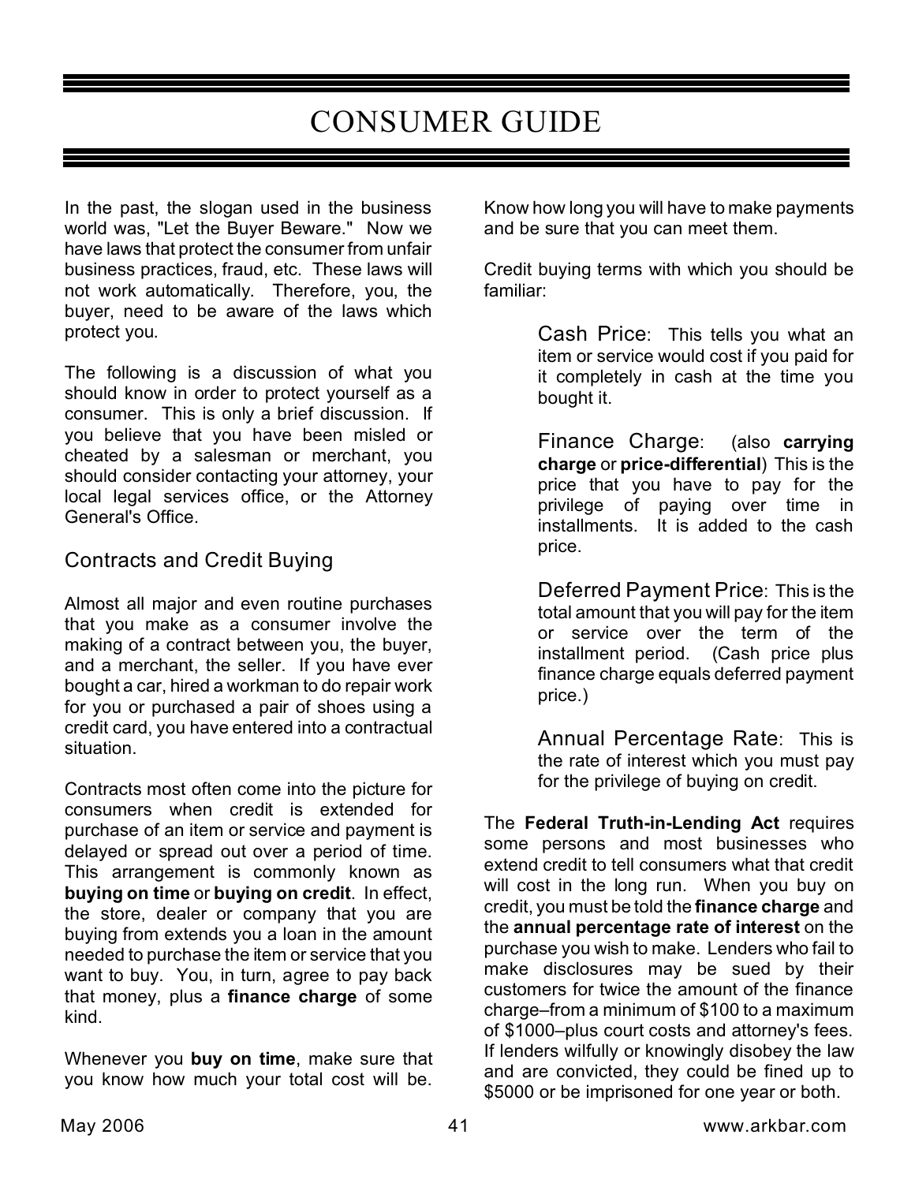# CONSUMER GUIDE

In the past, the slogan used in the business world was, "Let the Buyer Beware." Now we have laws that protect the consumer from unfair business practices, fraud, etc. These laws will not work automatically. Therefore, you, the buyer, need to be aware of the laws which protect you.

The following is a discussion of what you should know in order to protect yourself as a consumer. This is only a brief discussion. If you believe that you have been misled or cheated by a salesman or merchant, you should consider contacting your attorney, your local legal services office, or the Attorney General's Office.

## Contracts and Credit Buying

Almost all major and even routine purchases that you make as a consumer involve the making of a contract between you, the buyer, and a merchant, the seller. If you have ever bought a car, hired a workman to do repair work for you or purchased a pair of shoes using a credit card, you have entered into a contractual situation.

Contracts most often come into the picture for consumers when credit is extended for purchase of an item or service and payment is delayed or spread out over a period of time. This arrangement is commonly known as **buying on time** or **buying on credit**. In effect, the store, dealer or company that you are buying from extends you a loan in the amount needed to purchase the item or service that you want to buy. You, in turn, agree to pay back that money, plus a **finance charge** of some kind.

Whenever you **buy on time**, make sure that you know how much your total cost will be. Know how long you will have to make payments and be sure that you can meet them.

Credit buying terms with which you should be familiar:

> Cash Price: This tells you what an item or service would cost if you paid for it completely in cash at the time you bought it.
>
> Finance Charge: (also **carrying charge** or **price-differential**) This is the price that you have to pay for the privilege of paying over time in installments. It is added to the cash price.
>
> Deferred Payment Price: This is the total amount that you will pay for the item or service over the term of the installment period. (Cash price plus finance charge equals deferred payment price.)
>
> Annual Percentage Rate: This is the rate of interest which you must pay for the privilege of buying on credit.

The **Federal Truth-in-Lending Act** requires some persons and most businesses who extend credit to tell consumers what that credit will cost in the long run. When you buy on credit, you must be told the **finance charge** and the **annual percentage rate of interest** on the purchase you wish to make. Lenders who fail to make disclosures may be sued by their customers for twice the amount of the finance charge–from a minimum of $100 to a maximum of $1000–plus court costs and attorney's fees. If lenders wilfully or knowingly disobey the law and are convicted, they could be fined up to $5000 or be imprisoned for one year or both.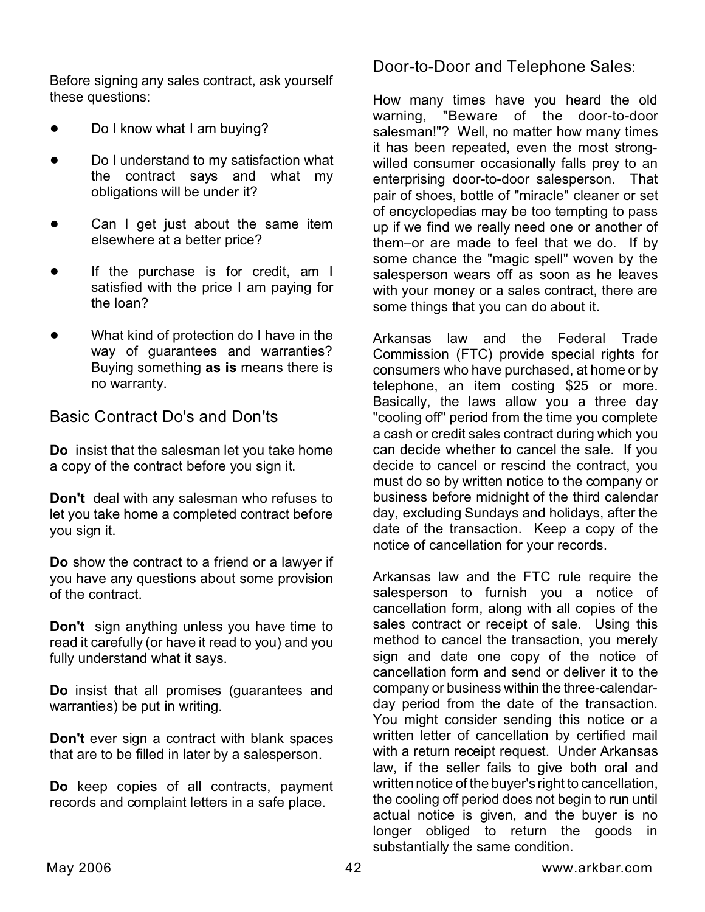Before signing any sales contract, ask yourself these questions:

- Do I know what I am buying?
- Do I understand to my satisfaction what the contract says and what my obligations will be under it?
- Can I get just about the same item elsewhere at a better price?
- If the purchase is for credit, am I satisfied with the price I am paying for the loan?
- What kind of protection do I have in the way of guarantees and warranties? Buying something **as is** means there is no warranty.

## Basic Contract Do's and Don'ts

**Do** insist that the salesman let you take home a copy of the contract before you sign it.

**Don't** deal with any salesman who refuses to let you take home a completed contract before you sign it.

**Do** show the contract to a friend or a lawyer if you have any questions about some provision of the contract.

**Don't** sign anything unless you have time to read it carefully (or have it read to you) and you fully understand what it says.

**Do** insist that all promises (guarantees and warranties) be put in writing.

**Don't** ever sign a contract with blank spaces that are to be filled in later by a salesperson.

**Do** keep copies of all contracts, payment records and complaint letters in a safe place.

## Door-to-Door and Telephone Sales:

How many times have you heard the old warning, "Beware of the door-to-door salesman!"? Well, no matter how many times it has been repeated, even the most strong-willed consumer occasionally falls prey to an enterprising door-to-door salesperson. That pair of shoes, bottle of "miracle" cleaner or set of encyclopedias may be too tempting to pass up if we find we really need one or another of them–or are made to feel that we do. If by some chance the "magic spell" woven by the salesperson wears off as soon as he leaves with your money or a sales contract, there are some things that you can do about it.

Arkansas law and the Federal Trade Commission (FTC) provide special rights for consumers who have purchased, at home or by telephone, an item costing $25 or more. Basically, the laws allow you a three day "cooling off" period from the time you complete a cash or credit sales contract during which you can decide whether to cancel the sale. If you decide to cancel or rescind the contract, you must do so by written notice to the company or business before midnight of the third calendar day, excluding Sundays and holidays, after the date of the transaction. Keep a copy of the notice of cancellation for your records.

Arkansas law and the FTC rule require the salesperson to furnish you a notice of cancellation form, along with all copies of the sales contract or receipt of sale. Using this method to cancel the transaction, you merely sign and date one copy of the notice of cancellation form and send or deliver it to the company or business within the three-calendar-day period from the date of the transaction. You might consider sending this notice or a written letter of cancellation by certified mail with a return receipt request. Under Arkansas law, if the seller fails to give both oral and written notice of the buyer's right to cancellation, the cooling off period does not begin to run until actual notice is given, and the buyer is no longer obliged to return the goods in substantially the same condition.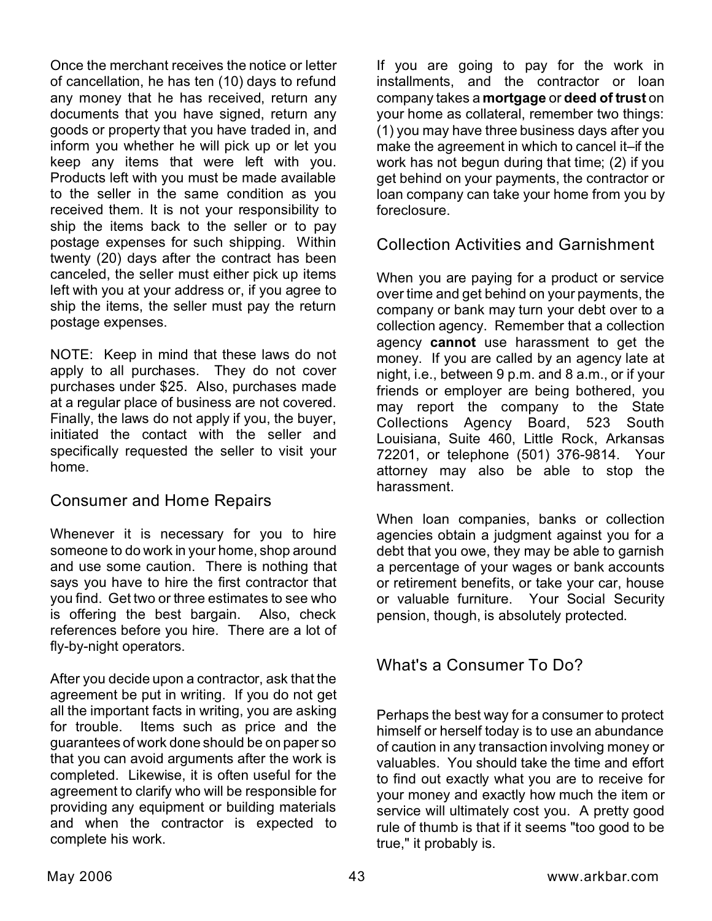Once the merchant receives the notice or letter of cancellation, he has ten (10) days to refund any money that he has received, return any documents that you have signed, return any goods or property that you have traded in, and inform you whether he will pick up or let you keep any items that were left with you. Products left with you must be made available to the seller in the same condition as you received them. It is not your responsibility to ship the items back to the seller or to pay postage expenses for such shipping. Within twenty (20) days after the contract has been canceled, the seller must either pick up items left with you at your address or, if you agree to ship the items, the seller must pay the return postage expenses.

NOTE: Keep in mind that these laws do not apply to all purchases. They do not cover purchases under $25. Also, purchases made at a regular place of business are not covered. Finally, the laws do not apply if you, the buyer, initiated the contact with the seller and specifically requested the seller to visit your home.

## Consumer and Home Repairs

Whenever it is necessary for you to hire someone to do work in your home, shop around and use some caution. There is nothing that says you have to hire the first contractor that you find. Get two or three estimates to see who is offering the best bargain. Also, check references before you hire. There are a lot of fly-by-night operators.

After you decide upon a contractor, ask that the agreement be put in writing. If you do not get all the important facts in writing, you are asking for trouble. Items such as price and the guarantees of work done should be on paper so that you can avoid arguments after the work is completed. Likewise, it is often useful for the agreement to clarify who will be responsible for providing any equipment or building materials and when the contractor is expected to complete his work.

If you are going to pay for the work in installments, and the contractor or loan company takes a **mortgage** or **deed of trust** on your home as collateral, remember two things: (1) you may have three business days after you make the agreement in which to cancel it–if the work has not begun during that time; (2) if you get behind on your payments, the contractor or loan company can take your home from you by foreclosure.

## Collection Activities and Garnishment

When you are paying for a product or service over time and get behind on your payments, the company or bank may turn your debt over to a collection agency. Remember that a collection agency **cannot** use harassment to get the money. If you are called by an agency late at night, i.e., between 9 p.m. and 8 a.m., or if your friends or employer are being bothered, you may report the company to the State Collections Agency Board, 523 South Louisiana, Suite 460, Little Rock, Arkansas 72201, or telephone (501) 376-9814. Your attorney may also be able to stop the harassment.

When loan companies, banks or collection agencies obtain a judgment against you for a debt that you owe, they may be able to garnish a percentage of your wages or bank accounts or retirement benefits, or take your car, house or valuable furniture. Your Social Security pension, though, is absolutely protected.

## What's a Consumer To Do?

Perhaps the best way for a consumer to protect himself or herself today is to use an abundance of caution in any transaction involving money or valuables. You should take the time and effort to find out exactly what you are to receive for your money and exactly how much the item or service will ultimately cost you. A pretty good rule of thumb is that if it seems "too good to be true," it probably is.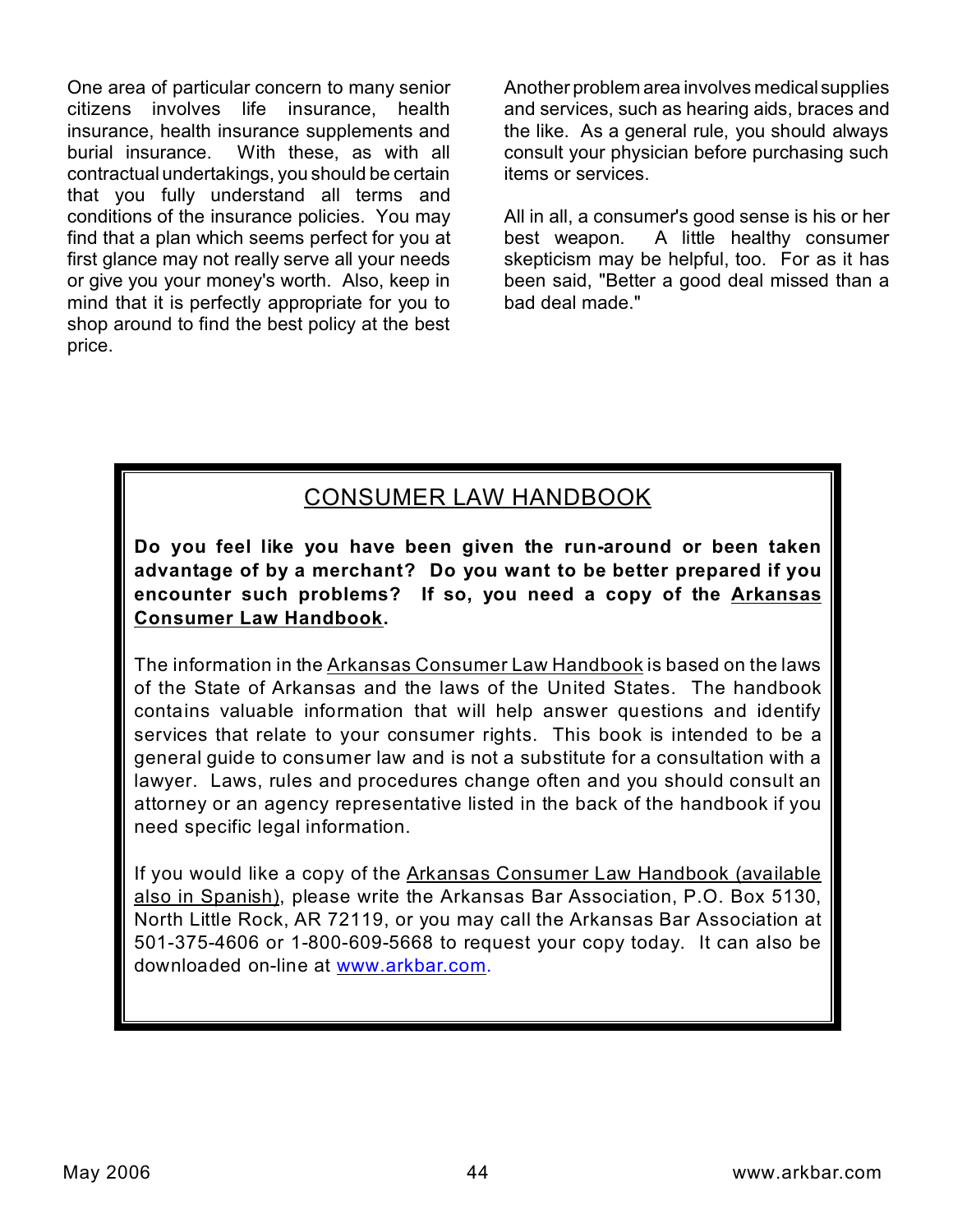One area of particular concern to many senior citizens involves life insurance, health insurance, health insurance supplements and burial insurance. With these, as with all contractual undertakings, you should be certain that you fully understand all terms and conditions of the insurance policies. You may find that a plan which seems perfect for you at first glance may not really serve all your needs or give you your money's worth. Also, keep in mind that it is perfectly appropriate for you to shop around to find the best policy at the best price.

Another problem area involves medical supplies and services, such as hearing aids, braces and the like. As a general rule, you should always consult your physician before purchasing such items or services.

All in all, a consumer's good sense is his or her best weapon. A little healthy consumer skepticism may be helpful, too. For as it has been said, "Better a good deal missed than a bad deal made."

## CONSUMER LAW HANDBOOK

**Do you feel like you have been given the run-around or been taken advantage of by a merchant? Do you want to be better prepared if you encounter such problems? If so, you need a copy of the Arkansas Consumer Law Handbook.**

The information in the Arkansas Consumer Law Handbook is based on the laws of the State of Arkansas and the laws of the United States. The handbook contains valuable information that will help answer questions and identify services that relate to your consumer rights. This book is intended to be a general guide to consumer law and is not a substitute for a consultation with a lawyer. Laws, rules and procedures change often and you should consult an attorney or an agency representative listed in the back of the handbook if you need specific legal information.

If you would like a copy of the Arkansas Consumer Law Handbook (available also in Spanish), please write the Arkansas Bar Association, P.O. Box 5130, North Little Rock, AR 72119, or you may call the Arkansas Bar Association at 501-375-4606 or 1-800-609-5668 to request your copy today. It can also be downloaded on-line at www.arkbar.com.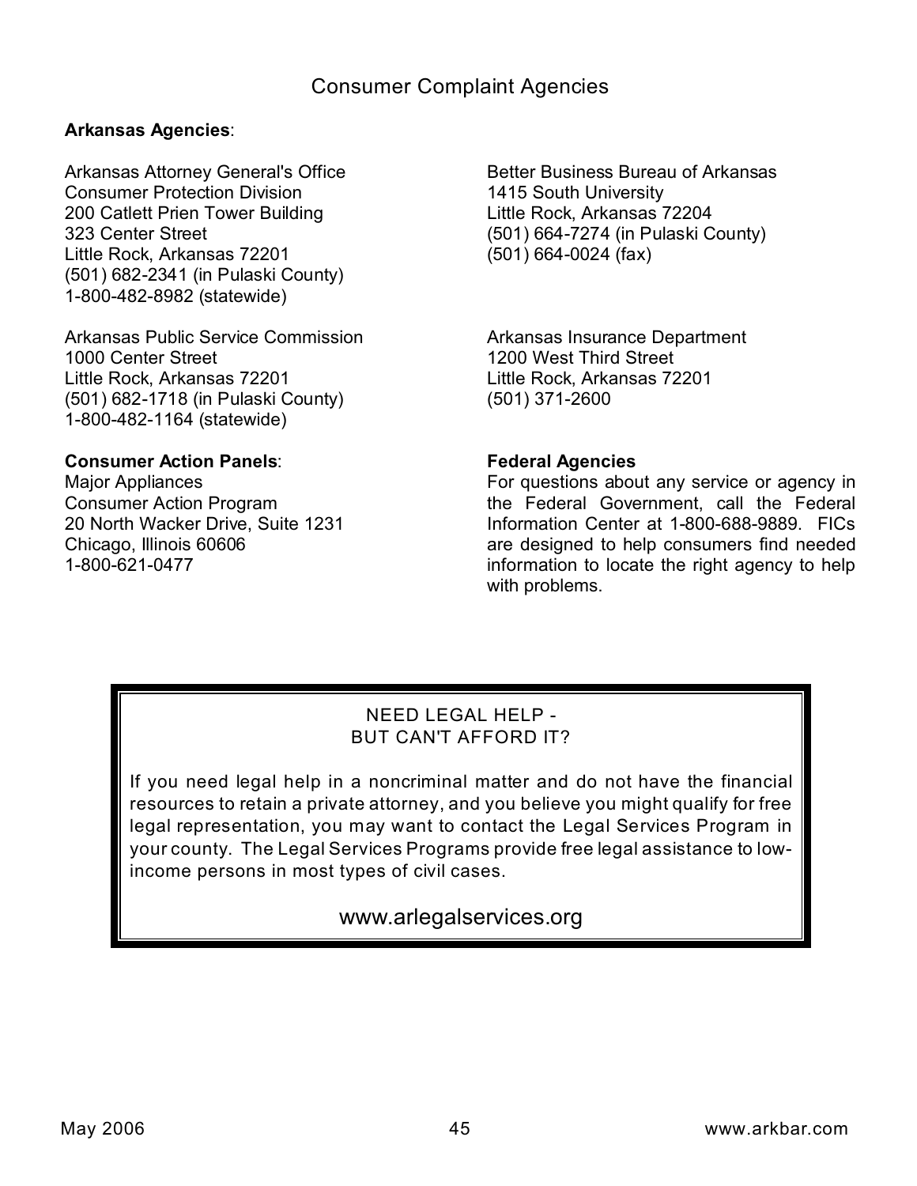## Consumer Complaint Agencies

**Arkansas Agencies**:

Arkansas Attorney General's Office
Consumer Protection Division
200 Catlett Prien Tower Building
323 Center Street
Little Rock, Arkansas 72201
(501) 682-2341 (in Pulaski County)
1-800-482-8982 (statewide)

Better Business Bureau of Arkansas
1415 South University
Little Rock, Arkansas 72204
(501) 664-7274 (in Pulaski County)
(501) 664-0024 (fax)

Arkansas Public Service Commission
1000 Center Street
Little Rock, Arkansas 72201
(501) 682-1718 (in Pulaski County)
1-800-482-1164 (statewide)

Arkansas Insurance Department
1200 West Third Street
Little Rock, Arkansas 72201
(501) 371-2600

**Consumer Action Panels**:
Major Appliances
Consumer Action Program
20 North Wacker Drive, Suite 1231
Chicago, Illinois 60606
1-800-621-0477

**Federal Agencies**
For questions about any service or agency in the Federal Government, call the Federal Information Center at 1-800-688-9889. FICs are designed to help consumers find needed information to locate the right agency to help with problems.

NEED LEGAL HELP -
BUT CAN'T AFFORD IT?

If you need legal help in a noncriminal matter and do not have the financial resources to retain a private attorney, and you believe you might qualify for free legal representation, you may want to contact the Legal Services Program in your county. The Legal Services Programs provide free legal assistance to low-income persons in most types of civil cases.

www.arlegalservices.org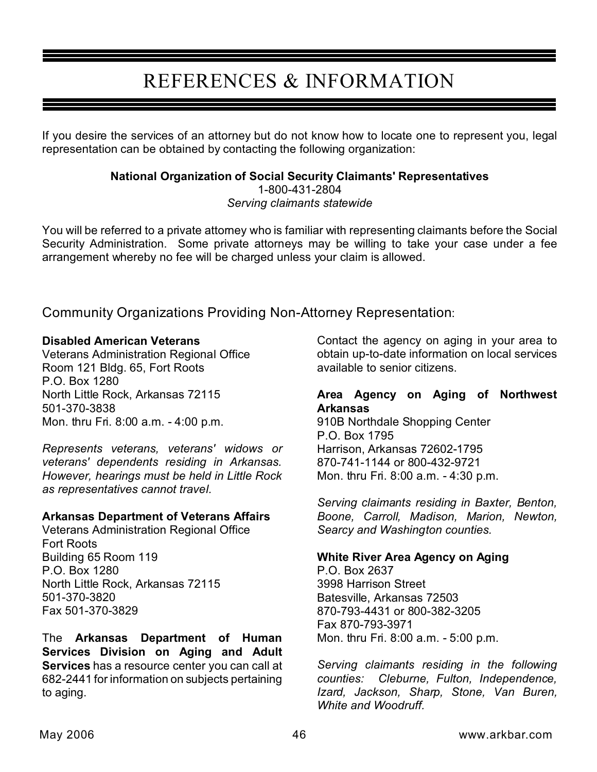# REFERENCES & INFORMATION

If you desire the services of an attorney but do not know how to locate one to represent you, legal representation can be obtained by contacting the following organization:

**National Organization of Social Security Claimants' Representatives**
1-800-431-2804
*Serving claimants statewide*

You will be referred to a private attorney who is familiar with representing claimants before the Social Security Administration. Some private attorneys may be willing to take your case under a fee arrangement whereby no fee will be charged unless your claim is allowed.

## Community Organizations Providing Non-Attorney Representation:

**Disabled American Veterans**
Veterans Administration Regional Office
Room 121 Bldg. 65, Fort Roots
P.O. Box 1280
North Little Rock, Arkansas 72115
501-370-3838
Mon. thru Fri. 8:00 a.m. - 4:00 p.m.

*Represents veterans, veterans' widows or veterans' dependents residing in Arkansas. However, hearings must be held in Little Rock as representatives cannot travel.*

**Arkansas Department of Veterans Affairs**
Veterans Administration Regional Office
Fort Roots
Building 65 Room 119
P.O. Box 1280
North Little Rock, Arkansas 72115
501-370-3820
Fax 501-370-3829

The **Arkansas Department of Human Services Division on Aging and Adult Services** has a resource center you can call at 682-2441 for information on subjects pertaining to aging.

Contact the agency on aging in your area to obtain up-to-date information on local services available to senior citizens.

**Area Agency on Aging of Northwest Arkansas**
910B Northdale Shopping Center
P.O. Box 1795
Harrison, Arkansas 72602-1795
870-741-1144 or 800-432-9721
Mon. thru Fri. 8:00 a.m. - 4:30 p.m.

*Serving claimants residing in Baxter, Benton, Boone, Carroll, Madison, Marion, Newton, Searcy and Washington counties.*

**White River Area Agency on Aging**
P.O. Box 2637
3998 Harrison Street
Batesville, Arkansas 72503
870-793-4431 or 800-382-3205
Fax 870-793-3971
Mon. thru Fri. 8:00 a.m. - 5:00 p.m.

*Serving claimants residing in the following counties: Cleburne, Fulton, Independence, Izard, Jackson, Sharp, Stone, Van Buren, White and Woodruff.*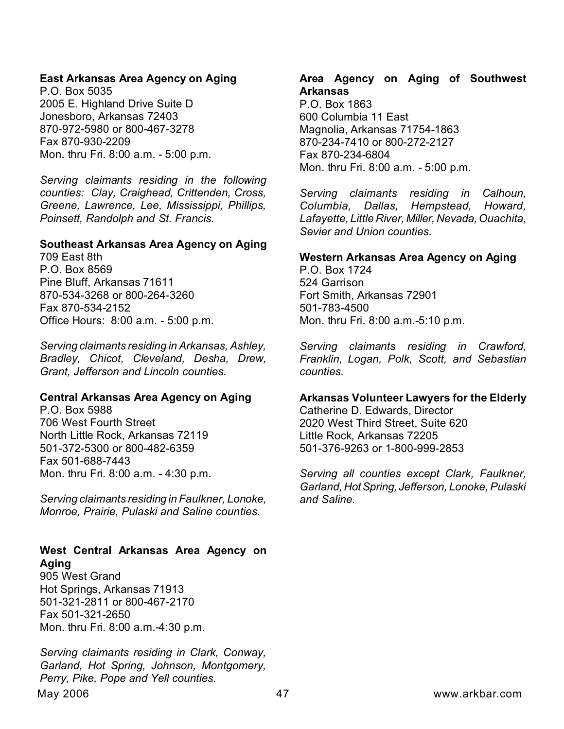**East Arkansas Area Agency on Aging**
P.O. Box 5035
2005 E. Highland Drive Suite D
Jonesboro, Arkansas 72403
870-972-5980 or 800-467-3278
Fax 870-930-2209
Mon. thru Fri. 8:00 a.m. - 5:00 p.m.

*Serving claimants residing in the following counties: Clay, Craighead, Crittenden, Cross, Greene, Lawrence, Lee, Mississippi, Phillips, Poinsett, Randolph and St. Francis.*

**Southeast Arkansas Area Agency on Aging**
709 East 8th
P.O. Box 8569
Pine Bluff, Arkansas 71611
870-534-3268 or 800-264-3260
Fax 870-534-2152
Office Hours: 8:00 a.m. - 5:00 p.m.

*Serving claimants residing in Arkansas, Ashley, Bradley, Chicot, Cleveland, Desha, Drew, Grant, Jefferson and Lincoln counties.*

**Central Arkansas Area Agency on Aging**
P.O. Box 5988
706 West Fourth Street
North Little Rock, Arkansas 72119
501-372-5300 or 800-482-6359
Fax 501-688-7443
Mon. thru Fri. 8:00 a.m. - 4:30 p.m.

*Serving claimants residing in Faulkner, Lonoke, Monroe, Prairie, Pulaski and Saline counties.*

**West Central Arkansas Area Agency on Aging**
905 West Grand
Hot Springs, Arkansas 71913
501-321-2811 or 800-467-2170
Fax 501-321-2650
Mon. thru Fri. 8:00 a.m.-4:30 p.m.

*Serving claimants residing in Clark, Conway, Garland, Hot Spring, Johnson, Montgomery, Perry, Pike, Pope and Yell counties.*

**Area Agency on Aging of Southwest Arkansas**
P.O. Box 1863
600 Columbia 11 East
Magnolia, Arkansas 71754-1863
870-234-7410 or 800-272-2127
Fax 870-234-6804
Mon. thru Fri. 8:00 a.m. - 5:00 p.m.

*Serving claimants residing in Calhoun, Columbia, Dallas, Hempstead, Howard, Lafayette, Little River, Miller, Nevada, Ouachita, Sevier and Union counties.*

**Western Arkansas Area Agency on Aging**
P.O. Box 1724
524 Garrison
Fort Smith, Arkansas 72901
501-783-4500
Mon. thru Fri. 8:00 a.m.-5:10 p.m.

*Serving claimants residing in Crawford, Franklin, Logan, Polk, Scott, and Sebastian counties.*

**Arkansas Volunteer Lawyers for the Elderly**
Catherine D. Edwards, Director
2020 West Third Street, Suite 620
Little Rock, Arkansas 72205
501-376-9263 or 1-800-999-2853

*Serving all counties except Clark, Faulkner, Garland, Hot Spring, Jefferson, Lonoke, Pulaski and Saline.*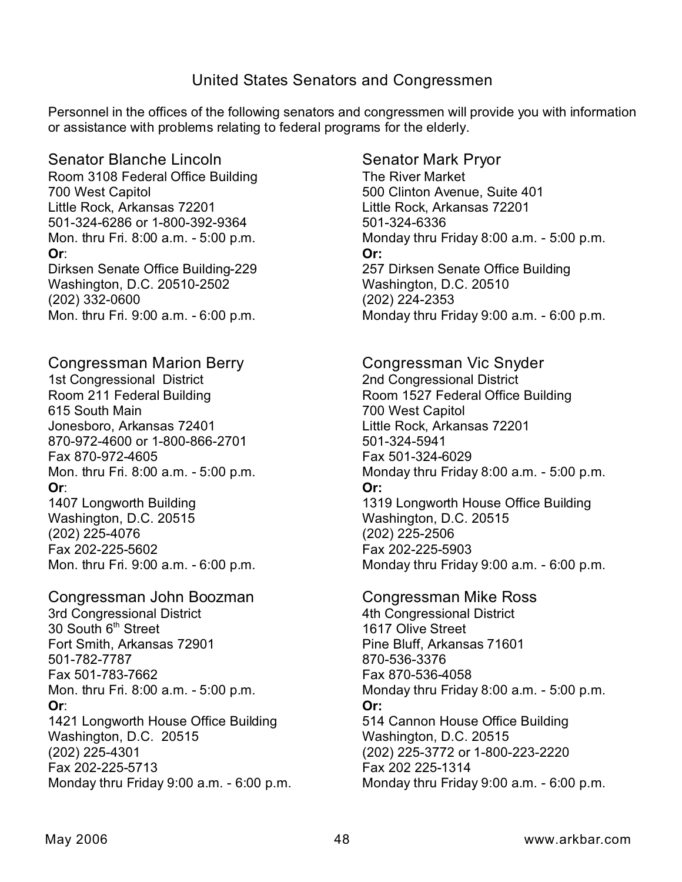# United States Senators and Congressmen

Personnel in the offices of the following senators and congressmen will provide you with information or assistance with problems relating to federal programs for the elderly.

## Senator Blanche Lincoln

Room 3108 Federal Office Building
700 West Capitol
Little Rock, Arkansas 72201
501-324-6286 or 1-800-392-9364
Mon. thru Fri. 8:00 a.m. - 5:00 p.m.
**Or**:
Dirksen Senate Office Building-229
Washington, D.C. 20510-2502
(202) 332-0600
Mon. thru Fri. 9:00 a.m. - 6:00 p.m.

## Senator Mark Pryor

The River Market
500 Clinton Avenue, Suite 401
Little Rock, Arkansas 72201
501-324-6336
Monday thru Friday 8:00 a.m. - 5:00 p.m.
**Or:**
257 Dirksen Senate Office Building
Washington, D.C. 20510
(202) 224-2353
Monday thru Friday 9:00 a.m. - 6:00 p.m.

## Congressman Marion Berry

1st Congressional District
Room 211 Federal Building
615 South Main
Jonesboro, Arkansas 72401
870-972-4600 or 1-800-866-2701
Fax 870-972-4605
Mon. thru Fri. 8:00 a.m. - 5:00 p.m.
**Or**:
1407 Longworth Building
Washington, D.C. 20515
(202) 225-4076
Fax 202-225-5602
Mon. thru Fri. 9:00 a.m. - 6:00 p.m.

## Congressman Vic Snyder

2nd Congressional District
Room 1527 Federal Office Building
700 West Capitol
Little Rock, Arkansas 72201
501-324-5941
Fax 501-324-6029
Monday thru Friday 8:00 a.m. - 5:00 p.m.
**Or:**
1319 Longworth House Office Building
Washington, D.C. 20515
(202) 225-2506
Fax 202-225-5903
Monday thru Friday 9:00 a.m. - 6:00 p.m.

## Congressman John Boozman

3rd Congressional District
30 South 6th Street
Fort Smith, Arkansas 72901
501-782-7787
Fax 501-783-7662
Mon. thru Fri. 8:00 a.m. - 5:00 p.m.
**Or**:
1421 Longworth House Office Building
Washington, D.C. 20515
(202) 225-4301
Fax 202-225-5713
Monday thru Friday 9:00 a.m. - 6:00 p.m.

## Congressman Mike Ross

4th Congressional District
1617 Olive Street
Pine Bluff, Arkansas 71601
870-536-3376
Fax 870-536-4058
Monday thru Friday 8:00 a.m. - 5:00 p.m.
**Or:**
514 Cannon House Office Building
Washington, D.C. 20515
(202) 225-3772 or 1-800-223-2220
Fax 202 225-1314
Monday thru Friday 9:00 a.m. - 6:00 p.m.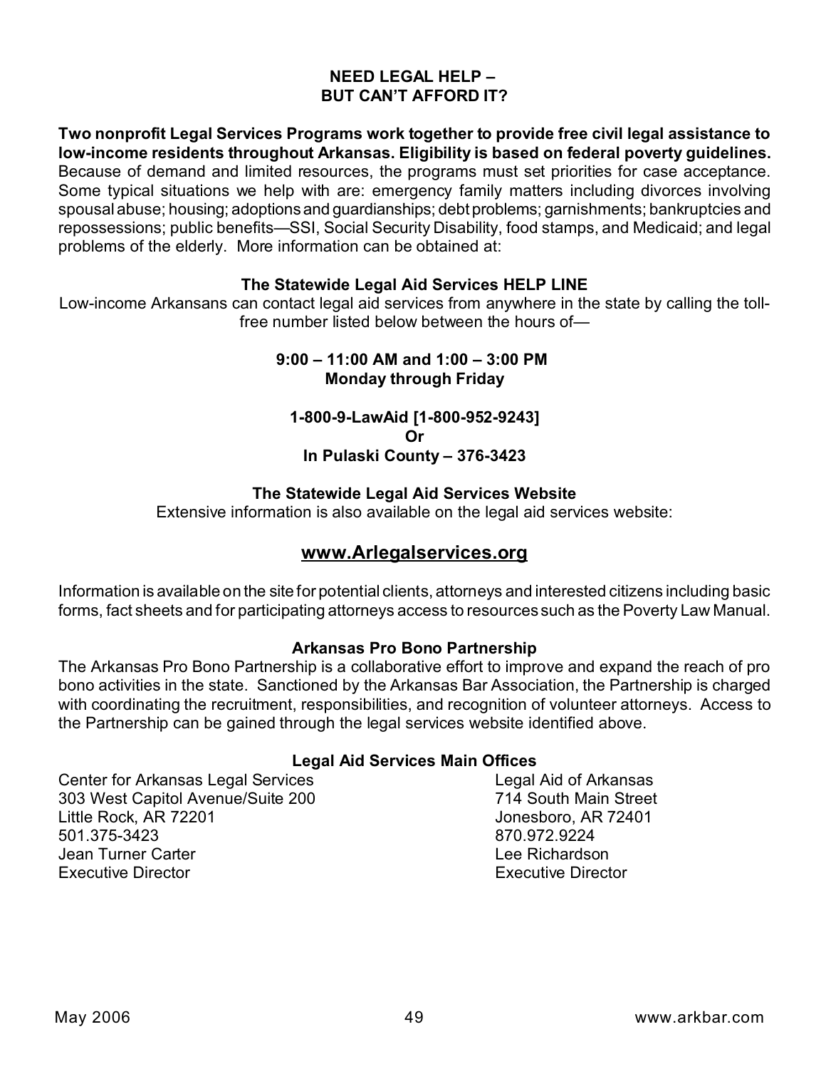## NEED LEGAL HELP – BUT CAN'T AFFORD IT?

**Two nonprofit Legal Services Programs work together to provide free civil legal assistance to low-income residents throughout Arkansas. Eligibility is based on federal poverty guidelines.** Because of demand and limited resources, the programs must set priorities for case acceptance. Some typical situations we help with are: emergency family matters including divorces involving spousal abuse; housing; adoptions and guardianships; debt problems; garnishments; bankruptcies and repossessions; public benefits—SSI, Social Security Disability, food stamps, and Medicaid; and legal problems of the elderly. More information can be obtained at:

### The Statewide Legal Aid Services HELP LINE

Low-income Arkansans can contact legal aid services from anywhere in the state by calling the toll-free number listed below between the hours of—

**9:00 – 11:00 AM and 1:00 – 3:00 PM**
**Monday through Friday**

**1-800-9-LawAid [1-800-952-9243]**
**Or**
**In Pulaski County – 376-3423**

### The Statewide Legal Aid Services Website

Extensive information is also available on the legal aid services website:

**www.Arlegalservices.org**

Information is available on the site for potential clients, attorneys and interested citizens including basic forms, fact sheets and for participating attorneys access to resources such as the Poverty Law Manual.

### Arkansas Pro Bono Partnership

The Arkansas Pro Bono Partnership is a collaborative effort to improve and expand the reach of pro bono activities in the state. Sanctioned by the Arkansas Bar Association, the Partnership is charged with coordinating the recruitment, responsibilities, and recognition of volunteer attorneys. Access to the Partnership can be gained through the legal services website identified above.

### Legal Aid Services Main Offices

Center for Arkansas Legal Services
303 West Capitol Avenue/Suite 200
Little Rock, AR 72201
501.375-3423
Jean Turner Carter
Executive Director

Legal Aid of Arkansas
714 South Main Street
Jonesboro, AR 72401
870.972.9224
Lee Richardson
Executive Director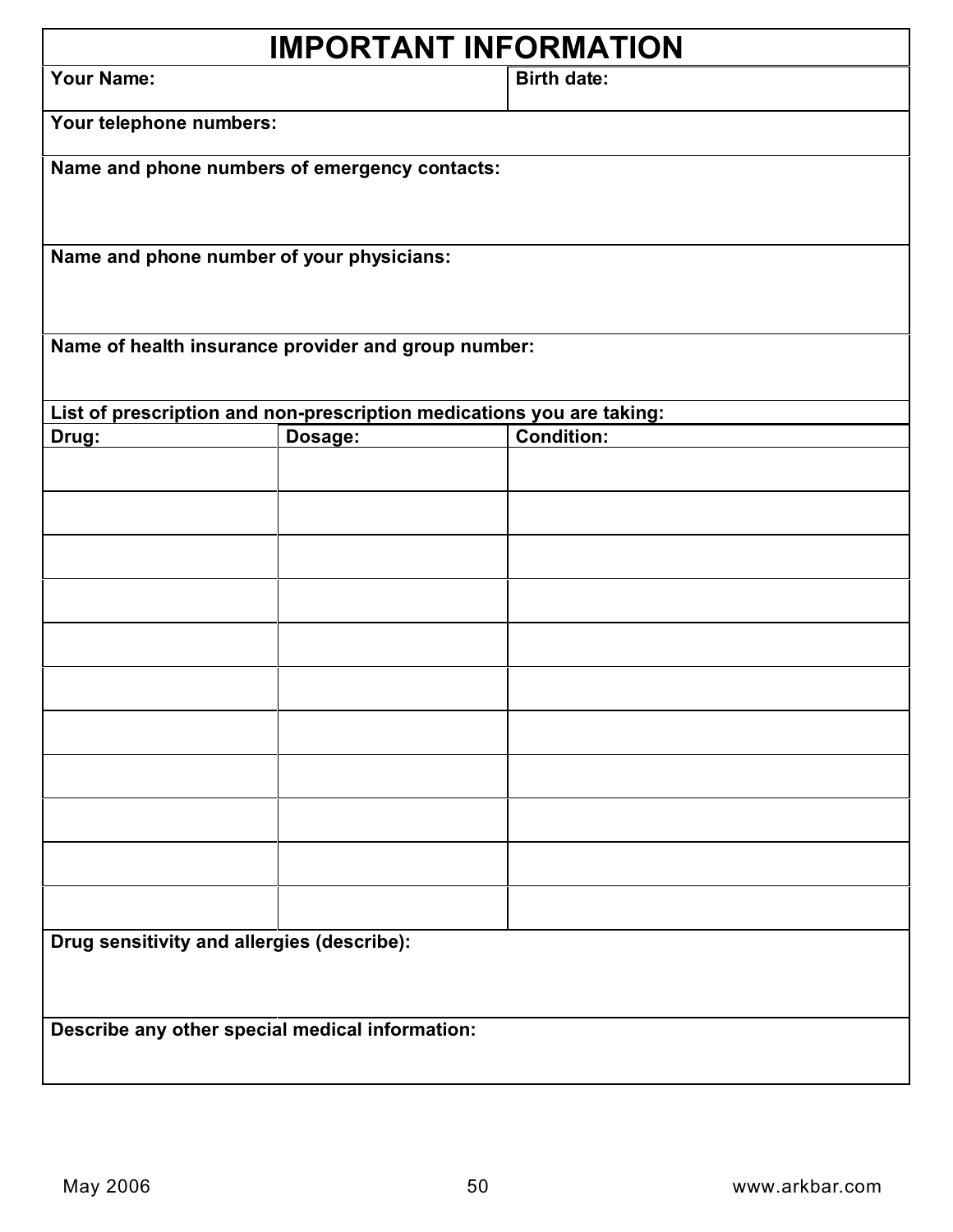# IMPORTANT INFORMATION

**Your Name:** **Birth date:**

**Your telephone numbers:**

**Name and phone numbers of emergency contacts:**

**Name and phone number of your physicians:**

**Name of health insurance provider and group number:**

**List of prescription and non-prescription medications you are taking:**

| Drug: | Dosage: | Condition: |
|---|---|---|
| | | |
| | | |
| | | |
| | | |
| | | |
| | | |
| | | |
| | | |
| | | |
| | | |
| | | |

**Drug sensitivity and allergies (describe):**

**Describe any other special medical information:**

May 2006 www.arkbar.com